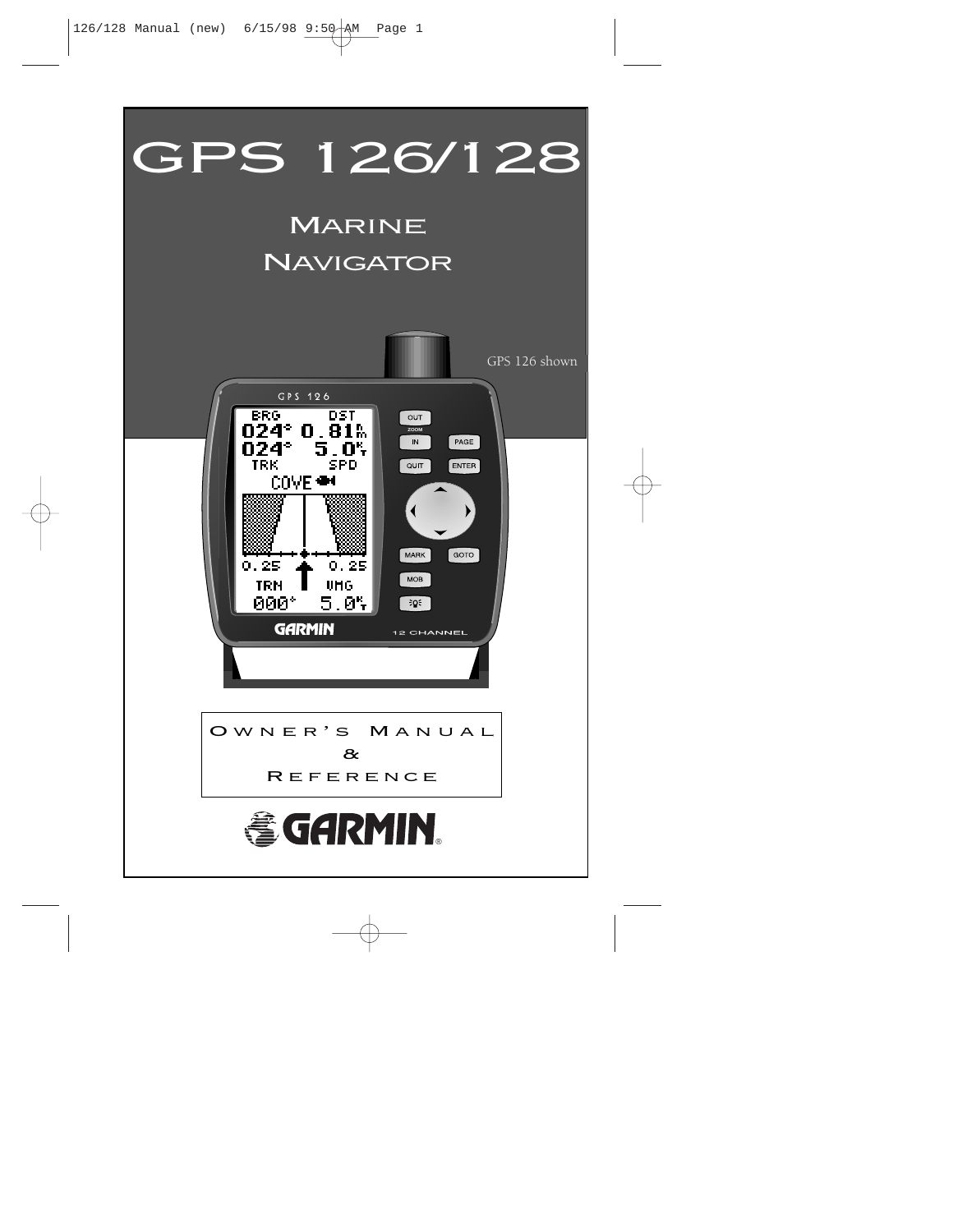# GPS 126/128

## Marine Navigator

GPS 126 shown

**Owner's Manual & Reference**

GARMIN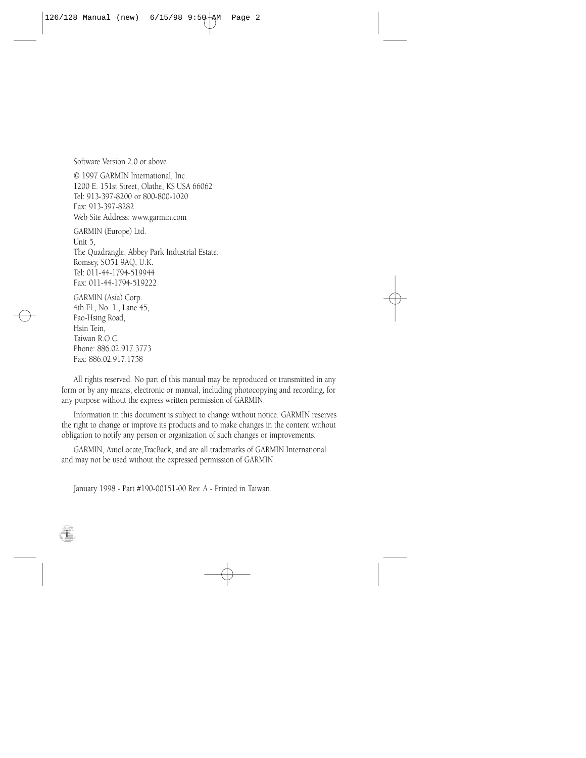Software Version 2.0 or above

© 1997 GARMIN International, Inc
1200 E. 151st Street, Olathe, KS USA 66062
Tel: 913-397-8200 or 800-800-1020
Fax: 913-397-8282
Web Site Address: www.garmin.com

GARMIN (Europe) Ltd.
Unit 5,
The Quadrangle, Abbey Park Industrial Estate,
Romsey, SO51 9AQ, U.K.
Tel: 011-44-1794-519944
Fax: 011-44-1794-519222

GARMIN (Asia) Corp.
4th Fl., No. 1., Lane 45,
Pao-Hsing Road,
Hsin Tein,
Taiwan R.O.C.
Phone: 886.02.917.3773
Fax: 886.02.917.1758

All rights reserved. No part of this manual may be reproduced or transmitted in any form or by any means, electronic or manual, including photocopying and recording, for any purpose without the express written permission of GARMIN.

Information in this document is subject to change without notice. GARMIN reserves the right to change or improve its products and to make changes in the content without obligation to notify any person or organization of such changes or improvements.

GARMIN, AutoLocate,TracBack, and are all trademarks of GARMIN International and may not be used without the expressed permission of GARMIN.

January 1998 - Part #190-00151-00 Rev. A - Printed in Taiwan.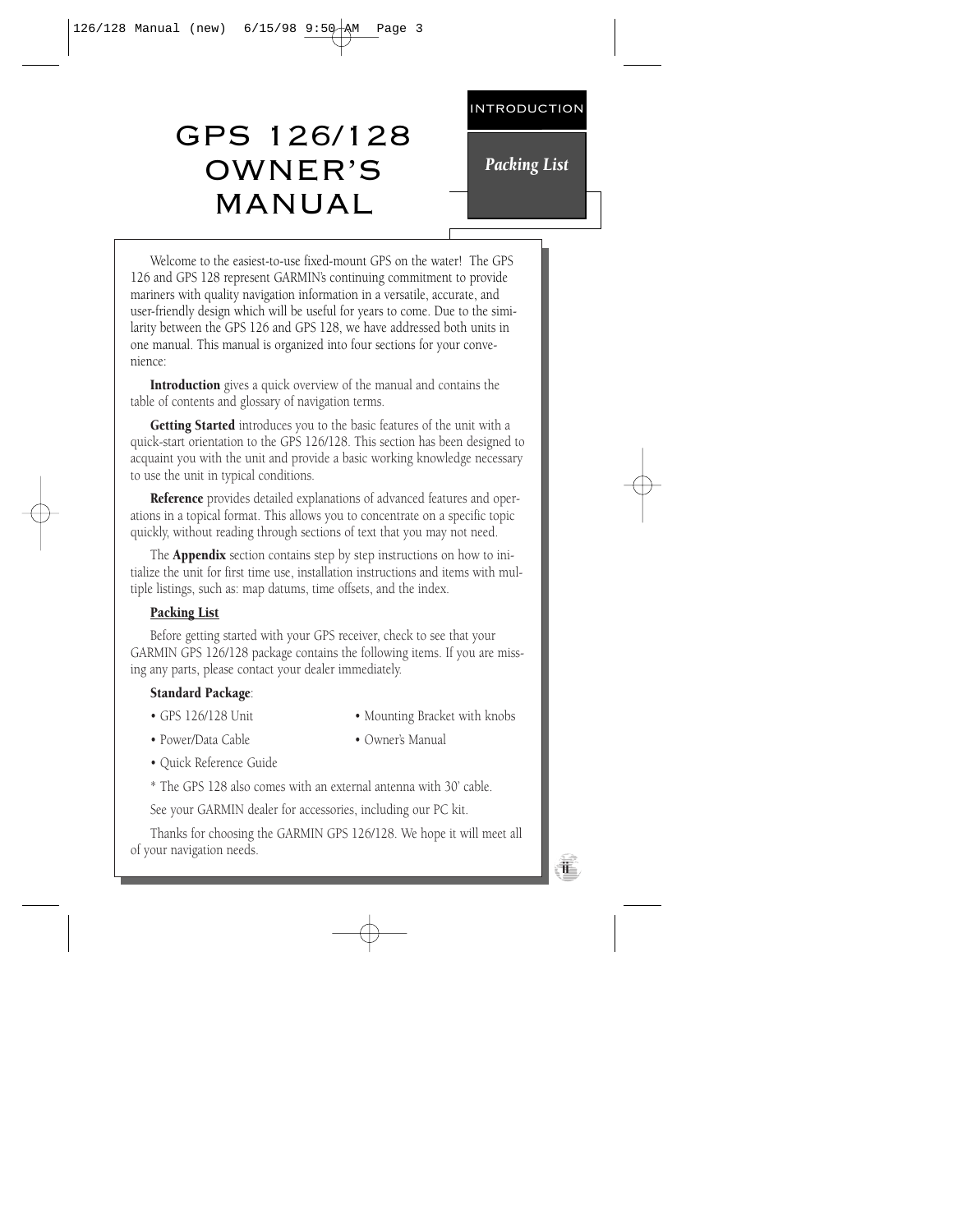# GPS 126/128 OWNER'S MANUAL

INTRODUCTION

*Packing List*

Welcome to the easiest-to-use fixed-mount GPS on the water! The GPS 126 and GPS 128 represent GARMIN's continuing commitment to provide mariners with quality navigation information in a versatile, accurate, and user-friendly design which will be useful for years to come. Due to the similarity between the GPS 126 and GPS 128, we have addressed both units in one manual. This manual is organized into four sections for your convenience:

**Introduction** gives a quick overview of the manual and contains the table of contents and glossary of navigation terms.

**Getting Started** introduces you to the basic features of the unit with a quick-start orientation to the GPS 126/128. This section has been designed to acquaint you with the unit and provide a basic working knowledge necessary to use the unit in typical conditions.

**Reference** provides detailed explanations of advanced features and operations in a topical format. This allows you to concentrate on a specific topic quickly, without reading through sections of text that you may not need.

The **Appendix** section contains step by step instructions on how to initialize the unit for first time use, installation instructions and items with multiple listings, such as: map datums, time offsets, and the index.

**Packing List**

Before getting started with your GPS receiver, check to see that your GARMIN GPS 126/128 package contains the following items. If you are missing any parts, please contact your dealer immediately.

**Standard Package**:

- GPS 126/128 Unit
- Mounting Bracket with knobs
- Power/Data Cable
- Owner's Manual
- Quick Reference Guide

* The GPS 128 also comes with an external antenna with 30' cable.

See your GARMIN dealer for accessories, including our PC kit.

Thanks for choosing the GARMIN GPS 126/128. We hope it will meet all of your navigation needs.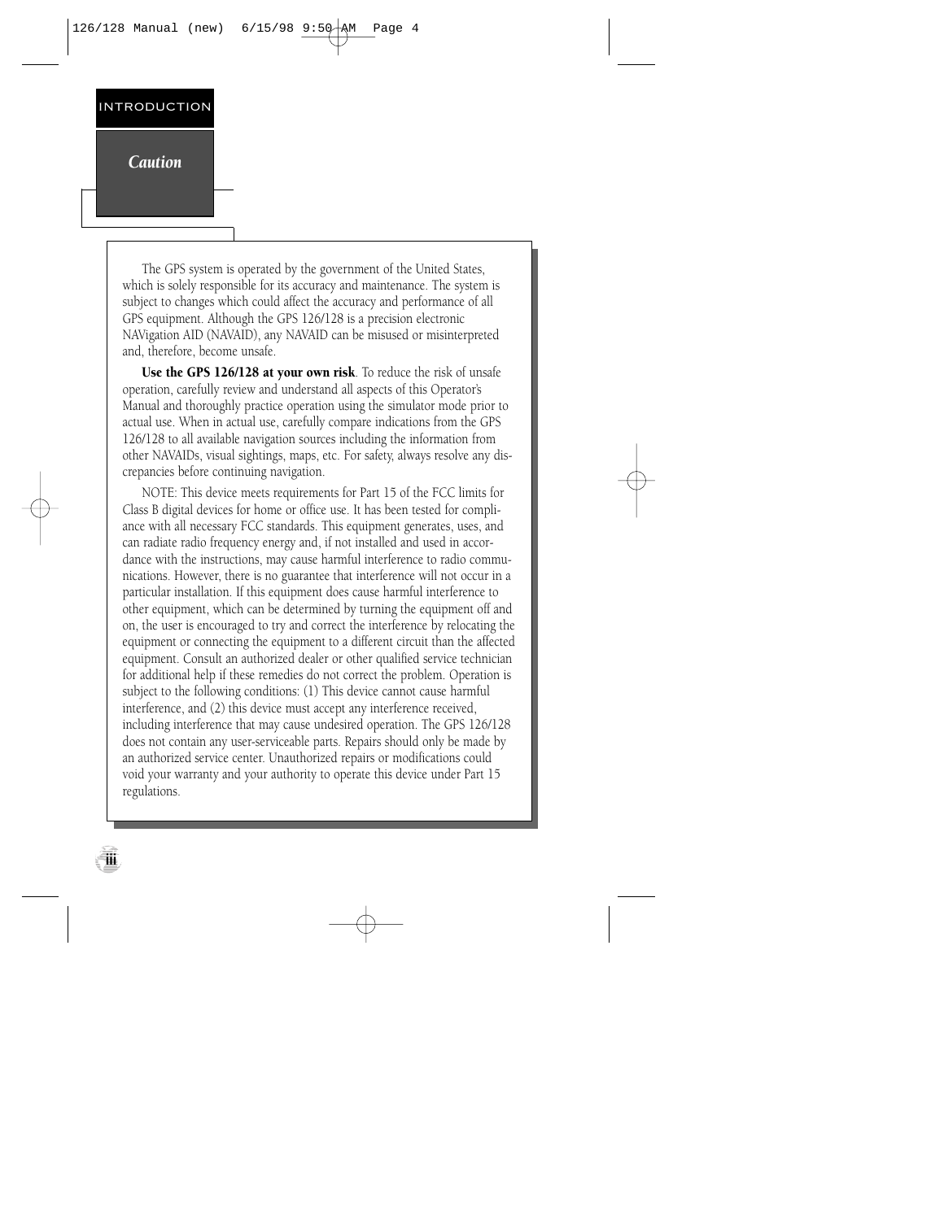## Caution

The GPS system is operated by the government of the United States, which is solely responsible for its accuracy and maintenance. The system is subject to changes which could affect the accuracy and performance of all GPS equipment. Although the GPS 126/128 is a precision electronic NAVigation AID (NAVAID), any NAVAID can be misused or misinterpreted and, therefore, become unsafe.

**Use the GPS 126/128 at your own risk**. To reduce the risk of unsafe operation, carefully review and understand all aspects of this Operator's Manual and thoroughly practice operation using the simulator mode prior to actual use. When in actual use, carefully compare indications from the GPS 126/128 to all available navigation sources including the information from other NAVAIDs, visual sightings, maps, etc. For safety, always resolve any discrepancies before continuing navigation.

NOTE: This device meets requirements for Part 15 of the FCC limits for Class B digital devices for home or office use. It has been tested for compliance with all necessary FCC standards. This equipment generates, uses, and can radiate radio frequency energy and, if not installed and used in accordance with the instructions, may cause harmful interference to radio communications. However, there is no guarantee that interference will not occur in a particular installation. If this equipment does cause harmful interference to other equipment, which can be determined by turning the equipment off and on, the user is encouraged to try and correct the interference by relocating the equipment or connecting the equipment to a different circuit than the affected equipment. Consult an authorized dealer or other qualified service technician for additional help if these remedies do not correct the problem. Operation is subject to the following conditions: (1) This device cannot cause harmful interference, and (2) this device must accept any interference received, including interference that may cause undesired operation. The GPS 126/128 does not contain any user-serviceable parts. Repairs should only be made by an authorized service center. Unauthorized repairs or modifications could void your warranty and your authority to operate this device under Part 15 regulations.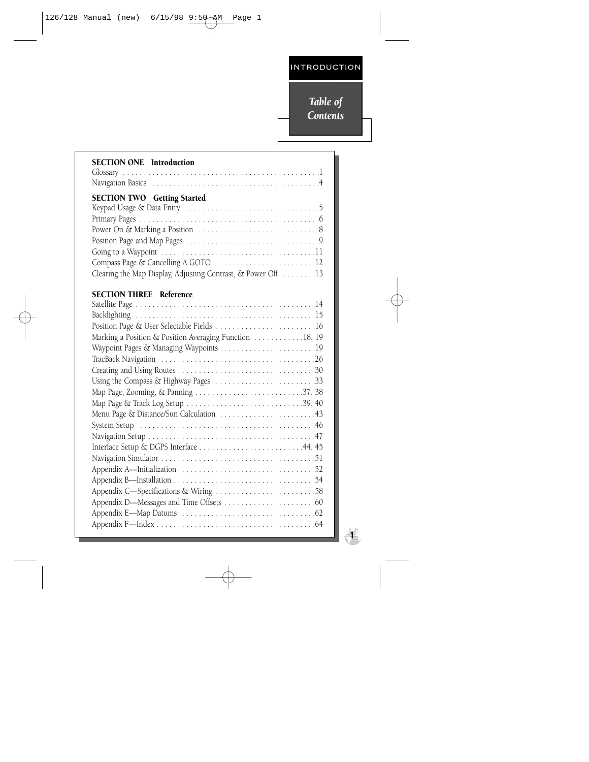# Table of Contents

**SECTION ONE Introduction**

Glossary . . . . . . . . . . . . . . . . . . . . . . . . . . . . . . . . . . . . . . . . . . . . . .1
Navigation Basics . . . . . . . . . . . . . . . . . . . . . . . . . . . . . . . . . . . . . . . .4

**SECTION TWO Getting Started**

Keypad Usage & Data Entry . . . . . . . . . . . . . . . . . . . . . . . . . . . . . . . .5
Primary Pages . . . . . . . . . . . . . . . . . . . . . . . . . . . . . . . . . . . . . . . . . .6
Power On & Marking a Position . . . . . . . . . . . . . . . . . . . . . . . . . . . .8
Position Page and Map Pages . . . . . . . . . . . . . . . . . . . . . . . . . . . . . . .9
Going to a Waypoint . . . . . . . . . . . . . . . . . . . . . . . . . . . . . . . . . . . .11
Compass Page & Cancelling A GOTO . . . . . . . . . . . . . . . . . . . . . . . .12
Clearing the Map Display, Adjusting Contrast, & Power Off . . . . . . . .13

**SECTION THREE Reference**

Satellite Page . . . . . . . . . . . . . . . . . . . . . . . . . . . . . . . . . . . . . . . . . .14
Backlighting . . . . . . . . . . . . . . . . . . . . . . . . . . . . . . . . . . . . . . . . . .15
Position Page & User Selectable Fields . . . . . . . . . . . . . . . . . . . . . . .16
Marking a Position & Position Averaging Function . . . . . . . . . . . .18, 19
Waypoint Pages & Managing Waypoints . . . . . . . . . . . . . . . . . . . . . . .19
TracBack Navigation . . . . . . . . . . . . . . . . . . . . . . . . . . . . . . . . . . . .26
Creating and Using Routes . . . . . . . . . . . . . . . . . . . . . . . . . . . . . . . .30
Using the Compass & Highway Pages . . . . . . . . . . . . . . . . . . . . . . . .33
Map Page, Zooming, & Panning . . . . . . . . . . . . . . . . . . . . . . . . . .37, 38
Map Page & Track Log Setup . . . . . . . . . . . . . . . . . . . . . . . . . . . .39, 40
Menu Page & Distance/Sun Calculation . . . . . . . . . . . . . . . . . . . . . . .43
System Setup . . . . . . . . . . . . . . . . . . . . . . . . . . . . . . . . . . . . . . . . .46
Navigation Setup . . . . . . . . . . . . . . . . . . . . . . . . . . . . . . . . . . . . . . .47
Interface Setup & DGPS Interface . . . . . . . . . . . . . . . . . . . . . . . . .44, 45
Navigation Simulator . . . . . . . . . . . . . . . . . . . . . . . . . . . . . . . . . . . .51
Appendix A—Initialization . . . . . . . . . . . . . . . . . . . . . . . . . . . . . . . .52
Appendix B—Installation . . . . . . . . . . . . . . . . . . . . . . . . . . . . . . . . .54
Appendix C—Specifications & Wiring . . . . . . . . . . . . . . . . . . . . . . . .58
Appendix D—Messages and Time Offsets . . . . . . . . . . . . . . . . . . . . . .60
Appendix E—Map Datums . . . . . . . . . . . . . . . . . . . . . . . . . . . . . . . .62
Appendix F—Index . . . . . . . . . . . . . . . . . . . . . . . . . . . . . . . . . . . . .64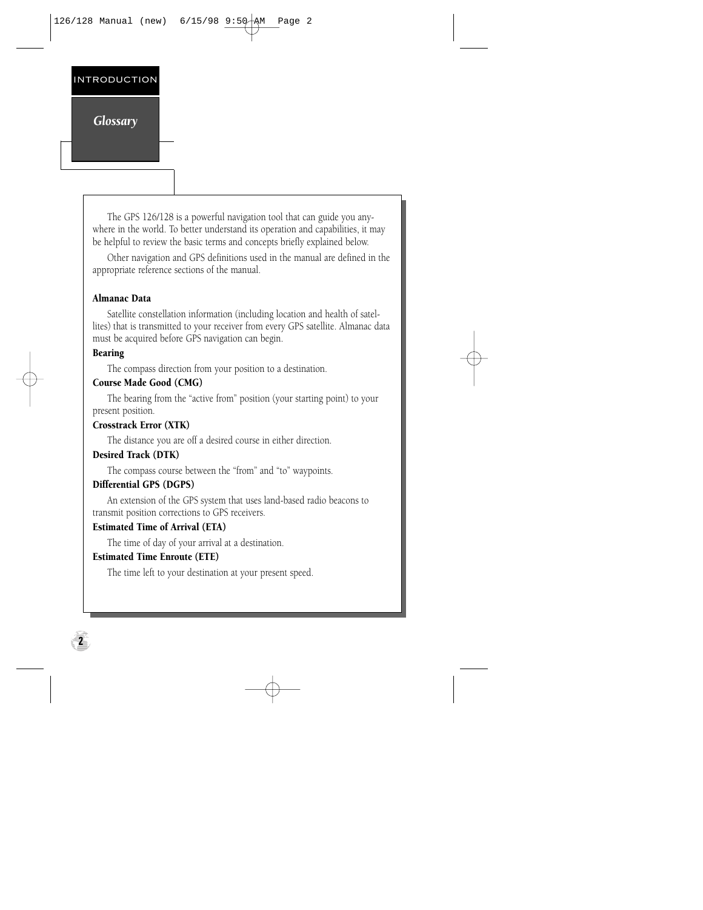INTRODUCTION

## *Glossary*

The GPS 126/128 is a powerful navigation tool that can guide you anywhere in the world. To better understand its operation and capabilities, it may be helpful to review the basic terms and concepts briefly explained below.

Other navigation and GPS definitions used in the manual are defined in the appropriate reference sections of the manual.

**Almanac Data**

Satellite constellation information (including location and health of satellites) that is transmitted to your receiver from every GPS satellite. Almanac data must be acquired before GPS navigation can begin.

**Bearing**

The compass direction from your position to a destination.

**Course Made Good (CMG)**

The bearing from the "active from" position (your starting point) to your present position.

**Crosstrack Error (XTK)**

The distance you are off a desired course in either direction.

**Desired Track (DTK)**

The compass course between the "from" and "to" waypoints.

**Differential GPS (DGPS)**

An extension of the GPS system that uses land-based radio beacons to transmit position corrections to GPS receivers.

**Estimated Time of Arrival (ETA)**

The time of day of your arrival at a destination.

**Estimated Time Enroute (ETE)**

The time left to your destination at your present speed.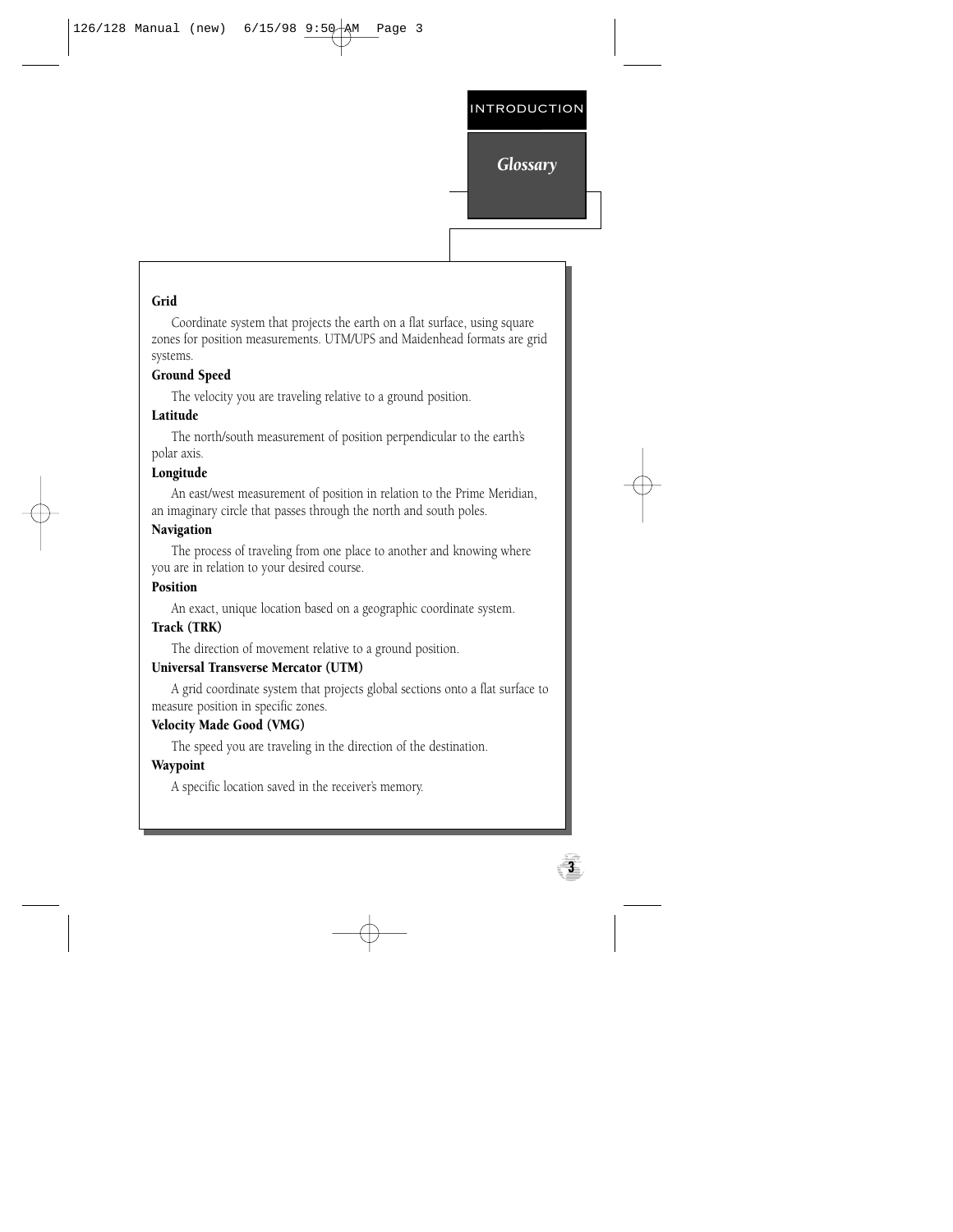## Glossary

**Grid**

Coordinate system that projects the earth on a flat surface, using square zones for position measurements. UTM/UPS and Maidenhead formats are grid systems.

**Ground Speed**

The velocity you are traveling relative to a ground position.

**Latitude**

The north/south measurement of position perpendicular to the earth's polar axis.

**Longitude**

An east/west measurement of position in relation to the Prime Meridian, an imaginary circle that passes through the north and south poles.

**Navigation**

The process of traveling from one place to another and knowing where you are in relation to your desired course.

**Position**

An exact, unique location based on a geographic coordinate system.

**Track (TRK)**

The direction of movement relative to a ground position.

**Universal Transverse Mercator (UTM)**

A grid coordinate system that projects global sections onto a flat surface to measure position in specific zones.

**Velocity Made Good (VMG)**

The speed you are traveling in the direction of the destination.

**Waypoint**

A specific location saved in the receiver's memory.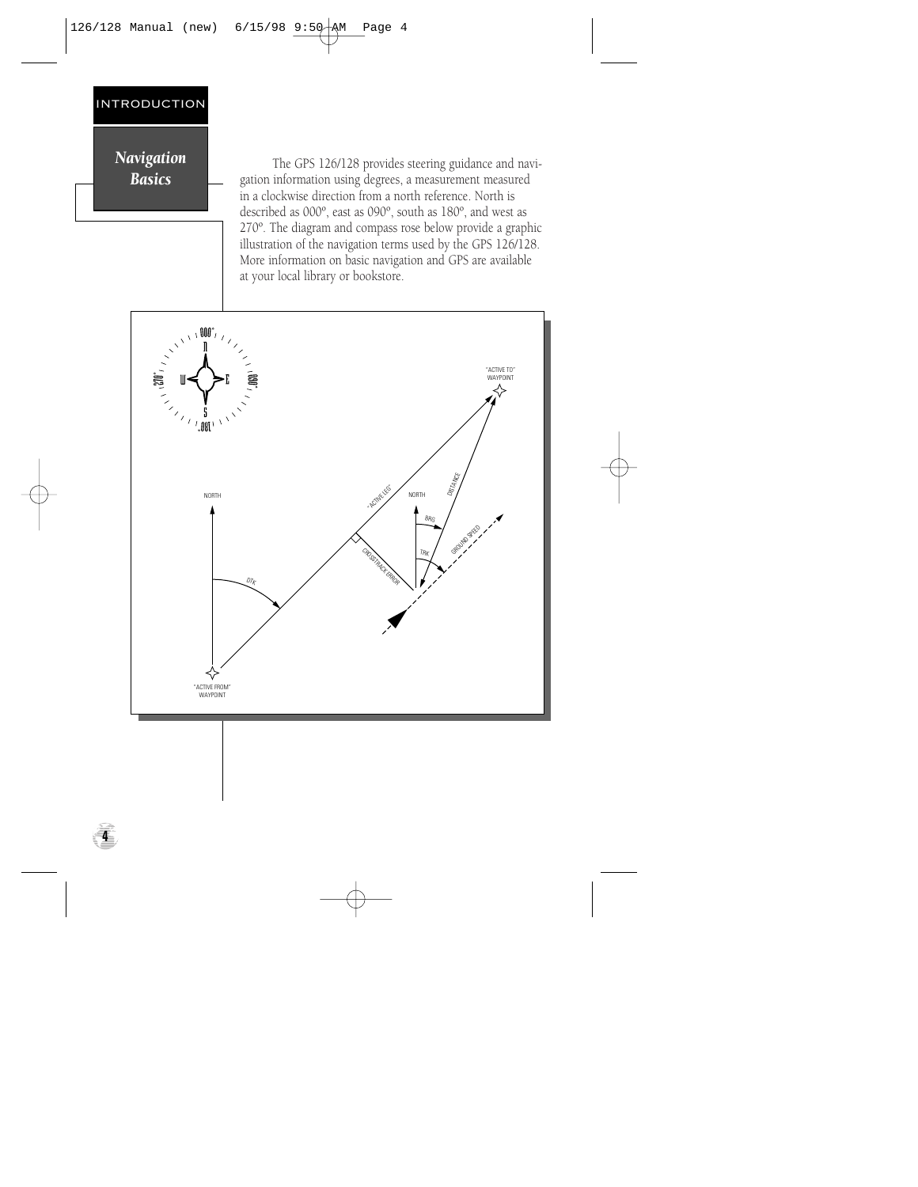## Navigation Basics

The GPS 126/128 provides steering guidance and navigation information using degrees, a measurement measured in a clockwise direction from a north reference. North is described as 000º, east as 090º, south as 180º, and west as 270º. The diagram and compass rose below provide a graphic illustration of the navigation terms used by the GPS 126/128. More information on basic navigation and GPS are available at your local library or bookstore.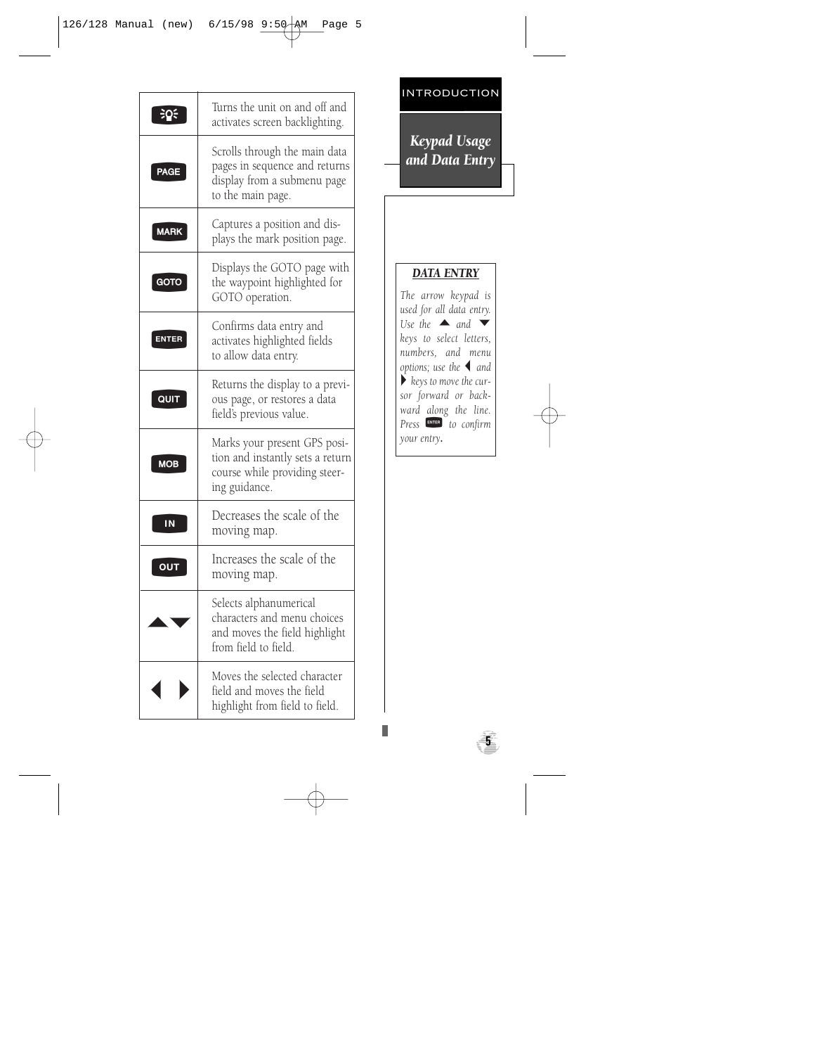INTRODUCTION

## Keypad Usage and Data Entry

| Key | Function |
|---|---|
| (Power/Light) | Turns the unit on and off and activates screen backlighting. |
| PAGE | Scrolls through the main data pages in sequence and returns display from a submenu page to the main page. |
| MARK | Captures a position and displays the mark position page. |
| GOTO | Displays the GOTO page with the waypoint highlighted for GOTO operation. |
| ENTER | Confirms data entry and activates highlighted fields to allow data entry. |
| QUIT | Returns the display to a previous page, or restores a data field's previous value. |
| MOB | Marks your present GPS position and instantly sets a return course while providing steering guidance. |
| IN | Decreases the scale of the moving map. |
| OUT | Increases the scale of the moving map. |
| ▲ ▼ | Selects alphanumerical characters and menu choices and moves the field highlight from field to field. |
| ◀ ▶ | Moves the selected character field and moves the field highlight from field to field. |

***DATA ENTRY***

*The arrow keypad is used for all data entry. Use the ▲ and ▼ keys to select letters, numbers, and menu options; use the ◀ and ▶ keys to move the cursor forward or backward along the line. Press ENTER to confirm your entry.*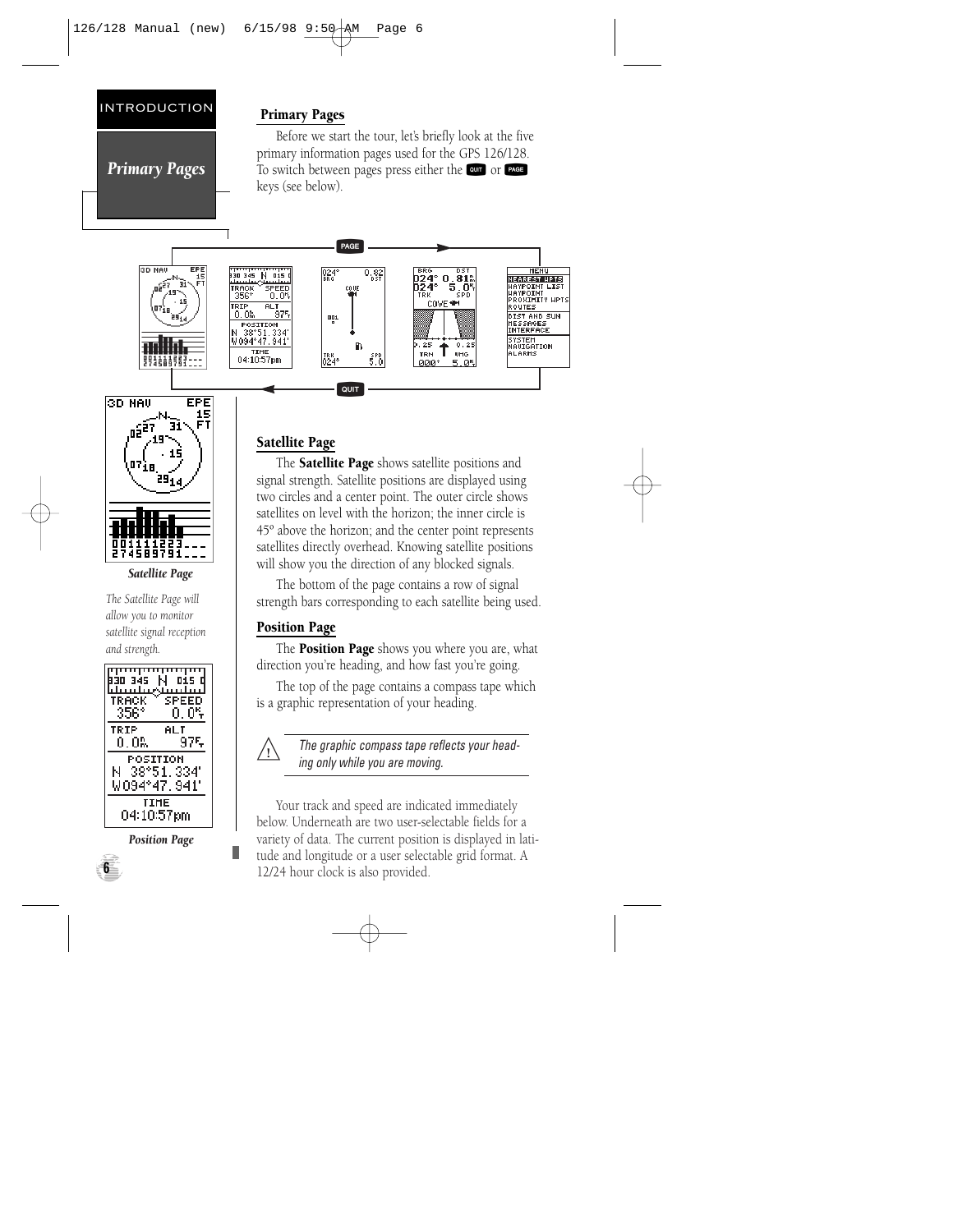## Primary Pages

*Primary Pages*

Before we start the tour, let's briefly look at the five primary information pages used for the GPS 126/128. To switch between pages press either the QUIT or PAGE keys (see below).

## Satellite Page

The **Satellite Page** shows satellite positions and signal strength. Satellite positions are displayed using two circles and a center point. The outer circle shows satellites on level with the horizon; the inner circle is 45º above the horizon; and the center point represents satellites directly overhead. Knowing satellite positions will show you the direction of any blocked signals.

The bottom of the page contains a row of signal strength bars corresponding to each satellite being used.

*Satellite Page*

*The Satellite Page will allow you to monitor satellite signal reception and strength.*

## Position Page

The **Position Page** shows you where you are, what direction you're heading, and how fast you're going.

The top of the page contains a compass tape which is a graphic representation of your heading.

> *The graphic compass tape reflects your heading only while you are moving.*

Your track and speed are indicated immediately below. Underneath are two user-selectable fields for a variety of data. The current position is displayed in latitude and longitude or a user selectable grid format. A 12/24 hour clock is also provided.

*Position Page*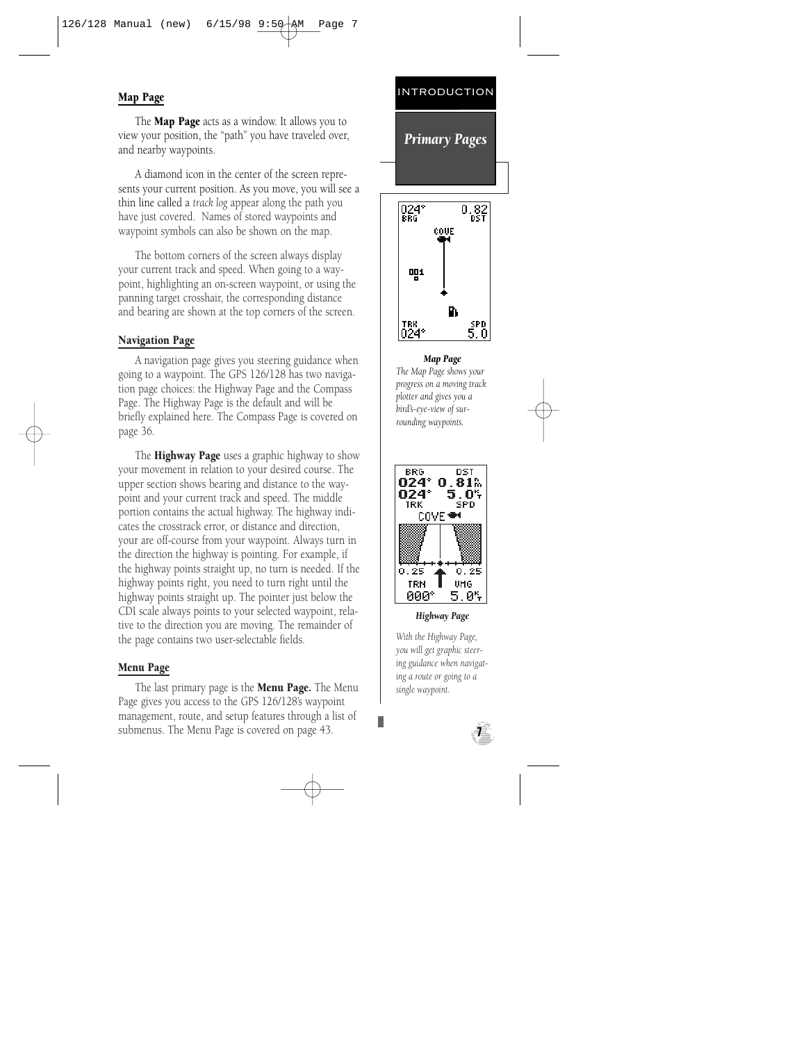## Map Page

The **Map Page** acts as a window. It allows you to view your position, the "path" you have traveled over, and nearby waypoints.

A diamond icon in the center of the screen represents your current position. As you move, you will see a thin line called a *track log* appear along the path you have just covered. Names of stored waypoints and waypoint symbols can also be shown on the map.

The bottom corners of the screen always display your current track and speed. When going to a waypoint, highlighting an on-screen waypoint, or using the panning target crosshair, the corresponding distance and bearing are shown at the top corners of the screen.

## Navigation Page

A navigation page gives you steering guidance when going to a waypoint. The GPS 126/128 has two navigation page choices: the Highway Page and the Compass Page. The Highway Page is the default and will be briefly explained here. The Compass Page is covered on page 36.

The **Highway Page** uses a graphic highway to show your movement in relation to your desired course. The upper section shows bearing and distance to the waypoint and your current track and speed. The middle portion contains the actual highway. The highway indicates the crosstrack error, or distance and direction, your are off-course from your waypoint. Always turn in the direction the highway is pointing. For example, if the highway points straight up, no turn is needed. If the highway points right, you need to turn right until the highway points straight up. The pointer just below the CDI scale always points to your selected waypoint, relative to the direction you are moving. The remainder of the page contains two user-selectable fields.

## Menu Page

The last primary page is the **Menu Page.** The Menu Page gives you access to the GPS 126/128's waypoint management, route, and setup features through a list of submenus. The Menu Page is covered on page 43.

INTRODUCTION

*Primary Pages*

***Map Page***

*The Map Page shows your progress on a moving track plotter and gives you a bird's-eye-view of surrounding waypoints.*

***Highway Page***

*With the Highway Page, you will get graphic steering guidance when navigating a route or going to a single waypoint.*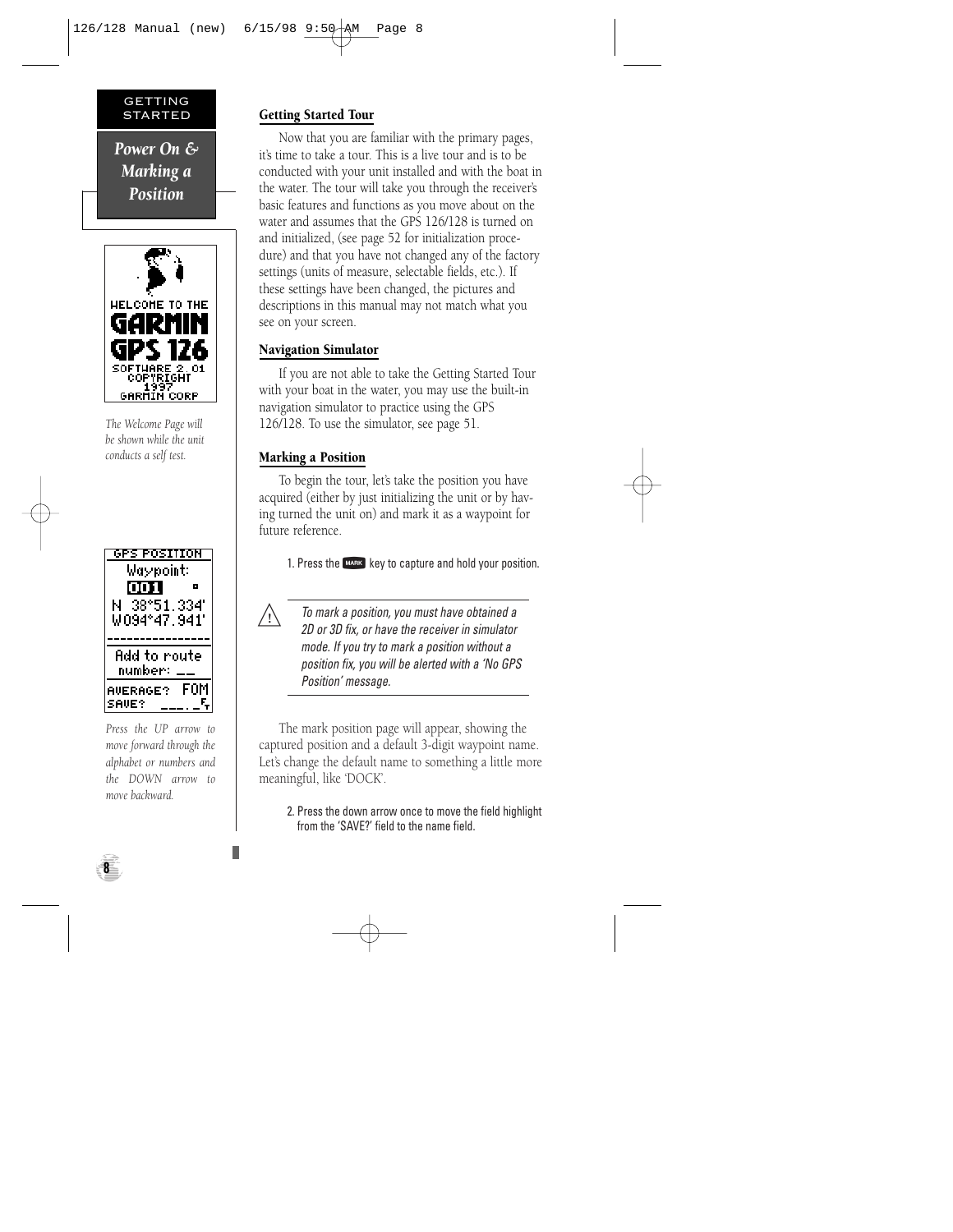GETTING STARTED

*Power On & Marking a Position*

*The Welcome Page will be shown while the unit conducts a self test.*

*Press the UP arrow to move forward through the alphabet or numbers and the DOWN arrow to move backward.*

## Getting Started Tour

Now that you are familiar with the primary pages, it's time to take a tour. This is a live tour and is to be conducted with your unit installed and with the boat in the water. The tour will take you through the receiver's basic features and functions as you move about on the water and assumes that the GPS 126/128 is turned on and initialized, (see page 52 for initialization procedure) and that you have not changed any of the factory settings (units of measure, selectable fields, etc.). If these settings have been changed, the pictures and descriptions in this manual may not match what you see on your screen.

## Navigation Simulator

If you are not able to take the Getting Started Tour with your boat in the water, you may use the built-in navigation simulator to practice using the GPS 126/128. To use the simulator, see page 51.

## Marking a Position

To begin the tour, let's take the position you have acquired (either by just initializing the unit or by having turned the unit on) and mark it as a waypoint for future reference.

1. Press the MARK key to capture and hold your position.

*To mark a position, you must have obtained a 2D or 3D fix, or have the receiver in simulator mode. If you try to mark a position without a position fix, you will be alerted with a 'No GPS Position' message.*

The mark position page will appear, showing the captured position and a default 3-digit waypoint name. Let's change the default name to something a little more meaningful, like 'DOCK'.

2. Press the down arrow once to move the field highlight from the 'SAVE?' field to the name field.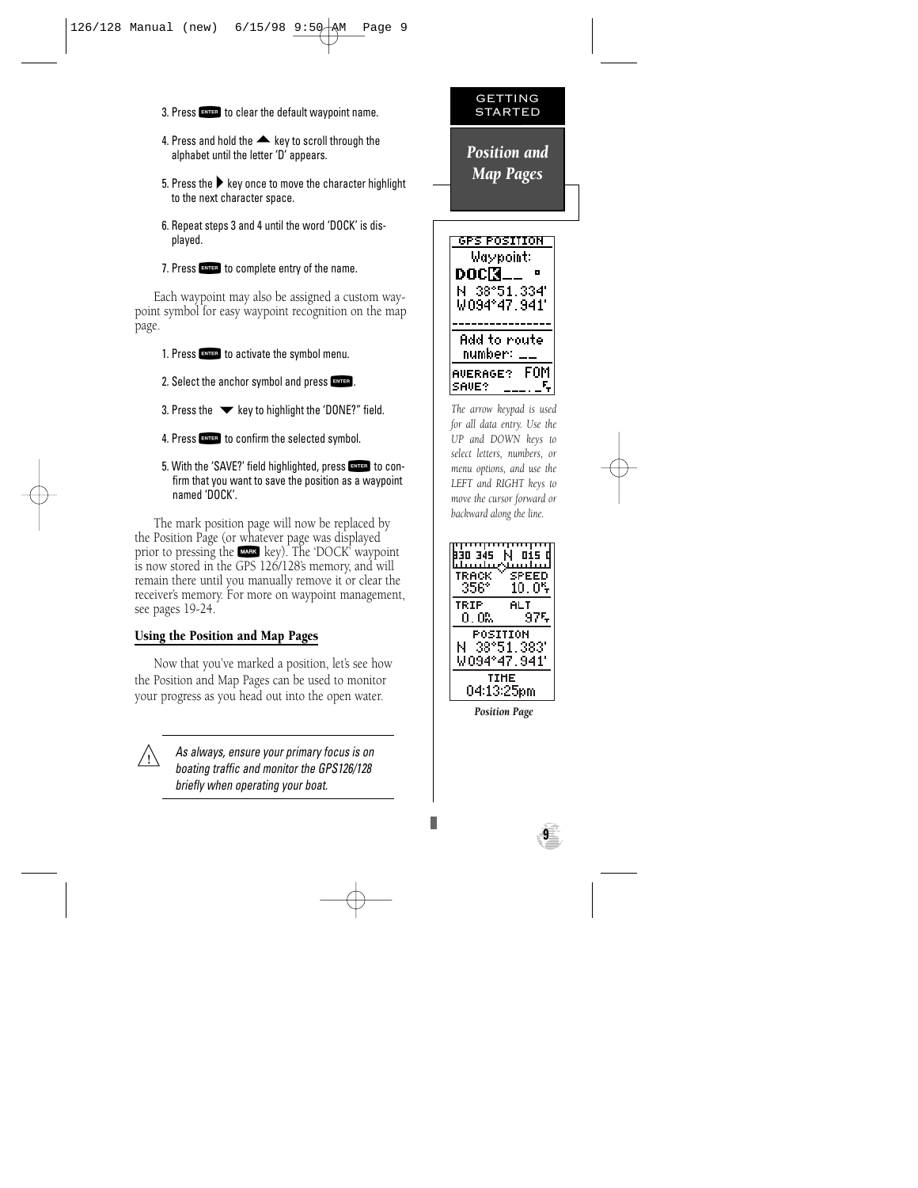3. Press ENTER to clear the default waypoint name.

4. Press and hold the ▲ key to scroll through the alphabet until the letter 'D' appears.

5. Press the ▶ key once to move the character highlight to the next character space.

6. Repeat steps 3 and 4 until the word 'DOCK' is displayed.

7. Press ENTER to complete entry of the name.

Each waypoint may also be assigned a custom waypoint symbol for easy waypoint recognition on the map page.

1. Press ENTER to activate the symbol menu.

2. Select the anchor symbol and press ENTER.

3. Press the ▼ key to highlight the 'DONE?" field.

4. Press ENTER to confirm the selected symbol.

5. With the 'SAVE?' field highlighted, press ENTER to confirm that you want to save the position as a waypoint named 'DOCK'.

The mark position page will now be replaced by the Position Page (or whatever page was displayed prior to pressing the MARK key). The 'DOCK' waypoint is now stored in the GPS 126/128's memory, and will remain there until you manually remove it or clear the receiver's memory. For more on waypoint management, see pages 19-24.

## Using the Position and Map Pages

Now that you've marked a position, let's see how the Position and Map Pages can be used to monitor your progress as you head out into the open water.

> ⚠ *As always, ensure your primary focus is on boating traffic and monitor the GPS126/128 briefly when operating your boat.*

GETTING STARTED

*Position and Map Pages*

*The arrow keypad is used for all data entry. Use the UP and DOWN keys to select letters, numbers, or menu options, and use the LEFT and RIGHT keys to move the cursor forward or backward along the line.*

*Position Page*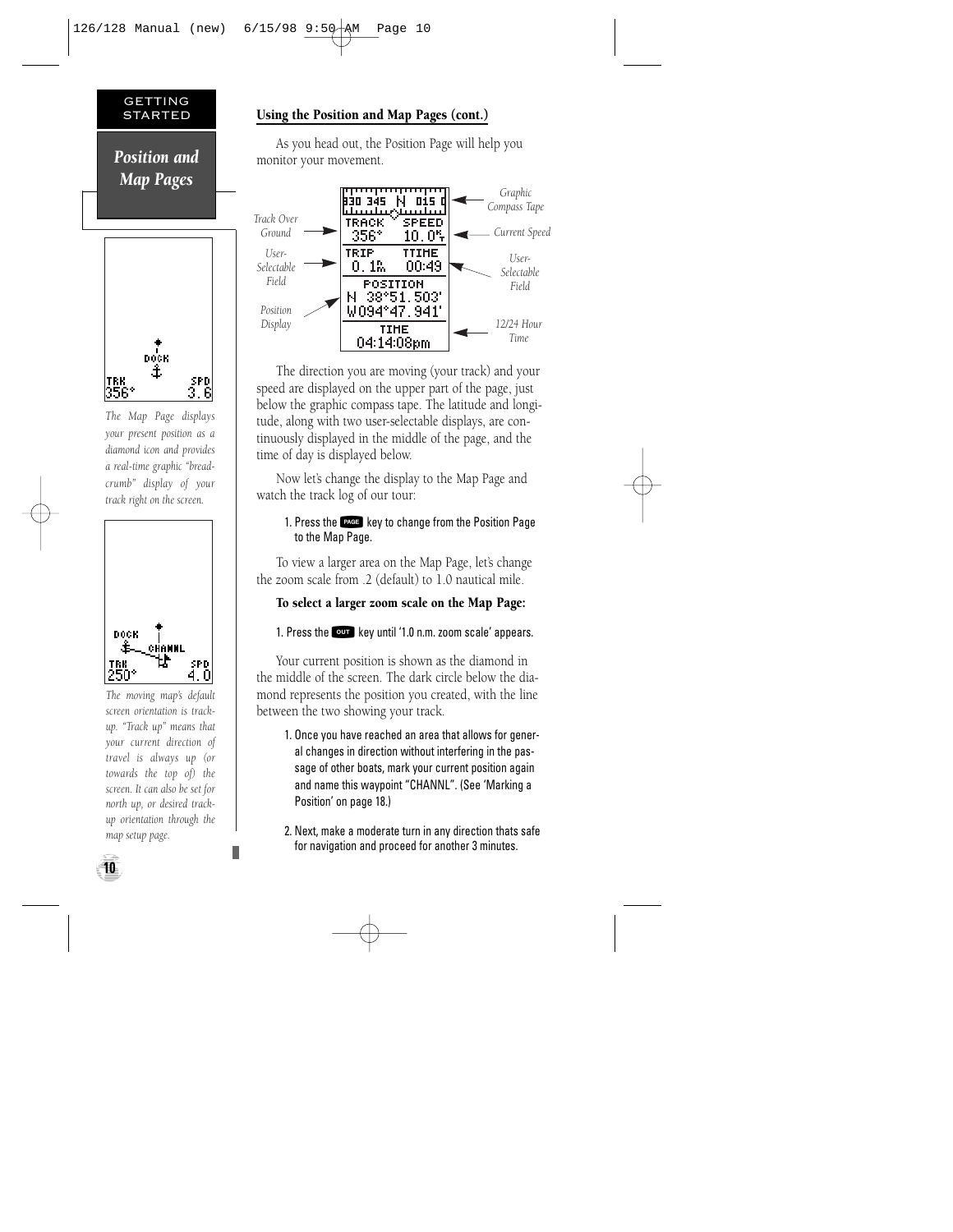## Position and Map Pages

### Using the Position and Map Pages (cont.)

As you head out, the Position Page will help you monitor your movement.

Graphic Compass Tape

Track Over Ground

Current Speed

User-Selectable Field

User-Selectable Field

Position Display

12/24 Hour Time

The direction you are moving (your track) and your speed are displayed on the upper part of the page, just below the graphic compass tape. The latitude and longitude, along with two user-selectable displays, are continuously displayed in the middle of the page, and the time of day is displayed below.

Now let's change the display to the Map Page and watch the track log of our tour:

1. Press the PAGE key to change from the Position Page to the Map Page.

To view a larger area on the Map Page, let's change the zoom scale from .2 (default) to 1.0 nautical mile.

**To select a larger zoom scale on the Map Page:**

1. Press the OUT key until '1.0 n.m. zoom scale' appears.

Your current position is shown as the diamond in the middle of the screen. The dark circle below the diamond represents the position you created, with the line between the two showing your track.

1. Once you have reached an area that allows for general changes in direction without interfering in the passage of other boats, mark your current position again and name this waypoint "CHANNL". (See 'Marking a Position' on page 18.)

2. Next, make a moderate turn in any direction thats safe for navigation and proceed for another 3 minutes.

*The Map Page displays your present position as a diamond icon and provides a real-time graphic "bread-crumb" display of your track right on the screen.*

*The moving map's default screen orientation is track-up. "Track up" means that your current direction of travel is always up (or towards the top of) the screen. It can also be set for north up, or desired track-up orientation through the map setup page.*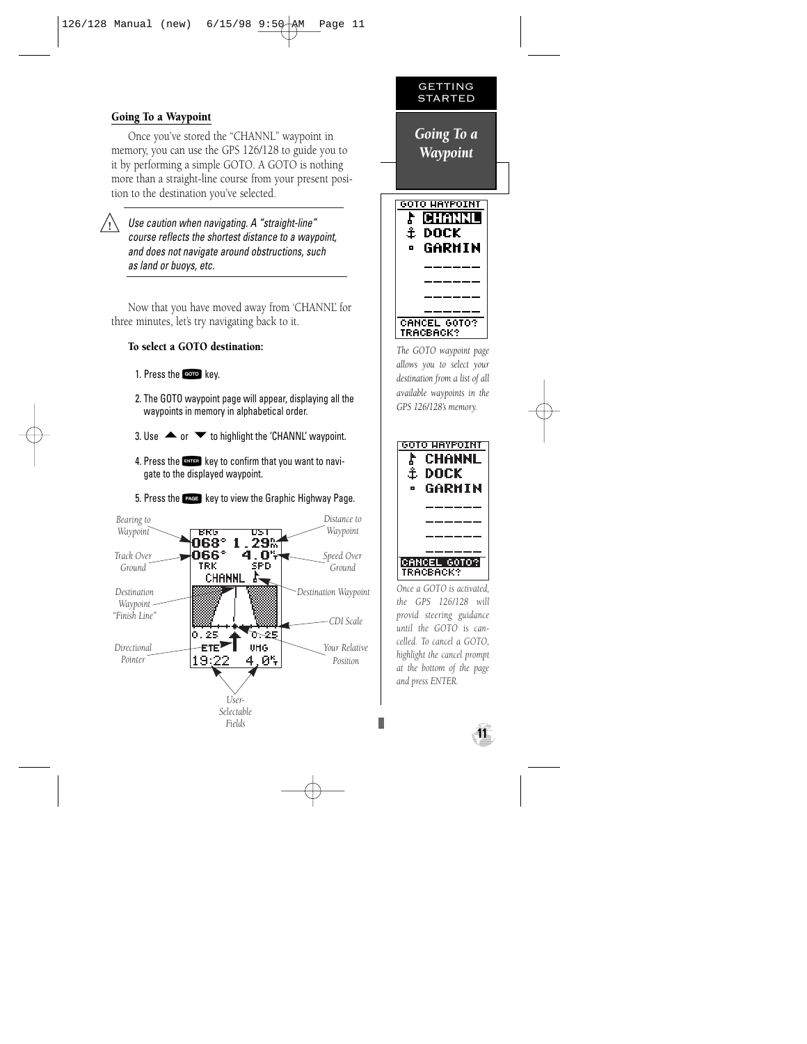## Going To a Waypoint

Once you've stored the "CHANNL" waypoint in memory, you can use the GPS 126/128 to guide you to it by performing a simple GOTO. A GOTO is nothing more than a straight-line course from your present position to the destination you've selected.

> *Use caution when navigating. A "straight-line" course reflects the shortest distance to a waypoint, and does not navigate around obstructions, such as land or buoys, etc.*

Now that you have moved away from 'CHANNL' for three minutes, let's try navigating back to it.

**To select a GOTO destination:**

1. Press the GOTO key.
2. The GOTO waypoint page will appear, displaying all the waypoints in memory in alphabetical order.
3. Use ▲ or ▼ to highlight the 'CHANNL' waypoint.
4. Press the ENTER key to confirm that you want to navigate to the displayed waypoint.
5. Press the PAGE key to view the Graphic Highway Page.

Bearing to Waypoint — Distance to Waypoint — Track Over Ground — Speed Over Ground — Destination Waypoint "Finish Line" — Destination Waypoint — CDI Scale — Directional Pointer — Your Relative Position — User-Selectable Fields

### Going To a Waypoint

*The GOTO waypoint page allows you to select your destination from a list of all available waypoints in the GPS 126/128's memory.*

*Once a GOTO is activated, the GPS 126/128 will provid steering guidance until the GOTO is cancelled. To cancel a GOTO, highlight the cancel prompt at the bottom of the page and press ENTER.*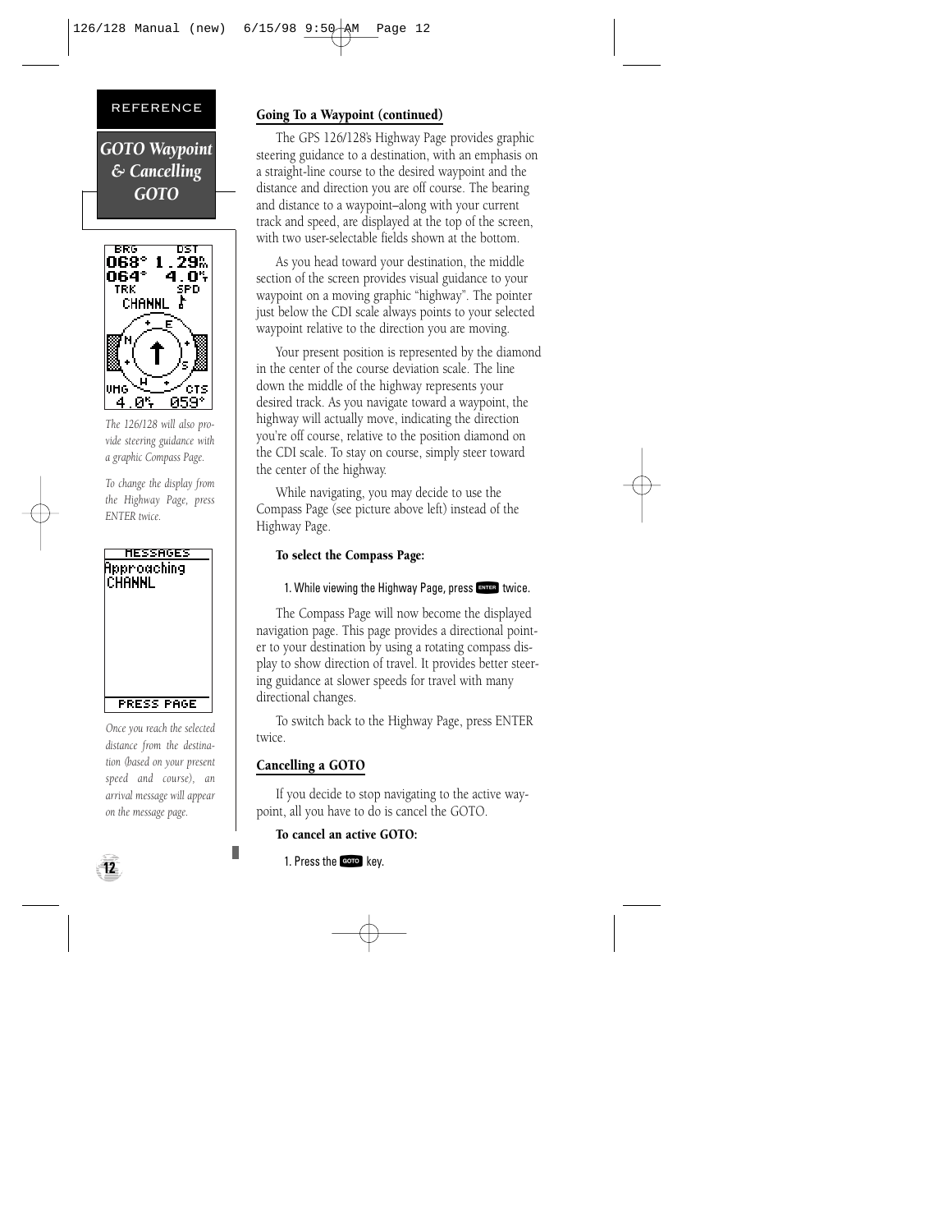REFERENCE

*GOTO Waypoint & Cancelling GOTO*

*The 126/128 will also provide steering guidance with a graphic Compass Page.*

*To change the display from the Highway Page, press ENTER twice.*

*Once you reach the selected distance from the destination (based on your present speed and course), an arrival message will appear on the message page.*

**Going To a Waypoint (continued)**

The GPS 126/128's Highway Page provides graphic steering guidance to a destination, with an emphasis on a straight-line course to the desired waypoint and the distance and direction you are off course. The bearing and distance to a waypoint–along with your current track and speed, are displayed at the top of the screen, with two user-selectable fields shown at the bottom.

As you head toward your destination, the middle section of the screen provides visual guidance to your waypoint on a moving graphic "highway". The pointer just below the CDI scale always points to your selected waypoint relative to the direction you are moving.

Your present position is represented by the diamond in the center of the course deviation scale. The line down the middle of the highway represents your desired track. As you navigate toward a waypoint, the highway will actually move, indicating the direction you're off course, relative to the position diamond on the CDI scale. To stay on course, simply steer toward the center of the highway.

While navigating, you may decide to use the Compass Page (see picture above left) instead of the Highway Page.

**To select the Compass Page:**

1. While viewing the Highway Page, press ENTER twice.

The Compass Page will now become the displayed navigation page. This page provides a directional pointer to your destination by using a rotating compass display to show direction of travel. It provides better steering guidance at slower speeds for travel with many directional changes.

To switch back to the Highway Page, press ENTER twice.

**Cancelling a GOTO**

If you decide to stop navigating to the active waypoint, all you have to do is cancel the GOTO.

**To cancel an active GOTO:**

1. Press the GOTO key.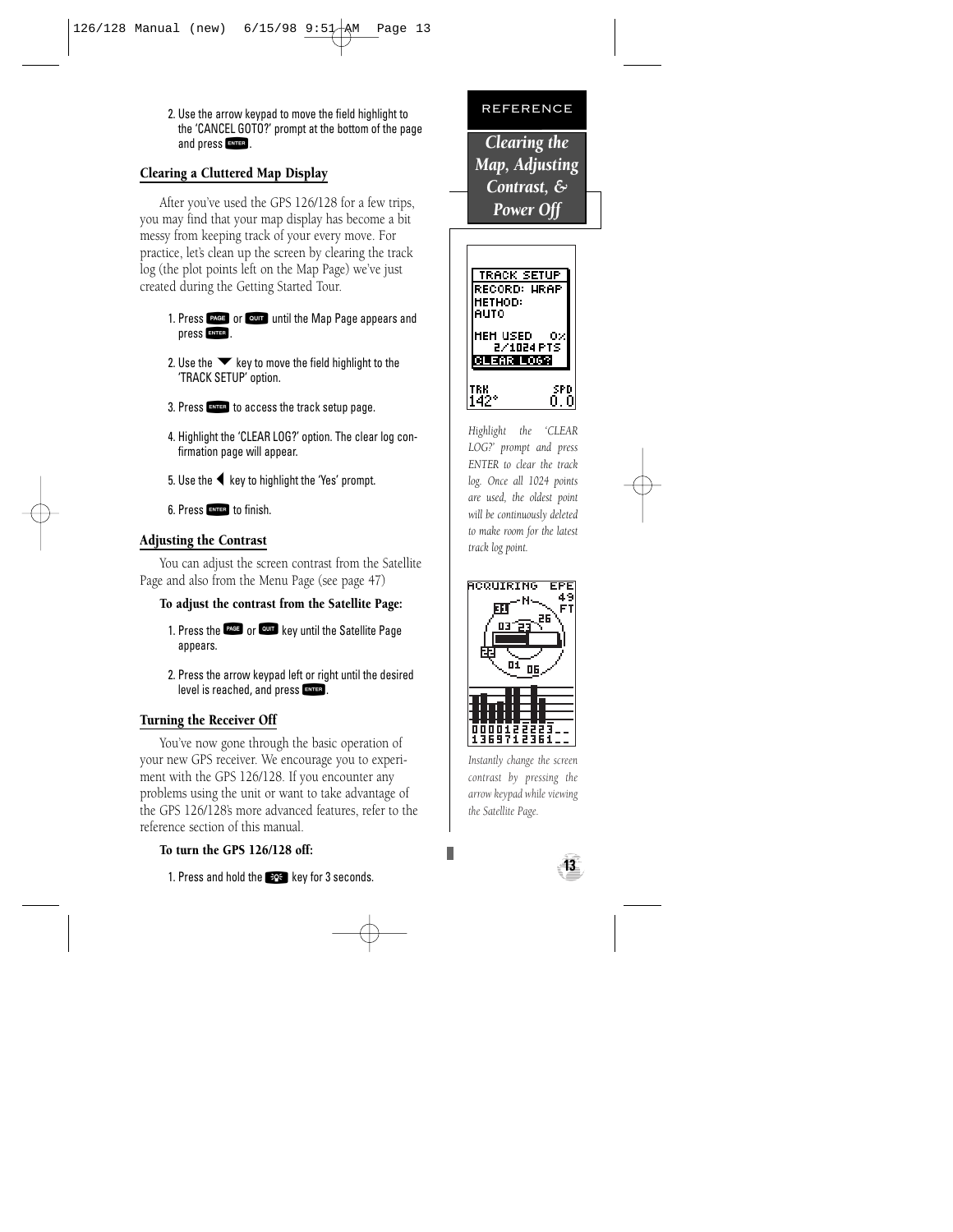2. Use the arrow keypad to move the field highlight to the 'CANCEL GOTO?' prompt at the bottom of the page and press ENTER.

## Clearing a Cluttered Map Display

After you've used the GPS 126/128 for a few trips, you may find that your map display has become a bit messy from keeping track of your every move. For practice, let's clean up the screen by clearing the track log (the plot points left on the Map Page) we've just created during the Getting Started Tour.

1. Press PAGE or QUIT until the Map Page appears and press ENTER.
2. Use the ▼ key to move the field highlight to the 'TRACK SETUP' option.
3. Press ENTER to access the track setup page.
4. Highlight the 'CLEAR LOG?' option. The clear log confirmation page will appear.
5. Use the ◀ key to highlight the 'Yes' prompt.
6. Press ENTER to finish.

## Adjusting the Contrast

You can adjust the screen contrast from the Satellite Page and also from the Menu Page (see page 47)

**To adjust the contrast from the Satellite Page:**

1. Press the PAGE or QUIT key until the Satellite Page appears.
2. Press the arrow keypad left or right until the desired level is reached, and press ENTER.

## Turning the Receiver Off

You've now gone through the basic operation of your new GPS receiver. We encourage you to experiment with the GPS 126/128. If you encounter any problems using the unit or want to take advantage of the GPS 126/128's more advanced features, refer to the reference section of this manual.

**To turn the GPS 126/128 off:**

1. Press and hold the key for 3 seconds.

REFERENCE

*Clearing the Map, Adjusting Contrast, & Power Off*

*Highlight the 'CLEAR LOG?' prompt and press ENTER to clear the track log. Once all 1024 points are used, the oldest point will be continuously deleted to make room for the latest track log point.*

*Instantly change the screen contrast by pressing the arrow keypad while viewing the Satellite Page.*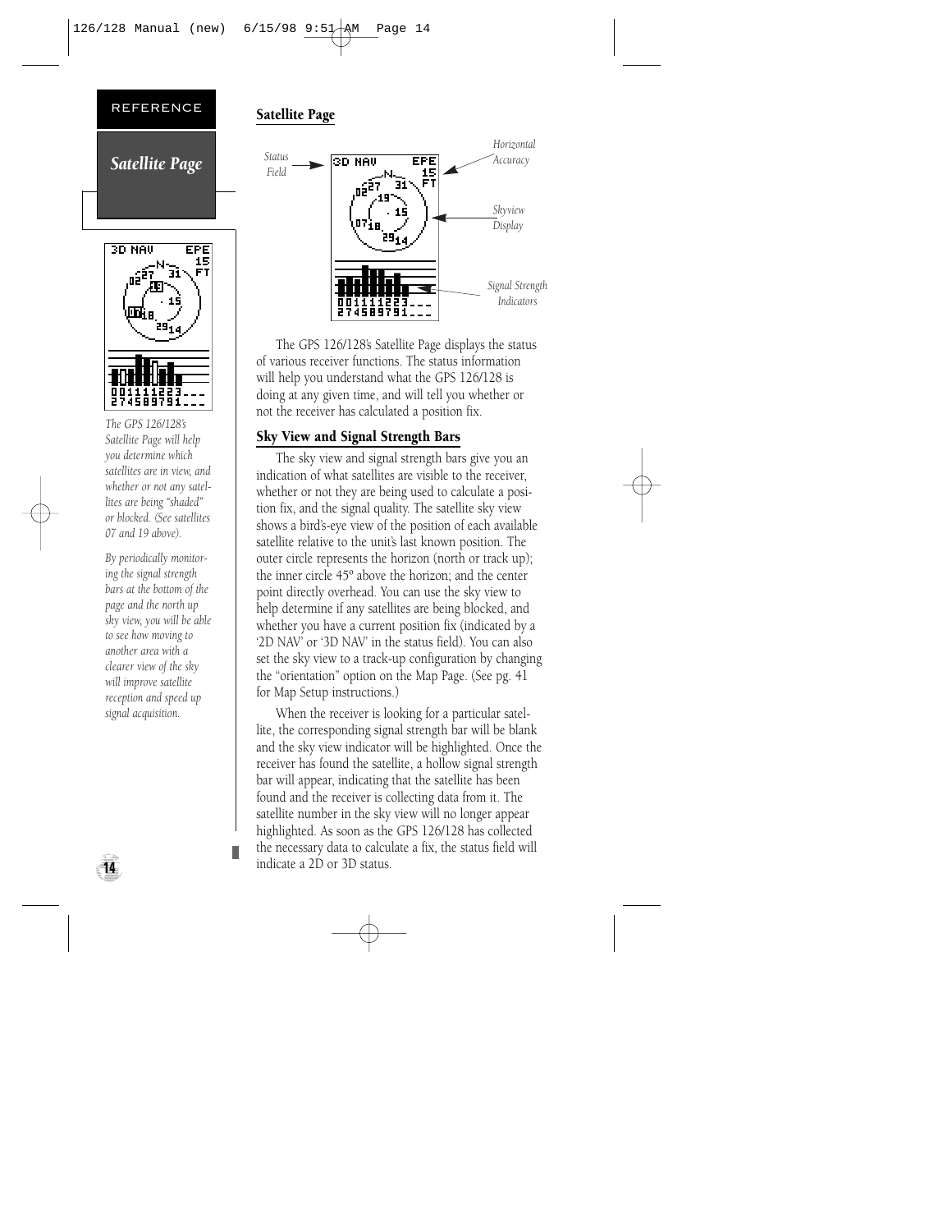## Satellite Page

### Satellite Page

*Status Field*

*Horizontal Accuracy*

*Skyview Display*

*Signal Strength Indicators*

*The GPS 126/128's Satellite Page will help you determine which satellites are in view, and whether or not any satellites are being "shaded" or blocked. (See satellites 07 and 19 above).*

*By periodically monitoring the signal strength bars at the bottom of the page and the north up sky view, you will be able to see how moving to another area with a clearer view of the sky will improve satellite reception and speed up signal acquisition.*

The GPS 126/128's Satellite Page displays the status of various receiver functions. The status information will help you understand what the GPS 126/128 is doing at any given time, and will tell you whether or not the receiver has calculated a position fix.

### Sky View and Signal Strength Bars

The sky view and signal strength bars give you an indication of what satellites are visible to the receiver, whether or not they are being used to calculate a position fix, and the signal quality. The satellite sky view shows a bird's-eye view of the position of each available satellite relative to the unit's last known position. The outer circle represents the horizon (north or track up); the inner circle 45º above the horizon; and the center point directly overhead. You can use the sky view to help determine if any satellites are being blocked, and whether you have a current position fix (indicated by a '2D NAV' or '3D NAV' in the status field). You can also set the sky view to a track-up configuration by changing the "orientation" option on the Map Page. (See pg. 41 for Map Setup instructions.)

When the receiver is looking for a particular satellite, the corresponding signal strength bar will be blank and the sky view indicator will be highlighted. Once the receiver has found the satellite, a hollow signal strength bar will appear, indicating that the satellite has been found and the receiver is collecting data from it. The satellite number in the sky view will no longer appear highlighted. As soon as the GPS 126/128 has collected the necessary data to calculate a fix, the status field will indicate a 2D or 3D status.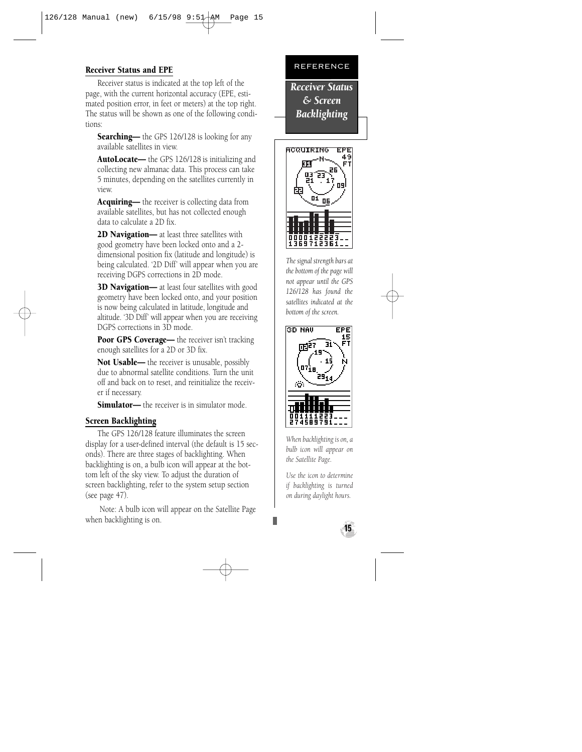## Receiver Status and EPE

Receiver status is indicated at the top left of the page, with the current horizontal accuracy (EPE, estimated position error, in feet or meters) at the top right. The status will be shown as one of the following conditions:

**Searching—** the GPS 126/128 is looking for any available satellites in view.

**AutoLocate—** the GPS 126/128 is initializing and collecting new almanac data. This process can take 5 minutes, depending on the satellites currently in view.

**Acquiring—** the receiver is collecting data from available satellites, but has not collected enough data to calculate a 2D fix.

**2D Navigation—** at least three satellites with good geometry have been locked onto and a 2-dimensional position fix (latitude and longitude) is being calculated. '2D Diff' will appear when you are receiving DGPS corrections in 2D mode.

**3D Navigation—** at least four satellites with good geometry have been locked onto, and your position is now being calculated in latitude, longitude and altitude. '3D Diff' will appear when you are receiving DGPS corrections in 3D mode.

**Poor GPS Coverage—** the receiver isn't tracking enough satellites for a 2D or 3D fix.

**Not Usable—** the receiver is unusable, possibly due to abnormal satellite conditions. Turn the unit off and back on to reset, and reinitialize the receiver if necessary.

**Simulator—** the receiver is in simulator mode.

## Screen Backlighting

The GPS 126/128 feature illuminates the screen display for a user-defined interval (the default is 15 seconds). There are three stages of backlighting. When backlighting is on, a bulb icon will appear at the bottom left of the sky view. To adjust the duration of screen backlighting, refer to the system setup section (see page 47).

Note: A bulb icon will appear on the Satellite Page when backlighting is on.

REFERENCE

*Receiver Status & Screen Backlighting*

*The signal strength bars at the bottom of the page will not appear until the GPS 126/128 has found the satellites indicated at the bottom of the screen.*

*When backlighting is on, a bulb icon will appear on the Satellite Page.*

*Use the icon to determine if backlighting is turned on during daylight hours.*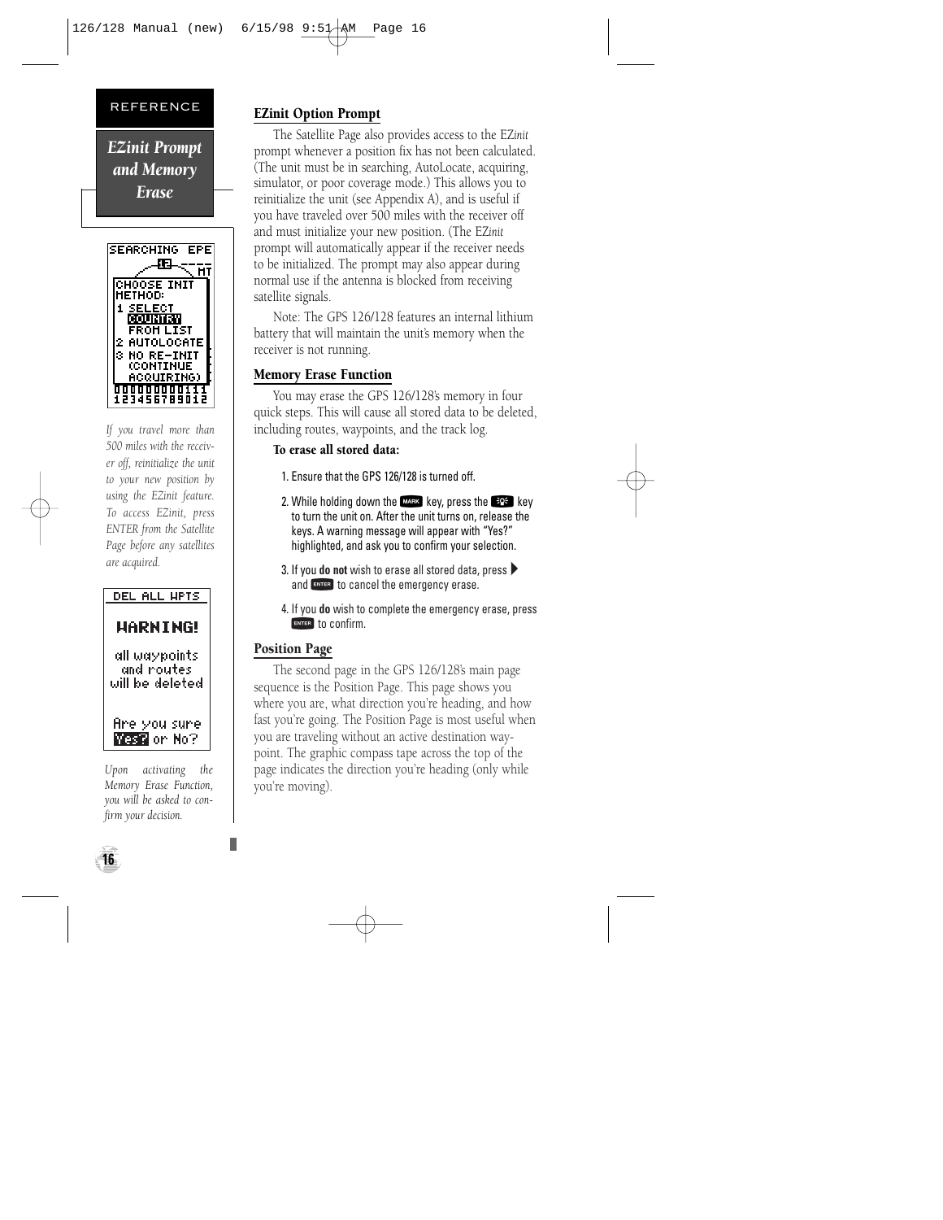REFERENCE

## EZinit Prompt and Memory Erase

*If you travel more than 500 miles with the receiver off, reinitialize the unit to your new position by using the EZinit feature. To access EZinit, press ENTER from the Satellite Page before any satellites are acquired.*

*Upon activating the Memory Erase Function, you will be asked to confirm your decision.*

### EZinit Option Prompt

The Satellite Page also provides access to the EZ*init* prompt whenever a position fix has not been calculated. (The unit must be in searching, AutoLocate, acquiring, simulator, or poor coverage mode.) This allows you to reinitialize the unit (see Appendix A), and is useful if you have traveled over 500 miles with the receiver off and must initialize your new position. (The EZ*init* prompt will automatically appear if the receiver needs to be initialized. The prompt may also appear during normal use if the antenna is blocked from receiving satellite signals.

Note: The GPS 126/128 features an internal lithium battery that will maintain the unit's memory when the receiver is not running.

### Memory Erase Function

You may erase the GPS 126/128's memory in four quick steps. This will cause all stored data to be deleted, including routes, waypoints, and the track log.

**To erase all stored data:**

1. Ensure that the GPS 126/128 is turned off.
2. While holding down the MARK key, press the light/power key to turn the unit on. After the unit turns on, release the keys. A warning message will appear with "Yes?" highlighted, and ask you to confirm your selection.
3. If you **do not** wish to erase all stored data, press ▶ and ENTER to cancel the emergency erase.
4. If you **do** wish to complete the emergency erase, press ENTER to confirm.

### Position Page

The second page in the GPS 126/128's main page sequence is the Position Page. This page shows you where you are, what direction you're heading, and how fast you're going. The Position Page is most useful when you are traveling without an active destination waypoint. The graphic compass tape across the top of the page indicates the direction you're heading (only while you're moving).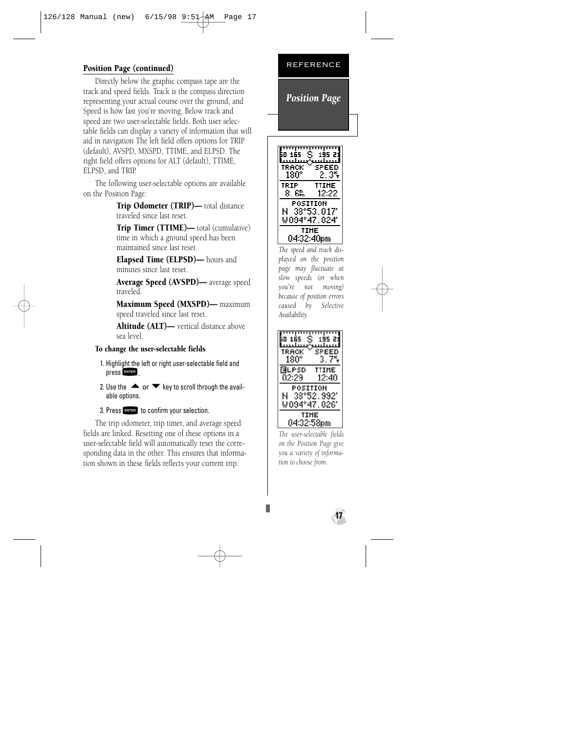## Position Page (continued)

Directly below the graphic compass tape are the track and speed fields. Track is the compass direction representing your actual course over the ground, and Speed is how fast you're moving. Below track and speed are two user-selectable fields. Both user selectable fields can display a variety of information that will aid in navigation The left field offers options for TRIP (default), AVSPD, MXSPD, TTIME, and ELPSD. The right field offers options for ALT (default), TTIME, ELPSD, and TRIP.

The following user-selectable options are available on the Position Page:

**Trip Odometer (TRIP)—** total distance traveled since last reset.

**Trip Timer (TTIME)—** total (cumulative) time in which a ground speed has been maintained since last reset.

**Elapsed Time (ELPSD)—** hours and minutes since last reset.

**Average Speed (AVSPD)—** average speed traveled.

**Maximum Speed (MXSPD)—** maximum speed traveled since last reset.

**Altitude (ALT)—** vertical distance above sea level.

**To change the user-selectable fields**

1. Highlight the left or right user-selectable field and press ENTER.
2. Use the ▲ or ▼ key to scroll through the available options.
3. Press ENTER to confirm your selection.

The trip odometer, trip timer, and average speed fields are linked. Resetting one of these options in a user-selectable field will automatically reset the corresponding data in the other. This ensures that information shown in these fields reflects your current trip.

REFERENCE

*Position Page*

*The speed and track displayed on the position page may fluctuate at slow speeds (or when you're not moving) because of position errors caused by Selective Availability.*

*The user-selectable fields on the Position Page give you a variety of information to choose from.*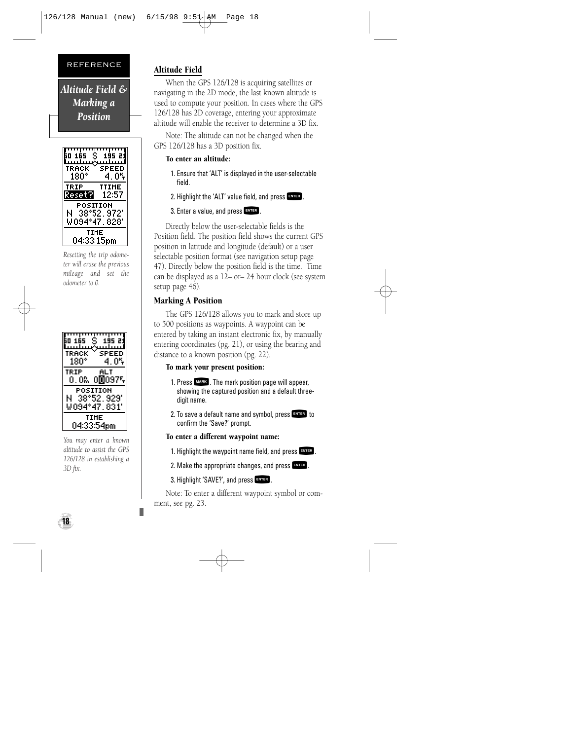REFERENCE

## Altitude Field & Marking a Position

*Resetting the trip odometer will erase the previous mileage and set the odometer to 0.*

*You may enter a known altitude to assist the GPS 126/128 in establishing a 3D fix.*

### Altitude Field

When the GPS 126/128 is acquiring satellites or navigating in the 2D mode, the last known altitude is used to compute your position. In cases where the GPS 126/128 has 2D coverage, entering your approximate altitude will enable the receiver to determine a 3D fix.

Note: The altitude can not be changed when the GPS 126/128 has a 3D position fix.

**To enter an altitude:**

1. Ensure that 'ALT' is displayed in the user-selectable field.
2. Highlight the 'ALT' value field, and press ENTER.
3. Enter a value, and press ENTER.

Directly below the user-selectable fields is the Position field. The position field shows the current GPS position in latitude and longitude (default) or a user selectable position format (see navigation setup page 47). Directly below the position field is the time. Time can be displayed as a 12– or– 24 hour clock (see system setup page 46).

### Marking A Position

The GPS 126/128 allows you to mark and store up to 500 positions as waypoints. A waypoint can be entered by taking an instant electronic fix, by manually entering coordinates (pg. 21), or using the bearing and distance to a known position (pg. 22).

**To mark your present position:**

1. Press MARK. The mark position page will appear, showing the captured position and a default three-digit name.
2. To save a default name and symbol, press ENTER to confirm the 'Save?' prompt.

**To enter a different waypoint name:**

1. Highlight the waypoint name field, and press ENTER.
2. Make the appropriate changes, and press ENTER.
3. Highlight 'SAVE?', and press ENTER.

Note: To enter a different waypoint symbol or comment, see pg. 23.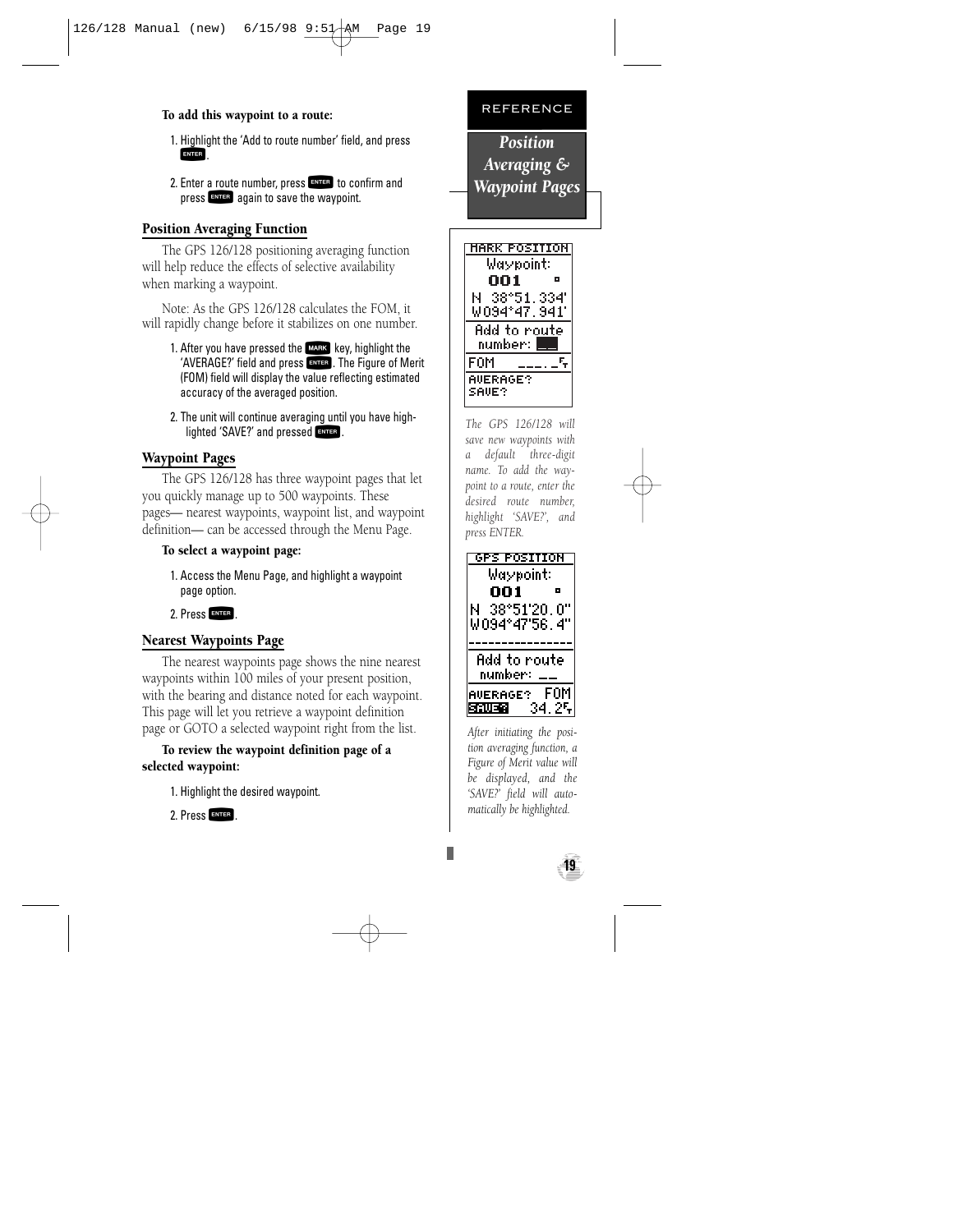**To add this waypoint to a route:**

1. Highlight the 'Add to route number' field, and press ENTER.
2. Enter a route number, press ENTER to confirm and press ENTER again to save the waypoint.

## Position Averaging Function

The GPS 126/128 positioning averaging function will help reduce the effects of selective availability when marking a waypoint.

Note: As the GPS 126/128 calculates the FOM, it will rapidly change before it stabilizes on one number.

1. After you have pressed the MARK key, highlight the 'AVERAGE?' field and press ENTER. The Figure of Merit (FOM) field will display the value reflecting estimated accuracy of the averaged position.
2. The unit will continue averaging until you have highlighted 'SAVE?' and pressed ENTER.

## Waypoint Pages

The GPS 126/128 has three waypoint pages that let you quickly manage up to 500 waypoints. These pages— nearest waypoints, waypoint list, and waypoint definition— can be accessed through the Menu Page.

**To select a waypoint page:**

1. Access the Menu Page, and highlight a waypoint page option.
2. Press ENTER.

## Nearest Waypoints Page

The nearest waypoints page shows the nine nearest waypoints within 100 miles of your present position, with the bearing and distance noted for each waypoint. This page will let you retrieve a waypoint definition page or GOTO a selected waypoint right from the list.

**To review the waypoint definition page of a selected waypoint:**

1. Highlight the desired waypoint.
2. Press ENTER.

REFERENCE

*Position Averaging & Waypoint Pages*

```
MARK POSITION
Waypoint:
001
N 38°51.334'
W094°47.941'
Add to route
number: __
FOM ___._ft
AVERAGE?
SAVE?
```

*The GPS 126/128 will save new waypoints with a default three-digit name. To add the waypoint to a route, enter the desired route number, highlight 'SAVE?', and press ENTER.*

```
GPS POSITION
Waypoint:
001
N 38°51'20.0"
W094°47'56.4"
Add to route
number: __
AVERAGE? FOM
SAVE?   34.2ft
```

*After initiating the position averaging function, a Figure of Merit value will be displayed, and the 'SAVE?' field will automatically be highlighted.*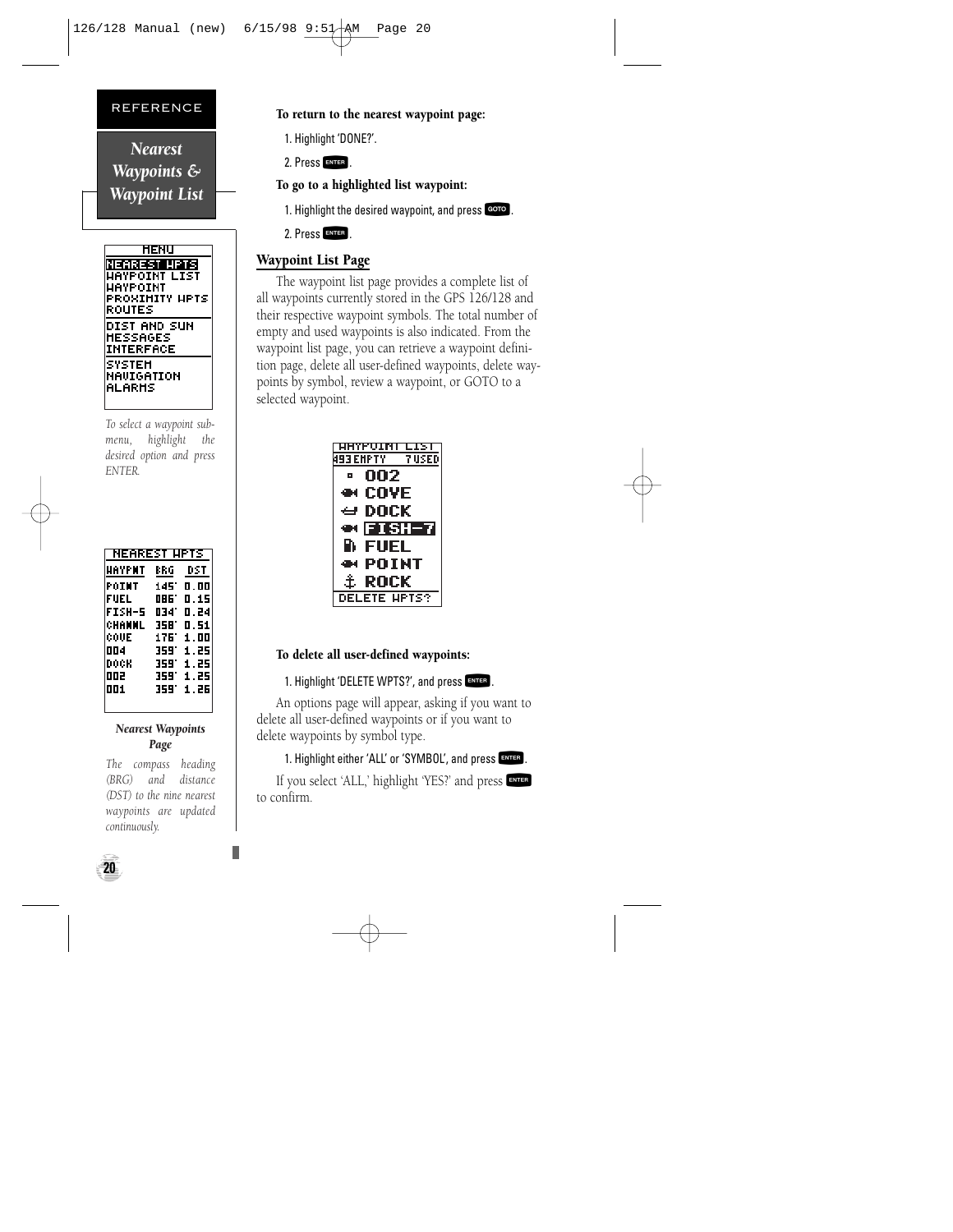REFERENCE

## *Nearest Waypoints & Waypoint List*

*To select a waypoint submenu, highlight the desired option and press ENTER.*

**Nearest Waypoints Page**

*The compass heading (BRG) and distance (DST) to the nine nearest waypoints are updated continuously.*

**To return to the nearest waypoint page:**

1. Highlight 'DONE?'.
2. Press ENTER.

**To go to a highlighted list waypoint:**

1. Highlight the desired waypoint, and press GOTO.
2. Press ENTER.

### Waypoint List Page

The waypoint list page provides a complete list of all waypoints currently stored in the GPS 126/128 and their respective waypoint symbols. The total number of empty and used waypoints is also indicated. From the waypoint list page, you can retrieve a waypoint definition page, delete all user-defined waypoints, delete waypoints by symbol, review a waypoint, or GOTO to a selected waypoint.

**To delete all user-defined waypoints:**

1. Highlight 'DELETE WPTS?', and press ENTER.

An options page will appear, asking if you want to delete all user-defined waypoints or if you want to delete waypoints by symbol type.

1. Highlight either 'ALL' or 'SYMBOL', and press ENTER.

If you select 'ALL,' highlight 'YES?' and press ENTER to confirm.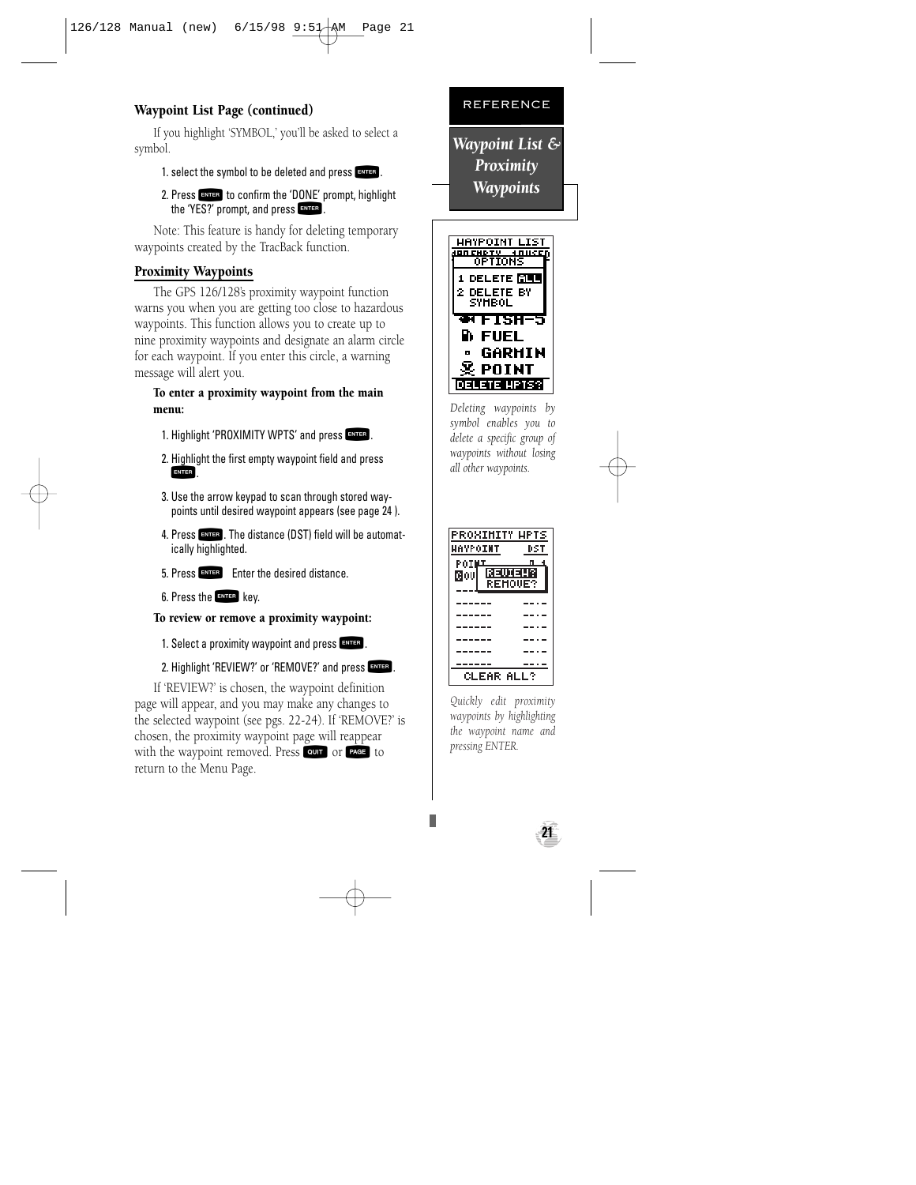## Waypoint List Page (continued)

If you highlight 'SYMBOL,' you'll be asked to select a symbol.

1. select the symbol to be deleted and press ENTER.
2. Press ENTER to confirm the 'DONE' prompt, highlight the 'YES?' prompt, and press ENTER.

Note: This feature is handy for deleting temporary waypoints created by the TracBack function.

## Proximity Waypoints

The GPS 126/128's proximity waypoint function warns you when you are getting too close to hazardous waypoints. This function allows you to create up to nine proximity waypoints and designate an alarm circle for each waypoint. If you enter this circle, a warning message will alert you.

**To enter a proximity waypoint from the main menu:**

1. Highlight 'PROXIMITY WPTS' and press ENTER.
2. Highlight the first empty waypoint field and press ENTER.
3. Use the arrow keypad to scan through stored waypoints until desired waypoint appears (see page 24 ).
4. Press ENTER. The distance (DST) field will be automatically highlighted.
5. Press ENTER Enter the desired distance.
6. Press the ENTER key.

**To review or remove a proximity waypoint:**

1. Select a proximity waypoint and press ENTER.
2. Highlight 'REVIEW?' or 'REMOVE?' and press ENTER.

If 'REVIEW?' is chosen, the waypoint definition page will appear, and you may make any changes to the selected waypoint (see pgs. 22-24). If 'REMOVE?' is chosen, the proximity waypoint page will reappear with the waypoint removed. Press QUIT or PAGE to return to the Menu Page.

REFERENCE

*Waypoint List & Proximity Waypoints*

*Deleting waypoints by symbol enables you to delete a specific group of waypoints without losing all other waypoints.*

*Quickly edit proximity waypoints by highlighting the waypoint name and pressing ENTER.*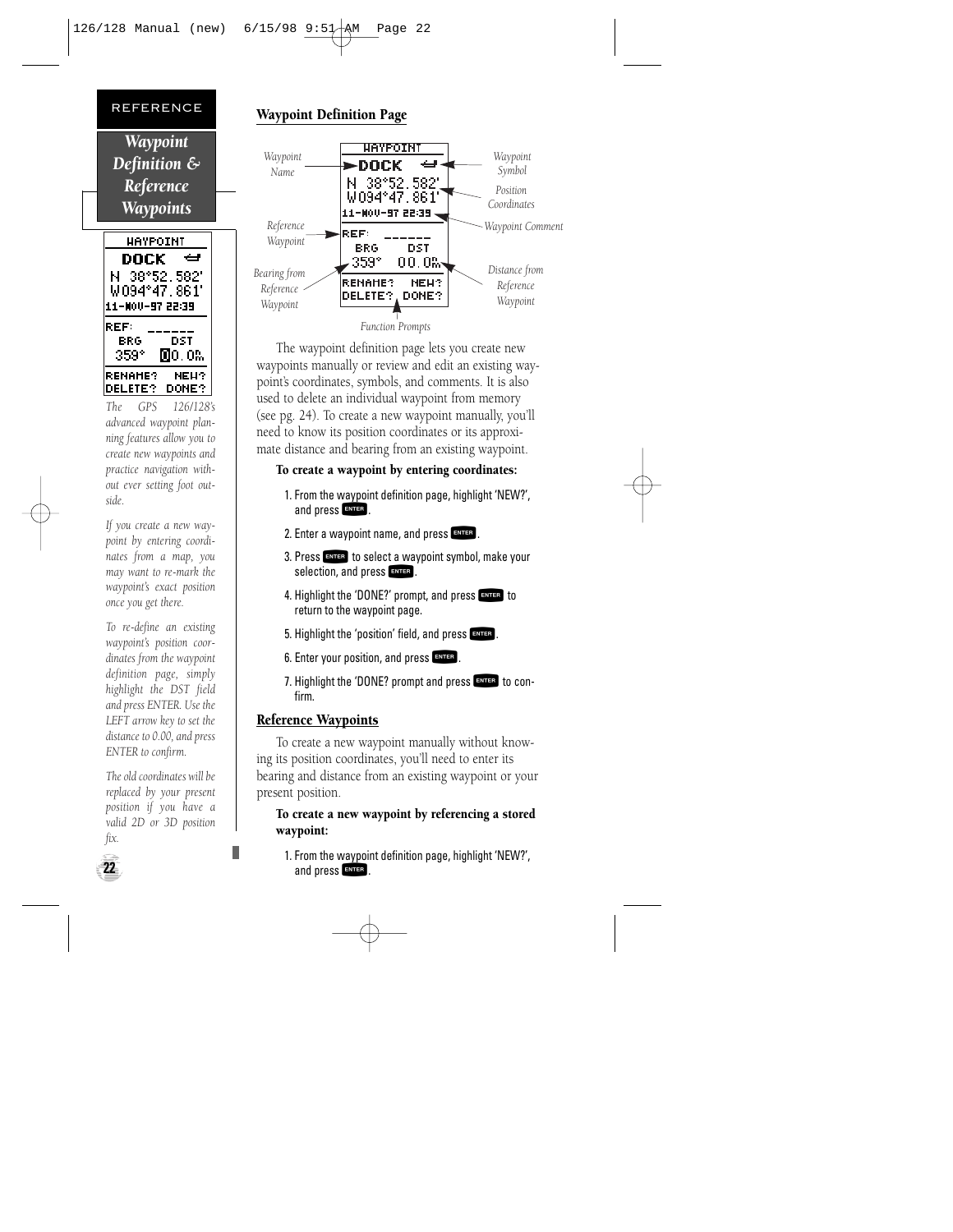REFERENCE

## *Waypoint Definition & Reference Waypoints*

*The GPS 126/128's advanced waypoint planning features allow you to create new waypoints and practice navigation without ever setting foot outside.*

*If you create a new waypoint by entering coordinates from a map, you may want to re-mark the waypoint's exact position once you get there.*

*To re-define an existing waypoint's position coordinates from the waypoint definition page, simply highlight the DST field and press ENTER. Use the LEFT arrow key to set the distance to 0.00, and press ENTER to confirm.*

*The old coordinates will be replaced by your present position if you have a valid 2D or 3D position fix.*

### Waypoint Definition Page

Waypoint Name · Waypoint Symbol · Position Coordinates · Waypoint Comment · Reference Waypoint · Bearing from Reference Waypoint · Distance from Reference Waypoint · Function Prompts

The waypoint definition page lets you create new waypoints manually or review and edit an existing waypoint's coordinates, symbols, and comments. It is also used to delete an individual waypoint from memory (see pg. 24). To create a new waypoint manually, you'll need to know its position coordinates or its approximate distance and bearing from an existing waypoint.

**To create a waypoint by entering coordinates:**

1. From the waypoint definition page, highlight 'NEW?', and press ENTER.
2. Enter a waypoint name, and press ENTER.
3. Press ENTER to select a waypoint symbol, make your selection, and press ENTER.
4. Highlight the 'DONE?' prompt, and press ENTER to return to the waypoint page.
5. Highlight the 'position' field, and press ENTER.
6. Enter your position, and press ENTER.
7. Highlight the 'DONE? prompt and press ENTER to confirm.

### Reference Waypoints

To create a new waypoint manually without knowing its position coordinates, you'll need to enter its bearing and distance from an existing waypoint or your present position.

**To create a new waypoint by referencing a stored waypoint:**

1. From the waypoint definition page, highlight 'NEW?', and press ENTER.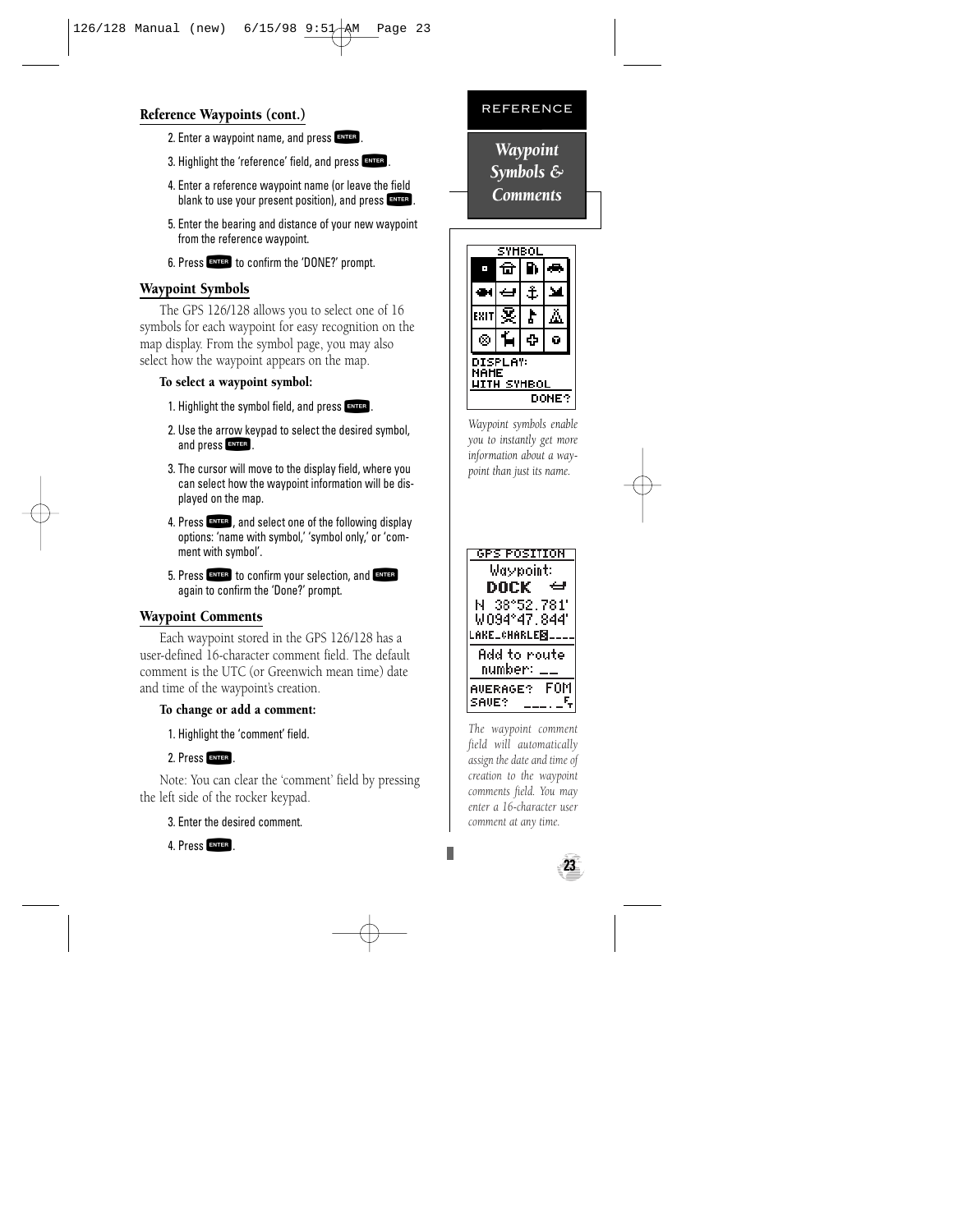## Reference Waypoints (cont.)

2. Enter a waypoint name, and press ENTER.
3. Highlight the 'reference' field, and press ENTER.
4. Enter a reference waypoint name (or leave the field blank to use your present position), and press ENTER.
5. Enter the bearing and distance of your new waypoint from the reference waypoint.
6. Press ENTER to confirm the 'DONE?' prompt.

## Waypoint Symbols

The GPS 126/128 allows you to select one of 16 symbols for each waypoint for easy recognition on the map display. From the symbol page, you may also select how the waypoint appears on the map.

**To select a waypoint symbol:**

1. Highlight the symbol field, and press ENTER.
2. Use the arrow keypad to select the desired symbol, and press ENTER.
3. The cursor will move to the display field, where you can select how the waypoint information will be displayed on the map.
4. Press ENTER, and select one of the following display options: 'name with symbol,' 'symbol only,' or 'comment with symbol'.
5. Press ENTER to confirm your selection, and ENTER again to confirm the 'Done?' prompt.

## Waypoint Comments

Each waypoint stored in the GPS 126/128 has a user-defined 16-character comment field. The default comment is the UTC (or Greenwich mean time) date and time of the waypoint's creation.

**To change or add a comment:**

1. Highlight the 'comment' field.
2. Press ENTER.

Note: You can clear the 'comment' field by pressing the left side of the rocker keypad.

3. Enter the desired comment.
4. Press ENTER.

REFERENCE

*Waypoint Symbols & Comments*

*Waypoint symbols enable you to instantly get more information about a waypoint than just its name.*

*The waypoint comment field will automatically assign the date and time of creation to the waypoint comments field. You may enter a 16-character user comment at any time.*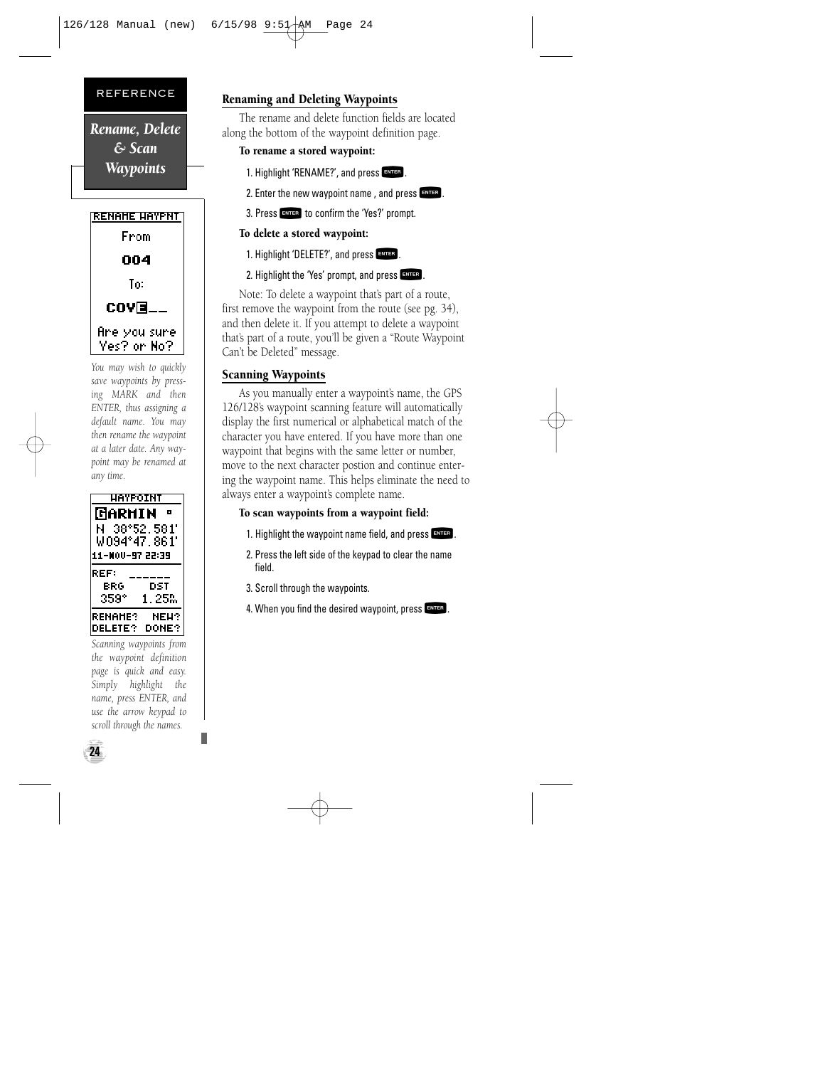REFERENCE

## Rename, Delete & Scan Waypoints

RENAME WAYPNT
From
004
To:
COVE__
Are you sure
Yes? or No?

*You may wish to quickly save waypoints by pressing MARK and then ENTER, thus assigning a default name. You may then rename the waypoint at a later date. Any waypoint may be renamed at any time.*

WAYPOINT
GARMIN
N 38°52.581'
W094°47.861'
11-NOV-97 22:39
REF: ______
BRG DST
359° 1.25m
RENAME? NEW?
DELETE? DONE?

*Scanning waypoints from the waypoint definition page is quick and easy. Simply highlight the name, press ENTER, and use the arrow keypad to scroll through the names.*

### Renaming and Deleting Waypoints

The rename and delete function fields are located along the bottom of the waypoint definition page.

**To rename a stored waypoint:**

1. Highlight 'RENAME?', and press ENTER.
2. Enter the new waypoint name , and press ENTER.
3. Press ENTER to confirm the 'Yes?' prompt.

**To delete a stored waypoint:**

1. Highlight 'DELETE?', and press ENTER.
2. Highlight the 'Yes' prompt, and press ENTER.

Note: To delete a waypoint that's part of a route, first remove the waypoint from the route (see pg. 34), and then delete it. If you attempt to delete a waypoint that's part of a route, you'll be given a "Route Waypoint Can't be Deleted" message.

### Scanning Waypoints

As you manually enter a waypoint's name, the GPS 126/128's waypoint scanning feature will automatically display the first numerical or alphabetical match of the character you have entered. If you have more than one waypoint that begins with the same letter or number, move to the next character postion and continue entering the waypoint name. This helps eliminate the need to always enter a waypoint's complete name.

**To scan waypoints from a waypoint field:**

1. Highlight the waypoint name field, and press ENTER.
2. Press the left side of the keypad to clear the name field.
3. Scroll through the waypoints.
4. When you find the desired waypoint, press ENTER.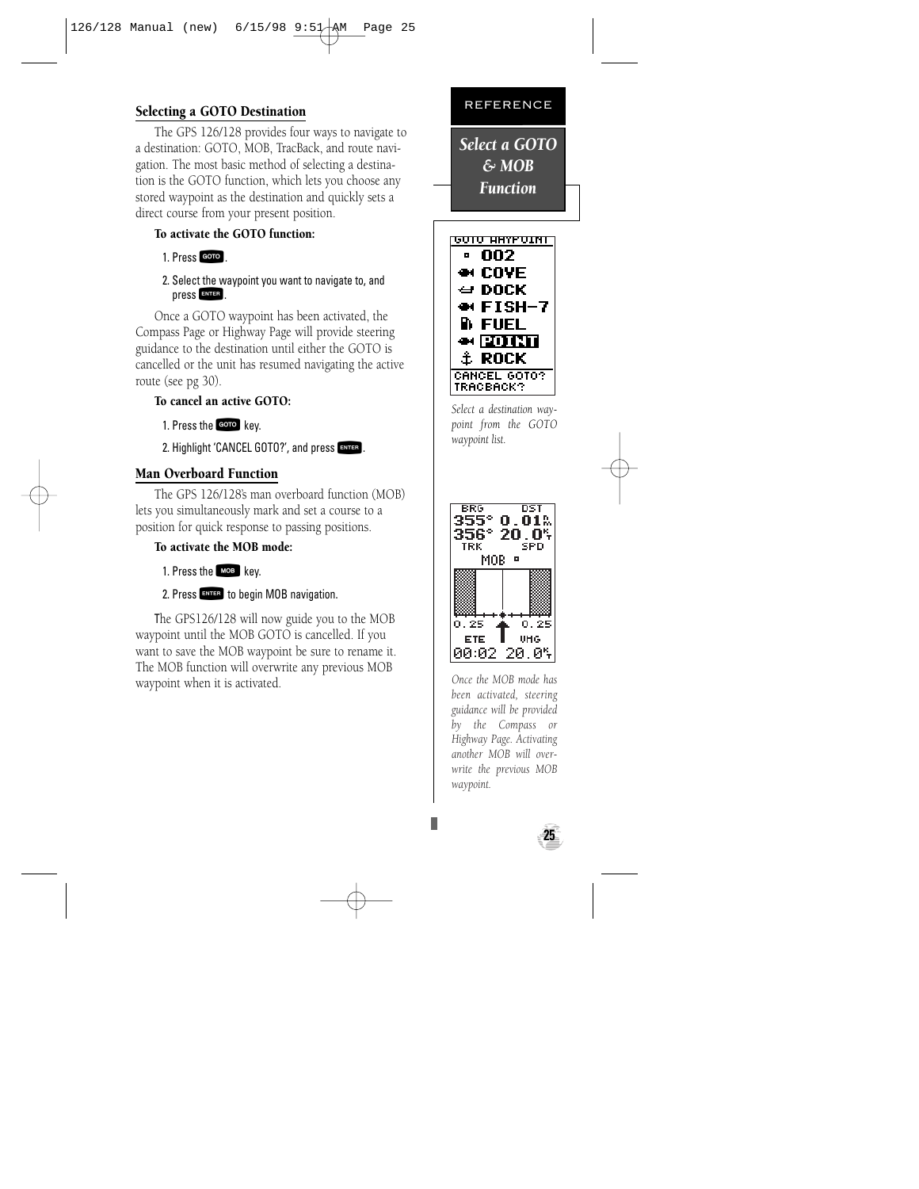REFERENCE

## *Select a GOTO & MOB Function*

### Selecting a GOTO Destination

The GPS 126/128 provides four ways to navigate to a destination: GOTO, MOB, TracBack, and route navigation. The most basic method of selecting a destination is the GOTO function, which lets you choose any stored waypoint as the destination and quickly sets a direct course from your present position.

**To activate the GOTO function:**

1. Press GOTO.
2. Select the waypoint you want to navigate to, and press ENTER.

Once a GOTO waypoint has been activated, the Compass Page or Highway Page will provide steering guidance to the destination until either the GOTO is cancelled or the unit has resumed navigating the active route (see pg 30).

**To cancel an active GOTO:**

1. Press the GOTO key.
2. Highlight 'CANCEL GOTO?', and press ENTER.

*Select a destination waypoint from the GOTO waypoint list.*

### Man Overboard Function

The GPS 126/128's man overboard function (MOB) lets you simultaneously mark and set a course to a position for quick response to passing positions.

**To activate the MOB mode:**

1. Press the MOB key.
2. Press ENTER to begin MOB navigation.

The GPS126/128 will now guide you to the MOB waypoint until the MOB GOTO is cancelled. If you want to save the MOB waypoint be sure to rename it. The MOB function will overwrite any previous MOB waypoint when it is activated.

*Once the MOB mode has been activated, steering guidance will be provided by the Compass or Highway Page. Activating another MOB will overwrite the previous MOB waypoint.*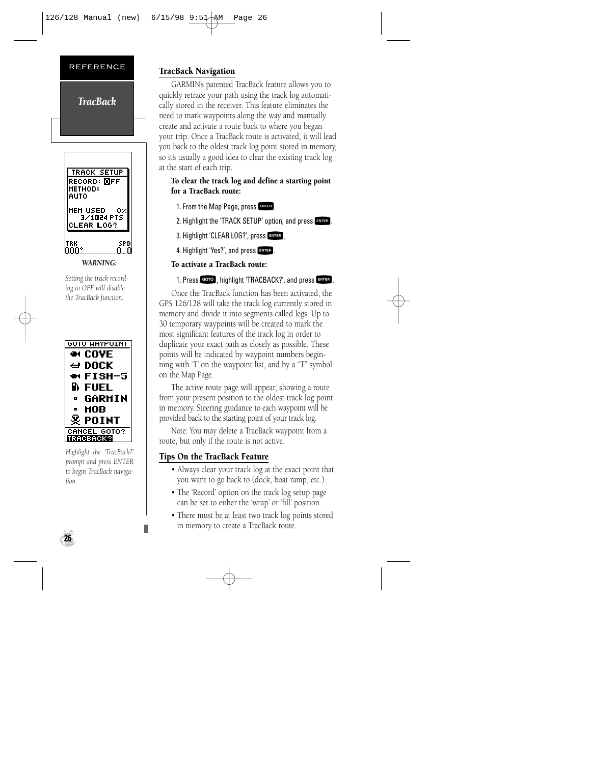REFERENCE

*TracBack*

TRACK SETUP
RECORD: OFF
METHOD:
AUTO

MEM USED 0%
3/1024 PTS
CLEAR LOG?

TRK SPD
000° 0.0

***WARNING:***

*Setting the track recording to OFF will disable the TracBack function.*

GOTO WAYPOINT
COVE
DOCK
FISH-5
FUEL
GARMIN
MOB
POINT
CANCEL GOTO?
TRACBACK?

*Highlight the 'TracBack?' prompt and press ENTER to begin TracBack navigation.*

## TracBack Navigation

GARMIN's patented TracBack feature allows you to quickly retrace your path using the track log automatically stored in the receiver. This feature eliminates the need to mark waypoints along the way and manually create and activate a route back to where you began your trip. Once a TracBack route is activated, it will lead you back to the oldest track log point stored in memory, so it's usually a good idea to clear the existing track log at the start of each trip.

**To clear the track log and define a starting point for a TracBack route:**

1. From the Map Page, press ENTER.
2. Highlight the 'TRACK SETUP' option, and press ENTER.
3. Highlight 'CLEAR LOG?', press ENTER.
4. Highlight 'Yes?', and press ENTER.

**To activate a TracBack route:**

1. Press GOTO, highlight 'TRACBACK?', and press ENTER.

Once the TracBack function has been activated, the GPS 126/128 will take the track log currently stored in memory and divide it into segments called legs. Up to 30 temporary waypoints will be created to mark the most significant features of the track log in order to duplicate your exact path as closely as possible. These points will be indicated by waypoint numbers beginning with 'T' on the waypoint list, and by a "T" symbol on the Map Page.

The active route page will appear, showing a route from your present position to the oldest track log point in memory. Steering guidance to each waypoint will be provided back to the starting point of your track log.

Note: You may delete a TracBack waypoint from a route, but only if the route is not active.

## Tips On the TracBack Feature

- Always clear your track log at the exact point that you want to go back to (dock, boat ramp, etc.).
- The 'Record' option on the track log setup page can be set to either the 'wrap' or 'fill' position.
- There must be at least two track log points stored in memory to create a TracBack route.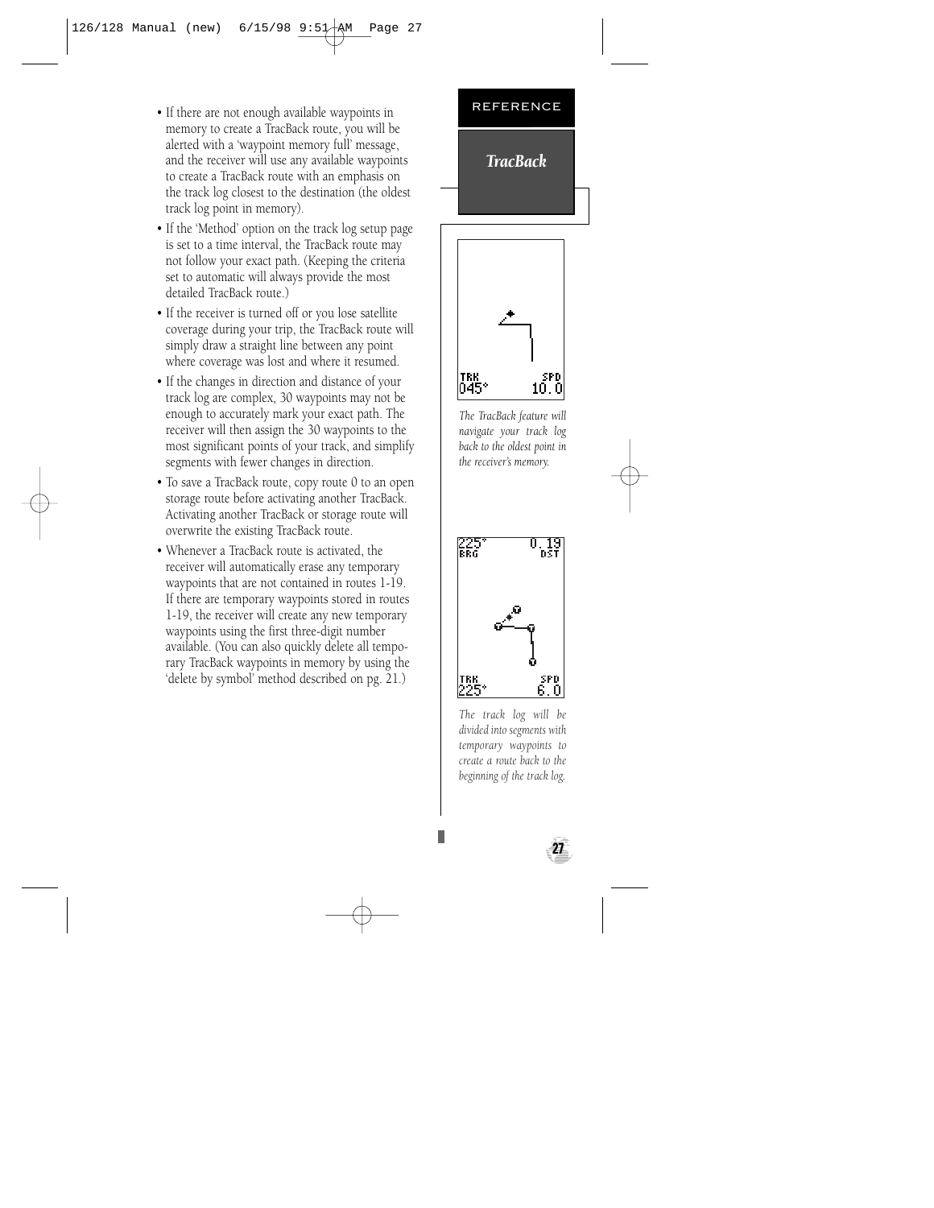## TracBack

- If there are not enough available waypoints in memory to create a TracBack route, you will be alerted with a 'waypoint memory full' message, and the receiver will use any available waypoints to create a TracBack route with an emphasis on the track log closest to the destination (the oldest track log point in memory).
- If the 'Method' option on the track log setup page is set to a time interval, the TracBack route may not follow your exact path. (Keeping the criteria set to automatic will always provide the most detailed TracBack route.)
- If the receiver is turned off or you lose satellite coverage during your trip, the TracBack route will simply draw a straight line between any point where coverage was lost and where it resumed.
- If the changes in direction and distance of your track log are complex, 30 waypoints may not be enough to accurately mark your exact path. The receiver will then assign the 30 waypoints to the most significant points of your track, and simplify segments with fewer changes in direction.
- To save a TracBack route, copy route 0 to an open storage route before activating another TracBack. Activating another TracBack or storage route will overwrite the existing TracBack route.
- Whenever a TracBack route is activated, the receiver will automatically erase any temporary waypoints that are not contained in routes 1-19. If there are temporary waypoints stored in routes 1-19, the receiver will create any new temporary waypoints using the first three-digit number available. (You can also quickly delete all temporary TracBack waypoints in memory by using the 'delete by symbol' method described on pg. 21.)

*The TracBack feature will navigate your track log back to the oldest point in the receiver's memory.*

*The track log will be divided into segments with temporary waypoints to create a route back to the beginning of the track log.*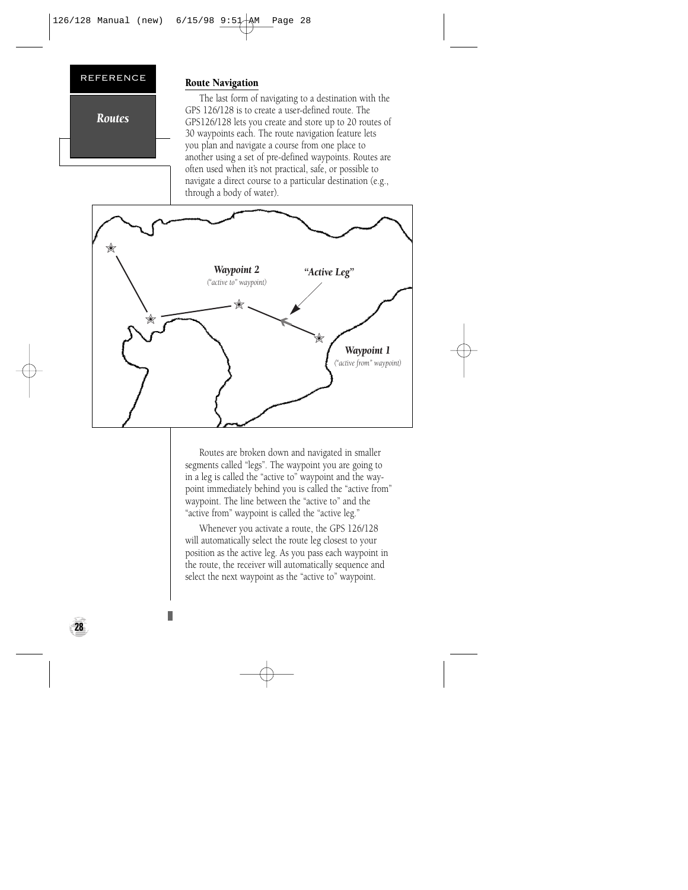## Route Navigation

The last form of navigating to a destination with the GPS 126/128 is to create a user-defined route. The GPS126/128 lets you create and store up to 20 routes of 30 waypoints each. The route navigation feature lets you plan and navigate a course from one place to another using a set of pre-defined waypoints. Routes are often used when it's not practical, safe, or possible to navigate a direct course to a particular destination (e.g., through a body of water).

***Waypoint 2***
*("active to" waypoint)*

***"Active Leg"***

***Waypoint 1***
*("active from" waypoint)*

Routes are broken down and navigated in smaller segments called "legs". The waypoint you are going to in a leg is called the "active to" waypoint and the waypoint immediately behind you is called the "active from" waypoint. The line between the "active to" and the "active from" waypoint is called the "active leg."

Whenever you activate a route, the GPS 126/128 will automatically select the route leg closest to your position as the active leg. As you pass each waypoint in the route, the receiver will automatically sequence and select the next waypoint as the "active to" waypoint.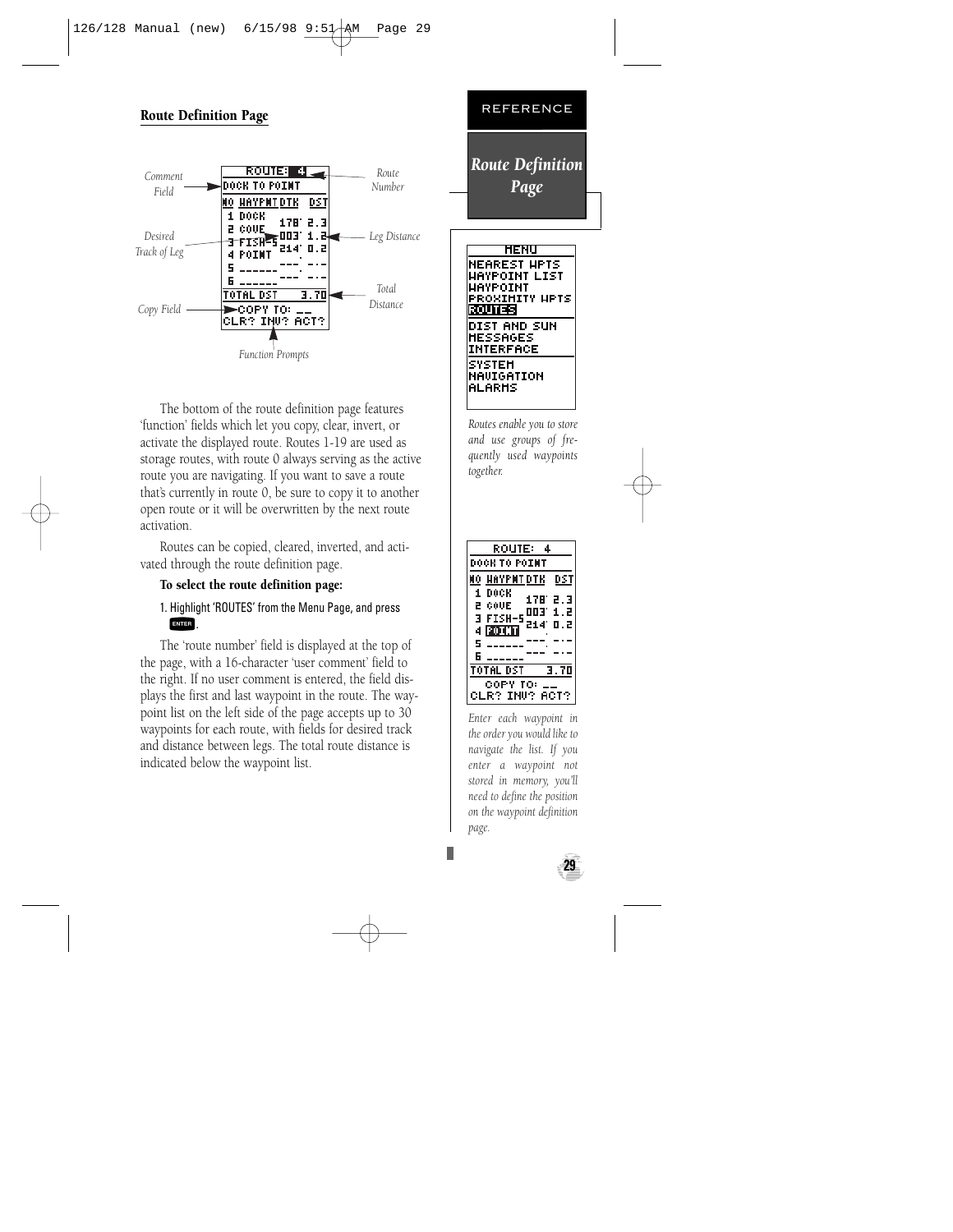## Route Definition Page

The bottom of the route definition page features 'function' fields which let you copy, clear, invert, or activate the displayed route. Routes 1-19 are used as storage routes, with route 0 always serving as the active route you are navigating. If you want to save a route that's currently in route 0, be sure to copy it to another open route or it will be overwritten by the next route activation.

Routes can be copied, cleared, inverted, and activated through the route definition page.

**To select the route definition page:**

1. Highlight 'ROUTES' from the Menu Page, and press ENTER.

The 'route number' field is displayed at the top of the page, with a 16-character 'user comment' field to the right. If no user comment is entered, the field displays the first and last waypoint in the route. The waypoint list on the left side of the page accepts up to 30 waypoints for each route, with fields for desired track and distance between legs. The total route distance is indicated below the waypoint list.

REFERENCE

*Route Definition Page*

*Routes enable you to store and use groups of frequently used waypoints together.*

*Enter each waypoint in the order you would like to navigate the list. If you enter a waypoint not stored in memory, you'll need to define the position on the waypoint definition page.*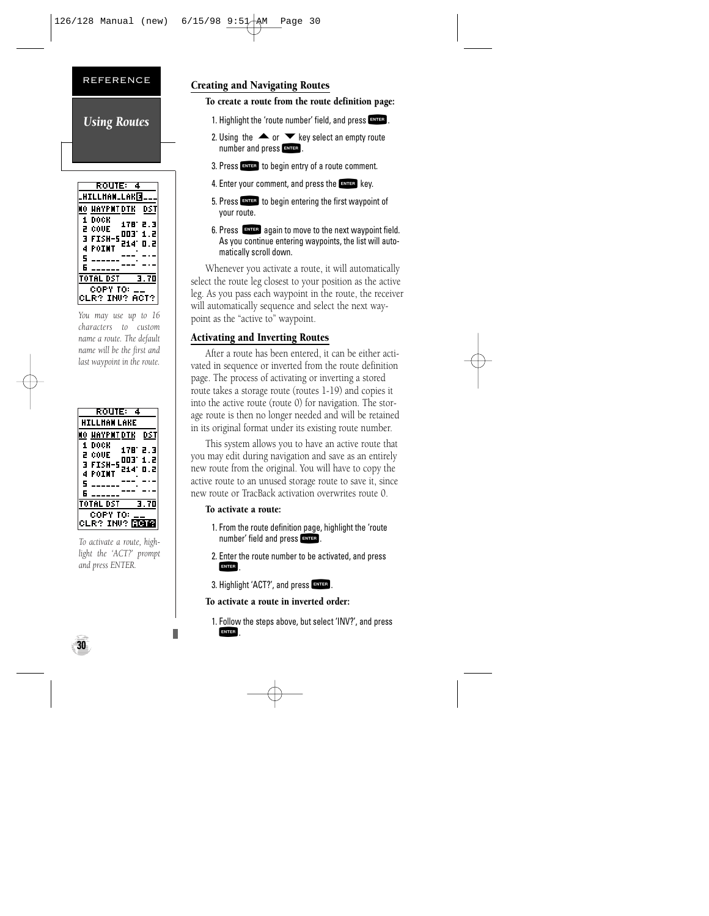REFERENCE

## Using Routes

*You may use up to 16 characters to custom name a route. The default name will be the first and last waypoint in the route.*

*To activate a route, highlight the 'ACT?' prompt and press ENTER.*

### Creating and Navigating Routes

**To create a route from the route definition page:**

1. Highlight the 'route number' field, and press ENTER.
2. Using the ▲ or ▼ key select an empty route number and press ENTER.
3. Press ENTER to begin entry of a route comment.
4. Enter your comment, and press the ENTER key.
5. Press ENTER to begin entering the first waypoint of your route.
6. Press ENTER again to move to the next waypoint field. As you continue entering waypoints, the list will automatically scroll down.

Whenever you activate a route, it will automatically select the route leg closest to your position as the active leg. As you pass each waypoint in the route, the receiver will automatically sequence and select the next waypoint as the "active to" waypoint.

### Activating and Inverting Routes

After a route has been entered, it can be either activated in sequence or inverted from the route definition page. The process of activating or inverting a stored route takes a storage route (routes 1-19) and copies it into the active route (route 0) for navigation. The storage route is then no longer needed and will be retained in its original format under its existing route number.

This system allows you to have an active route that you may edit during navigation and save as an entirely new route from the original. You will have to copy the active route to an unused storage route to save it, since new route or TracBack activation overwrites route 0.

**To activate a route:**

1. From the route definition page, highlight the 'route number' field and press ENTER.
2. Enter the route number to be activated, and press ENTER.
3. Highlight 'ACT?', and press ENTER.

**To activate a route in inverted order:**

1. Follow the steps above, but select 'INV?', and press ENTER.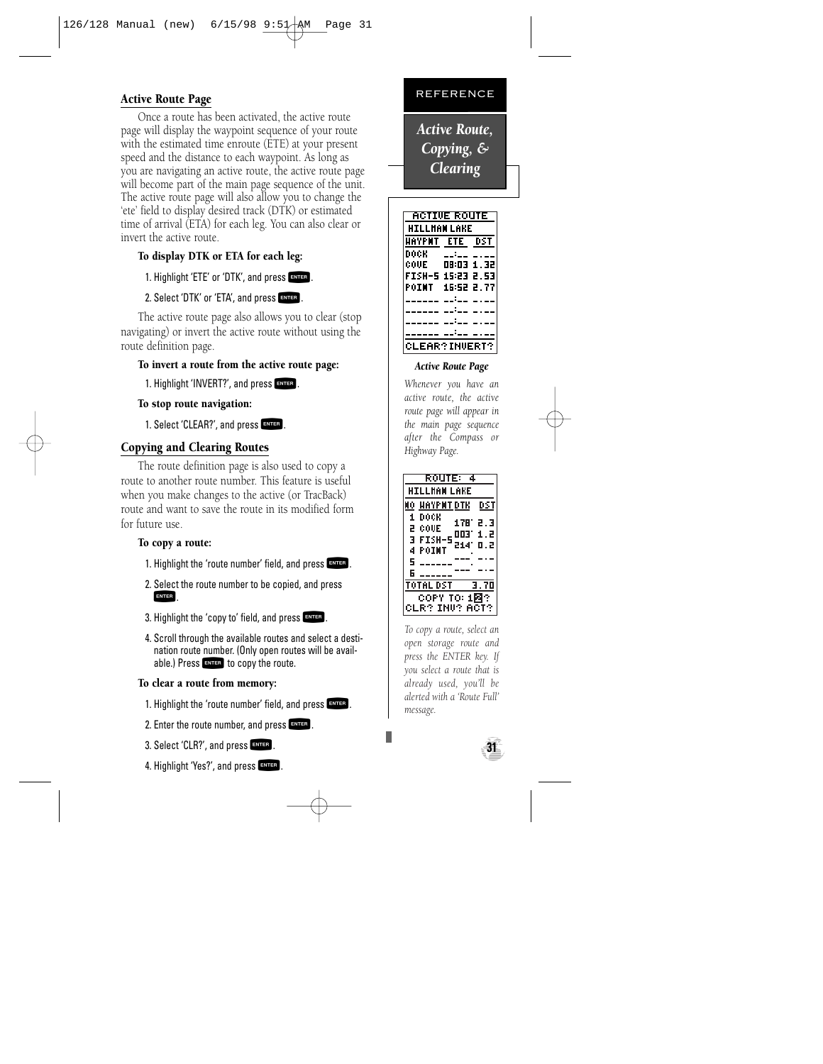## Active Route Page

Once a route has been activated, the active route page will display the waypoint sequence of your route with the estimated time enroute (ETE) at your present speed and the distance to each waypoint. As long as you are navigating an active route, the active route page will become part of the main page sequence of the unit. The active route page will also allow you to change the 'ete' field to display desired track (DTK) or estimated time of arrival (ETA) for each leg. You can also clear or invert the active route.

**To display DTK or ETA for each leg:**

1. Highlight 'ETE' or 'DTK', and press ENTER.
2. Select 'DTK' or 'ETA', and press ENTER.

The active route page also allows you to clear (stop navigating) or invert the active route without using the route definition page.

**To invert a route from the active route page:**

1. Highlight 'INVERT?', and press ENTER.

**To stop route navigation:**

1. Select 'CLEAR?', and press ENTER.

## Copying and Clearing Routes

The route definition page is also used to copy a route to another route number. This feature is useful when you make changes to the active (or TracBack) route and want to save the route in its modified form for future use.

**To copy a route:**

1. Highlight the 'route number' field, and press ENTER.
2. Select the route number to be copied, and press ENTER.
3. Highlight the 'copy to' field, and press ENTER.
4. Scroll through the available routes and select a destination route number. (Only open routes will be available.) Press ENTER to copy the route.

**To clear a route from memory:**

1. Highlight the 'route number' field, and press ENTER.
2. Enter the route number, and press ENTER.
3. Select 'CLR?', and press ENTER.
4. Highlight 'Yes?', and press ENTER.

REFERENCE

*Active Route, Copying, & Clearing*

```
ACTIVE ROUTE
HILLMAN LAKE
WAYPNT  ETE   DST
DOCK    __:__ _.__
COVE    08:03 1.32
FISH-5  15:23 2.53
POINT   16:52 2.77
------  __:__ _.__
------  __:__ _.__
------  __:__ _.__
------  __:__ _.__
CLEAR?  INVERT?
```

*Active Route Page*

*Whenever you have an active route, the active route page will appear in the main page sequence after the Compass or Highway Page.*

```
ROUTE: 4
HILLMAN LAKE
NO WAYPNT DTK  DST
1 DOCK
           178° 2.3
2 COVE
           003° 1.2
3 FISH-5
           214° 0.2
4 POINT
           ---° -.-
5 ------
           ---  -.-
6 ------
TOTAL DST     3.70
COPY TO: 10?
CLR? INV? ACT?
```

*To copy a route, select an open storage route and press the ENTER key. If you select a route that is already used, you'll be alerted with a 'Route Full' message.*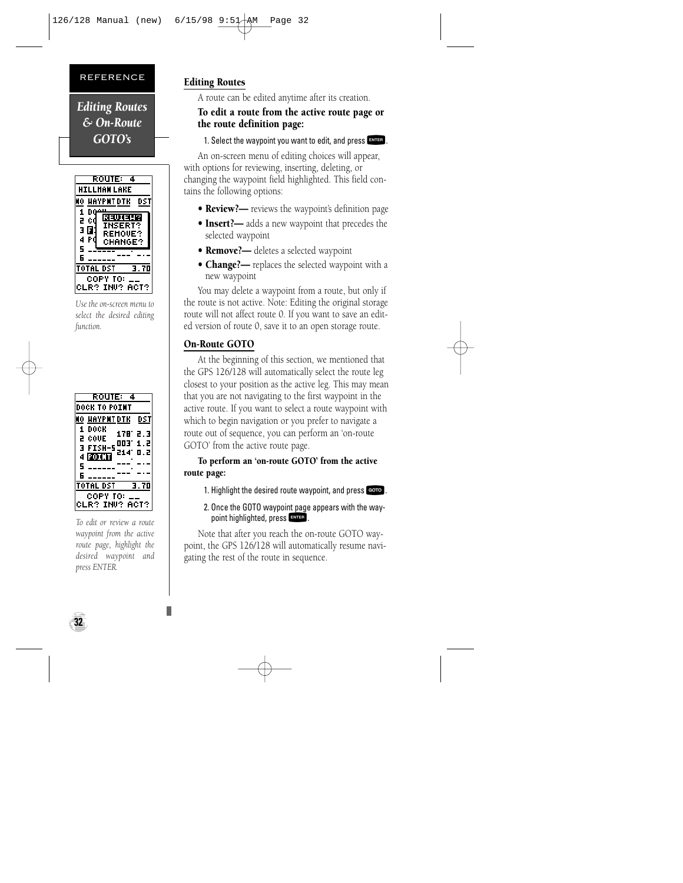REFERENCE

*Editing Routes & On-Route GOTO's*

*Use the on-screen menu to select the desired editing function.*

*To edit or review a route waypoint from the active route page, highlight the desired waypoint and press ENTER.*

## Editing Routes

A route can be edited anytime after its creation.

**To edit a route from the active route page or the route definition page:**

1. Select the waypoint you want to edit, and press ENTER.

An on-screen menu of editing choices will appear, with options for reviewing, inserting, deleting, or changing the waypoint field highlighted. This field contains the following options:

- **Review?—** reviews the waypoint's definition page
- **Insert?—** adds a new waypoint that precedes the selected waypoint
- **Remove?—** deletes a selected waypoint
- **Change?—** replaces the selected waypoint with a new waypoint

You may delete a waypoint from a route, but only if the route is not active. Note: Editing the original storage route will not affect route 0. If you want to save an edited version of route 0, save it to an open storage route.

## On-Route GOTO

At the beginning of this section, we mentioned that the GPS 126/128 will automatically select the route leg closest to your position as the active leg. This may mean that you are not navigating to the first waypoint in the active route. If you want to select a route waypoint with which to begin navigation or you prefer to navigate a route out of sequence, you can perform an 'on-route GOTO' from the active route page.

**To perform an 'on-route GOTO' from the active route page:**

1. Highlight the desired route waypoint, and press GOTO.
2. Once the GOTO waypoint page appears with the waypoint highlighted, press ENTER.

Note that after you reach the on-route GOTO waypoint, the GPS 126/128 will automatically resume navigating the rest of the route in sequence.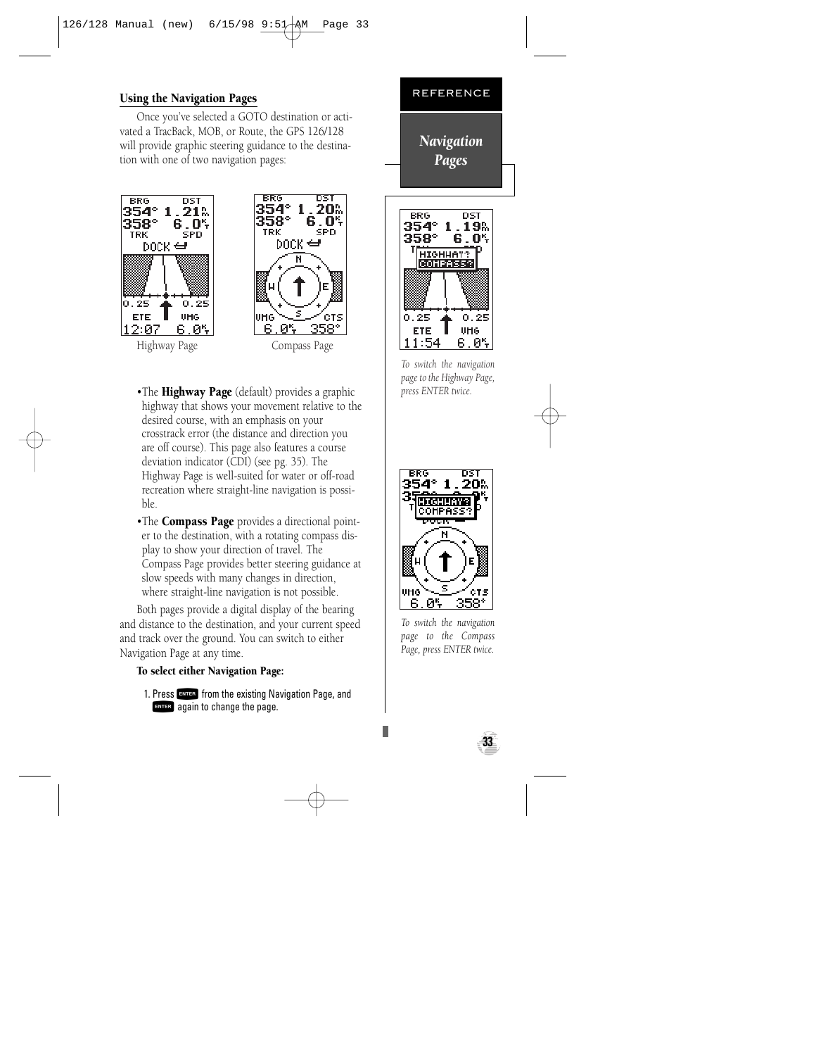## Using the Navigation Pages

Once you've selected a GOTO destination or activated a TracBack, MOB, or Route, the GPS 126/128 will provide graphic steering guidance to the destination with one of two navigation pages:

Highway Page

Compass Page

- The **Highway Page** (default) provides a graphic highway that shows your movement relative to the desired course, with an emphasis on your crosstrack error (the distance and direction you are off course). This page also features a course deviation indicator (CDI) (see pg. 35). The Highway Page is well-suited for water or off-road recreation where straight-line navigation is possible.
- The **Compass Page** provides a directional pointer to the destination, with a rotating compass display to show your direction of travel. The Compass Page provides better steering guidance at slow speeds with many changes in direction, where straight-line navigation is not possible.

Both pages provide a digital display of the bearing and distance to the destination, and your current speed and track over the ground. You can switch to either Navigation Page at any time.

**To select either Navigation Page:**

1. Press ENTER from the existing Navigation Page, and ENTER again to change the page.

REFERENCE

*Navigation Pages*

*To switch the navigation page to the Highway Page, press ENTER twice.*

*To switch the navigation page to the Compass Page, press ENTER twice.*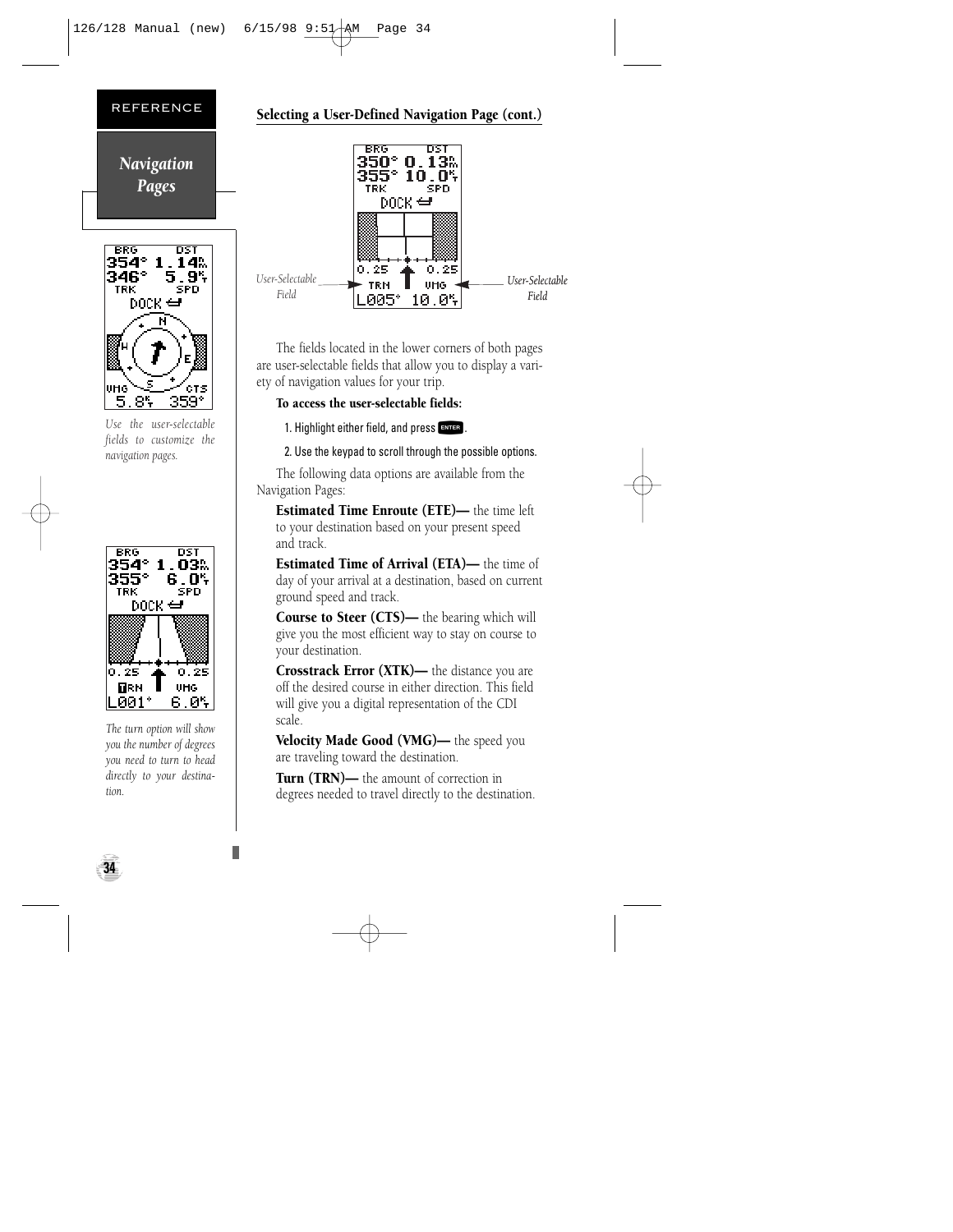REFERENCE

## Navigation Pages

*Use the user-selectable fields to customize the navigation pages.*

*The turn option will show you the number of degrees you need to turn to head directly to your destination.*

### Selecting a User-Defined Navigation Page (cont.)

*User-Selectable Field* *User-Selectable Field*

The fields located in the lower corners of both pages are user-selectable fields that allow you to display a variety of navigation values for your trip.

**To access the user-selectable fields:**

1. Highlight either field, and press ENTER.
2. Use the keypad to scroll through the possible options.

The following data options are available from the Navigation Pages:

**Estimated Time Enroute (ETE)—** the time left to your destination based on your present speed and track.

**Estimated Time of Arrival (ETA)—** the time of day of your arrival at a destination, based on current ground speed and track.

**Course to Steer (CTS)—** the bearing which will give you the most efficient way to stay on course to your destination.

**Crosstrack Error (XTK)—** the distance you are off the desired course in either direction. This field will give you a digital representation of the CDI scale.

**Velocity Made Good (VMG)—** the speed you are traveling toward the destination.

**Turn (TRN)—** the amount of correction in degrees needed to travel directly to the destination.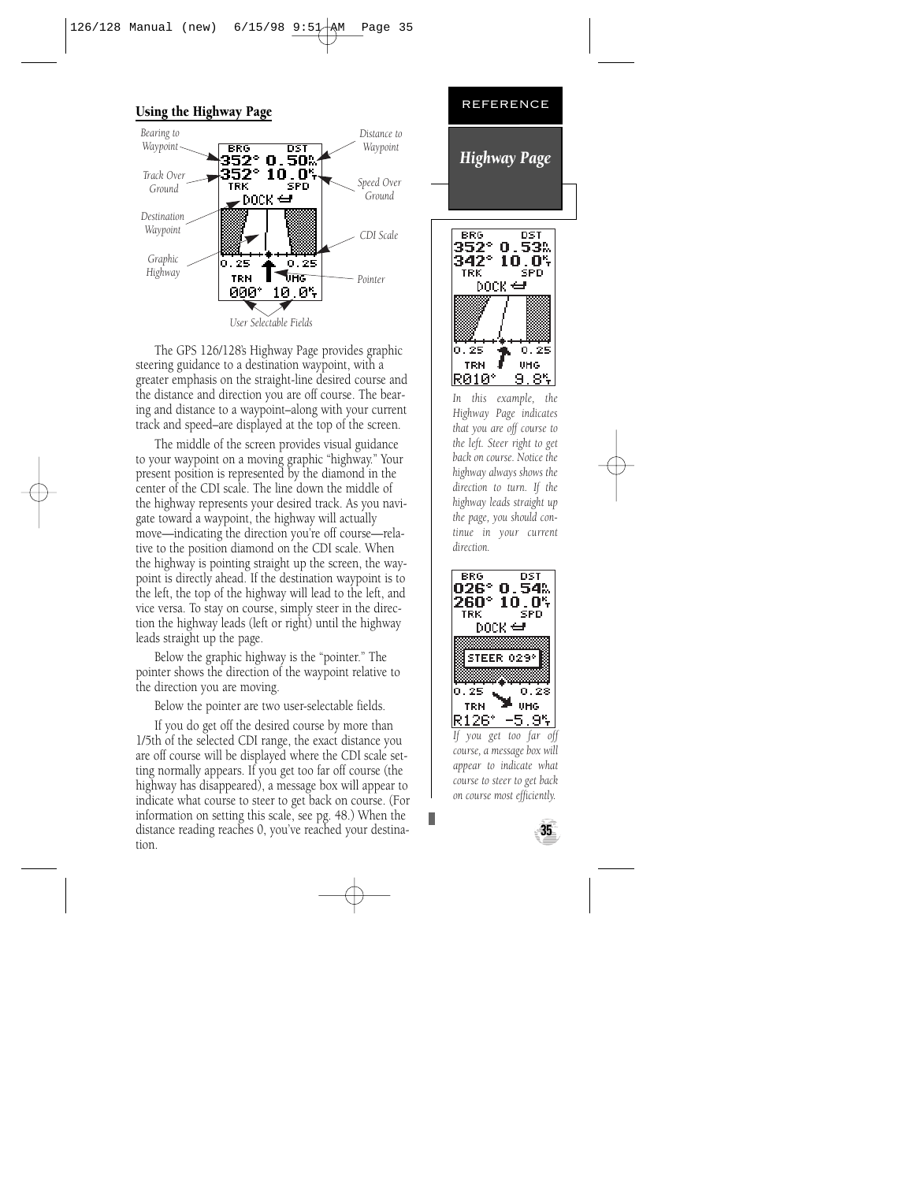## Using the Highway Page

Bearing to Waypoint

Distance to Waypoint

Track Over Ground

Speed Over Ground

Destination Waypoint

CDI Scale

Graphic Highway

Pointer

*User Selectable Fields*

The GPS 126/128's Highway Page provides graphic steering guidance to a destination waypoint, with a greater emphasis on the straight-line desired course and the distance and direction you are off course. The bearing and distance to a waypoint–along with your current track and speed–are displayed at the top of the screen.

The middle of the screen provides visual guidance to your waypoint on a moving graphic "highway." Your present position is represented by the diamond in the center of the CDI scale. The line down the middle of the highway represents your desired track. As you navigate toward a waypoint, the highway will actually move—indicating the direction you're off course—relative to the position diamond on the CDI scale. When the highway is pointing straight up the screen, the waypoint is directly ahead. If the destination waypoint is to the left, the top of the highway will lead to the left, and vice versa. To stay on course, simply steer in the direction the highway leads (left or right) until the highway leads straight up the page.

Below the graphic highway is the "pointer." The pointer shows the direction of the waypoint relative to the direction you are moving.

Below the pointer are two user-selectable fields.

If you do get off the desired course by more than 1/5th of the selected CDI range, the exact distance you are off course will be displayed where the CDI scale setting normally appears. If you get too far off course (the highway has disappeared), a message box will appear to indicate what course to steer to get back on course. (For information on setting this scale, see pg. 48.) When the distance reading reaches 0, you've reached your destination.

REFERENCE

### *Highway Page*

*In this example, the Highway Page indicates that you are off course to the left. Steer right to get back on course. Notice the highway always shows the direction to turn. If the highway leads straight up the page, you should continue in your current direction.*

*If you get too far off course, a message box will appear to indicate what course to steer to get back on course most efficiently.*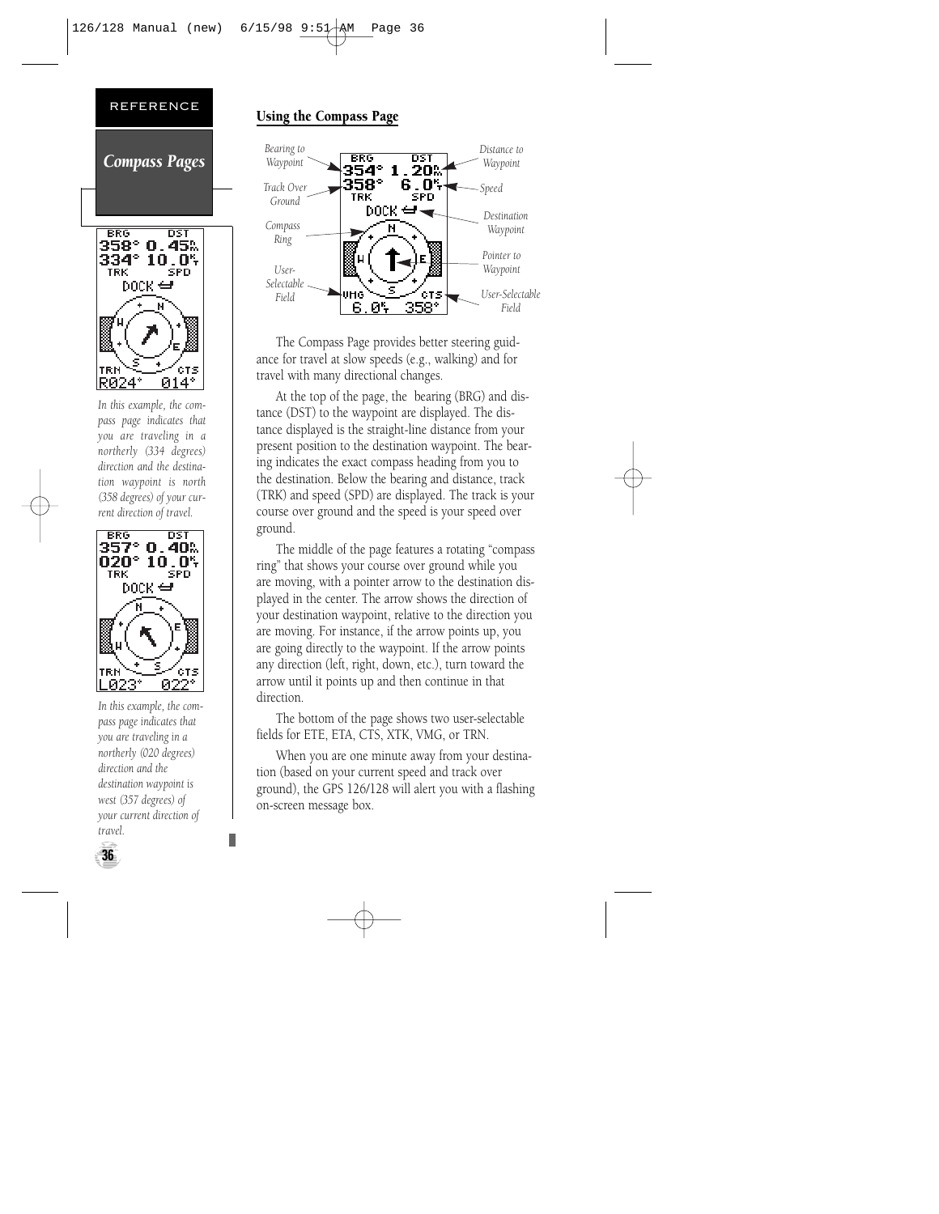REFERENCE

## Compass Pages

*In this example, the compass page indicates that you are traveling in a northerly (334 degrees) direction and the destination waypoint is north (358 degrees) of your current direction of travel.*

*In this example, the compass page indicates that you are traveling in a northerly (020 degrees) direction and the destination waypoint is west (357 degrees) of your current direction of travel.*

### Using the Compass Page

Bearing to Waypoint; Track Over Ground; Compass Ring; User-Selectable Field; Distance to Waypoint; Speed; Destination Waypoint; Pointer to Waypoint; User-Selectable Field

The Compass Page provides better steering guidance for travel at slow speeds (e.g., walking) and for travel with many directional changes.

At the top of the page, the bearing (BRG) and distance (DST) to the waypoint are displayed. The distance displayed is the straight-line distance from your present position to the destination waypoint. The bearing indicates the exact compass heading from you to the destination. Below the bearing and distance, track (TRK) and speed (SPD) are displayed. The track is your course over ground and the speed is your speed over ground.

The middle of the page features a rotating "compass ring" that shows your course over ground while you are moving, with a pointer arrow to the destination displayed in the center. The arrow shows the direction of your destination waypoint, relative to the direction you are moving. For instance, if the arrow points up, you are going directly to the waypoint. If the arrow points any direction (left, right, down, etc.), turn toward the arrow until it points up and then continue in that direction.

The bottom of the page shows two user-selectable fields for ETE, ETA, CTS, XTK, VMG, or TRN.

When you are one minute away from your destination (based on your current speed and track over ground), the GPS 126/128 will alert you with a flashing on-screen message box.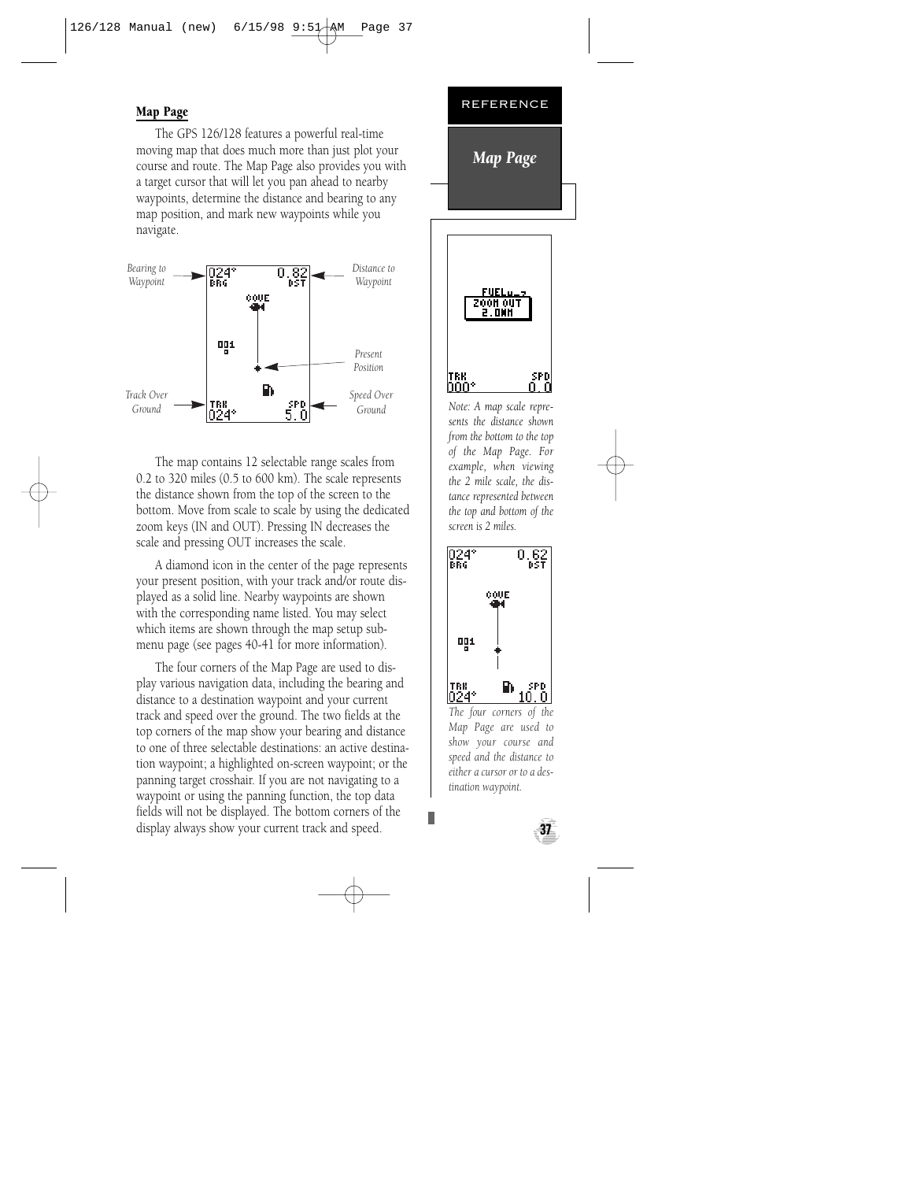## Map Page

The GPS 126/128 features a powerful real-time moving map that does much more than just plot your course and route. The Map Page also provides you with a target cursor that will let you pan ahead to nearby waypoints, determine the distance and bearing to any map position, and mark new waypoints while you navigate.

*Bearing to Waypoint* — *Distance to Waypoint* — *Present Position* — *Track Over Ground* — *Speed Over Ground*

The map contains 12 selectable range scales from 0.2 to 320 miles (0.5 to 600 km). The scale represents the distance shown from the top of the screen to the bottom. Move from scale to scale by using the dedicated zoom keys (IN and OUT). Pressing IN decreases the scale and pressing OUT increases the scale.

A diamond icon in the center of the page represents your present position, with your track and/or route displayed as a solid line. Nearby waypoints are shown with the corresponding name listed. You may select which items are shown through the map setup submenu page (see pages 40-41 for more information).

The four corners of the Map Page are used to display various navigation data, including the bearing and distance to a destination waypoint and your current track and speed over the ground. The two fields at the top corners of the map show your bearing and distance to one of three selectable destinations: an active destination waypoint; a highlighted on-screen waypoint; or the panning target crosshair. If you are not navigating to a waypoint or using the panning function, the top data fields will not be displayed. The bottom corners of the display always show your current track and speed.

*Note: A map scale represents the distance shown from the bottom to the top of the Map Page. For example, when viewing the 2 mile scale, the distance represented between the top and bottom of the screen is 2 miles.*

*The four corners of the Map Page are used to show your course and speed and the distance to either a cursor or to a destination waypoint.*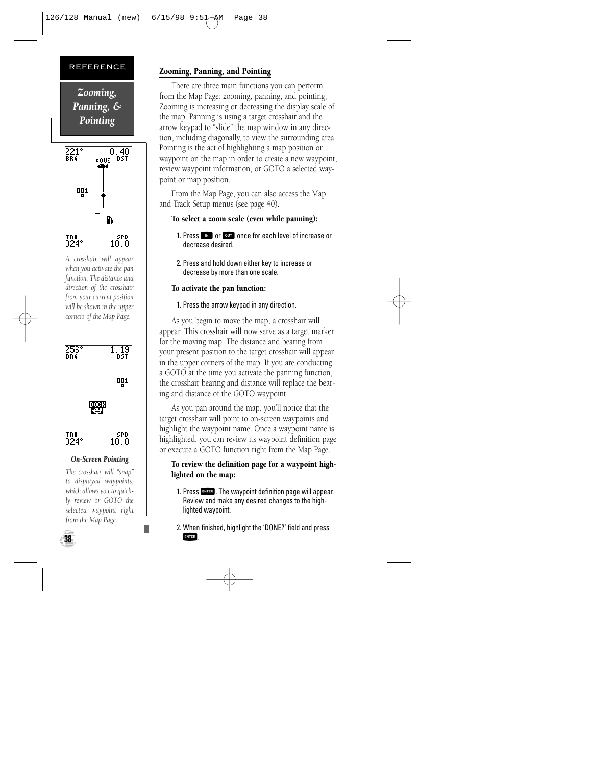REFERENCE

*Zooming, Panning, & Pointing*

*A crosshair will appear when you activate the pan function. The distance and direction of the crosshair from your current position will be shown in the upper corners of the Map Page.*

***On-Screen Pointing***

*The crosshair will "snap" to displayed waypoints, which allows you to quickly review or GOTO the selected waypoint right from the Map Page.*

## Zooming, Panning, and Pointing

There are three main functions you can perform from the Map Page: zooming, panning, and pointing, Zooming is increasing or decreasing the display scale of the map. Panning is using a target crosshair and the arrow keypad to "slide" the map window in any direction, including diagonally, to view the surrounding area. Pointing is the act of highlighting a map position or waypoint on the map in order to create a new waypoint, review waypoint information, or GOTO a selected waypoint or map position.

From the Map Page, you can also access the Map and Track Setup menus (see page 40).

**To select a zoom scale (even while panning):**

1. Press IN or OUT once for each level of increase or decrease desired.

2. Press and hold down either key to increase or decrease by more than one scale.

**To activate the pan function:**

1. Press the arrow keypad in any direction.

As you begin to move the map, a crosshair will appear. This crosshair will now serve as a target marker for the moving map. The distance and bearing from your present position to the target crosshair will appear in the upper corners of the map. If you are conducting a GOTO at the time you activate the panning function, the crosshair bearing and distance will replace the bearing and distance of the GOTO waypoint.

As you pan around the map, you'll notice that the target crosshair will point to on-screen waypoints and highlight the waypoint name. Once a waypoint name is highlighted, you can review its waypoint definition page or execute a GOTO function right from the Map Page.

**To review the definition page for a waypoint highlighted on the map:**

1. Press ENTER. The waypoint definition page will appear. Review and make any desired changes to the highlighted waypoint.

2. When finished, highlight the 'DONE?' field and press ENTER.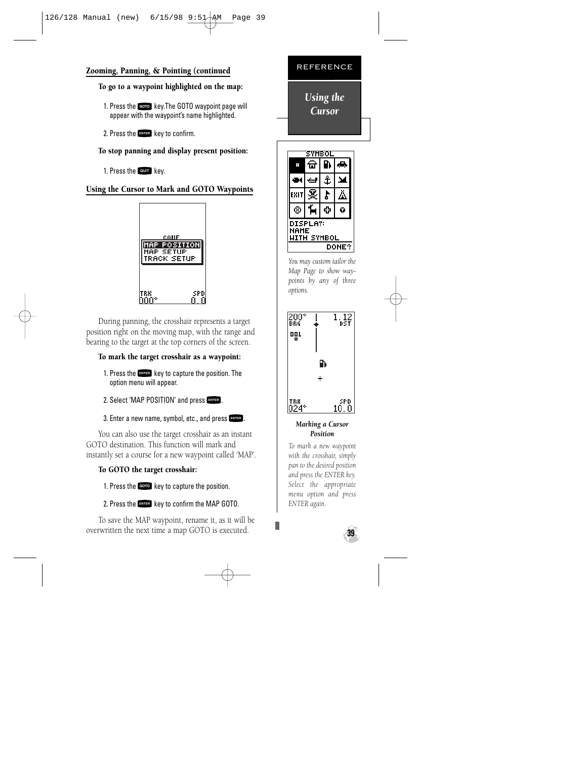## Zooming, Panning, & Pointing (continued

**To go to a waypoint highlighted on the map:**

1. Press the GOTO key.The GOTO waypoint page will appear with the waypoint's name highlighted.

2. Press the ENTER key to confirm.

**To stop panning and display present position:**

1. Press the QUIT key.

## Using the Cursor to Mark and GOTO Waypoints

During panning, the crosshair represents a target position right on the moving map, with the range and bearing to the target at the top corners of the screen.

**To mark the target crosshair as a waypoint:**

1. Press the ENTER key to capture the position. The option menu will appear.

2. Select 'MAP POSITION' and press ENTER.

3. Enter a new name, symbol, etc., and press ENTER.

You can also use the target crosshair as an instant GOTO destination. This function will mark and instantly set a course for a new waypoint called 'MAP'.

**To GOTO the target crosshair:**

1. Press the GOTO key to capture the position.

2. Press the ENTER key to confirm the MAP GOTO.

To save the MAP waypoint, rename it, as it will be overwritten the next time a map GOTO is executed.

REFERENCE

*Using the Cursor*

*You may custom tailor the Map Page to show waypoints by any of three options.*

***Marking a Cursor Position***

*To mark a new waypoint with the crosshair, simply pan to the desired position and press the ENTER key. Select the appropriate menu option and press ENTER again.*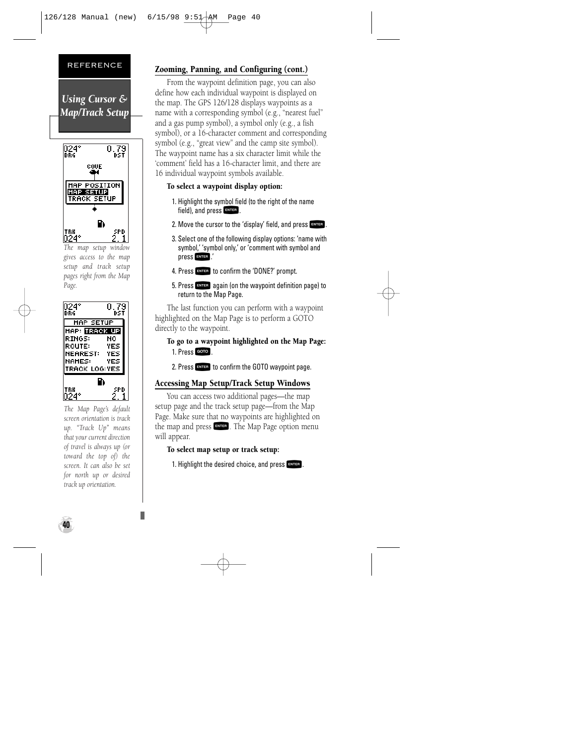REFERENCE

## Using Cursor & Map/Track Setup

*The map setup window gives access to the map setup and track setup pages right from the Map Page.*

*The Map Page's default screen orientation is track up. "Track Up" means that your current direction of travel is always up (or toward the top of) the screen. It can also be set for north up or desired track up orientation.*

### Zooming, Panning, and Configuring (cont.)

From the waypoint definition page, you can also define how each individual waypoint is displayed on the map. The GPS 126/128 displays waypoints as a name with a corresponding symbol (e.g., "nearest fuel" and a gas pump symbol), a symbol only (e.g., a fish symbol), or a 16-character comment and corresponding symbol (e.g., "great view" and the camp site symbol). The waypoint name has a six character limit while the 'comment' field has a 16-character limit, and there are 16 individual waypoint symbols available.

**To select a waypoint display option:**

1. Highlight the symbol field (to the right of the name field), and press ENTER.
2. Move the cursor to the 'display' field, and press ENTER.
3. Select one of the following display options: 'name with symbol,' 'symbol only,' or 'comment with symbol and press ENTER.'
4. Press ENTER to confirm the 'DONE?' prompt.
5. Press ENTER again (on the waypoint definition page) to return to the Map Page.

The last function you can perform with a waypoint highlighted on the Map Page is to perform a GOTO directly to the waypoint.

**To go to a waypoint highlighted on the Map Page:**

1. Press GOTO.
2. Press ENTER to confirm the GOTO waypoint page.

### Accessing Map Setup/Track Setup Windows

You can access two additional pages—the map setup page and the track setup page—from the Map Page. Make sure that no waypoints are highlighted on the map and press ENTER. The Map Page option menu will appear.

**To select map setup or track setup:**

1. Highlight the desired choice, and press ENTER.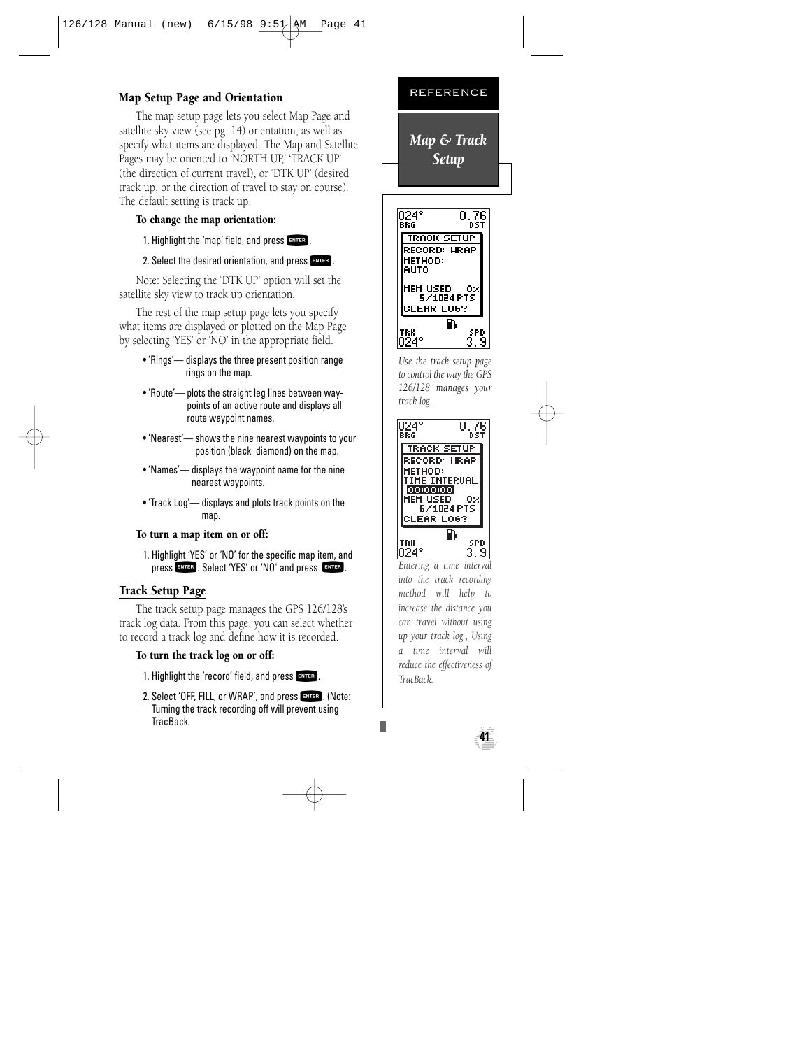## Map Setup Page and Orientation

The map setup page lets you select Map Page and satellite sky view (see pg. 14) orientation, as well as specify what items are displayed. The Map and Satellite Pages may be oriented to 'NORTH UP,' 'TRACK UP' (the direction of current travel), or 'DTK UP' (desired track up, or the direction of travel to stay on course). The default setting is track up.

**To change the map orientation:**

1. Highlight the 'map' field, and press ENTER.
2. Select the desired orientation, and press ENTER.

Note: Selecting the 'DTK UP' option will set the satellite sky view to track up orientation.

The rest of the map setup page lets you specify what items are displayed or plotted on the Map Page by selecting 'YES' or 'NO' in the appropriate field.

- 'Rings'— displays the three present position range rings on the map.
- 'Route'— plots the straight leg lines between waypoints of an active route and displays all route waypoint names.
- 'Nearest'— shows the nine nearest waypoints to your position (black diamond) on the map.
- 'Names'— displays the waypoint name for the nine nearest waypoints.
- 'Track Log'— displays and plots track points on the map.

**To turn a map item on or off:**

1. Highlight 'YES' or 'NO' for the specific map item, and press ENTER. Select 'YES' or 'NO' and press ENTER.

## Track Setup Page

The track setup page manages the GPS 126/128's track log data. From this page, you can select whether to record a track log and define how it is recorded.

**To turn the track log on or off:**

1. Highlight the 'record' field, and press ENTER.
2. Select 'OFF, FILL, or WRAP', and press ENTER. (Note: Turning the track recording off will prevent using TracBack.

REFERENCE

*Map & Track Setup*

*Use the track setup page to control the way the GPS 126/128 manages your track log.*

*Entering a time interval into the track recording method will help to increase the distance you can travel without using up your track log., Using a time interval will reduce the effectiveness of TracBack.*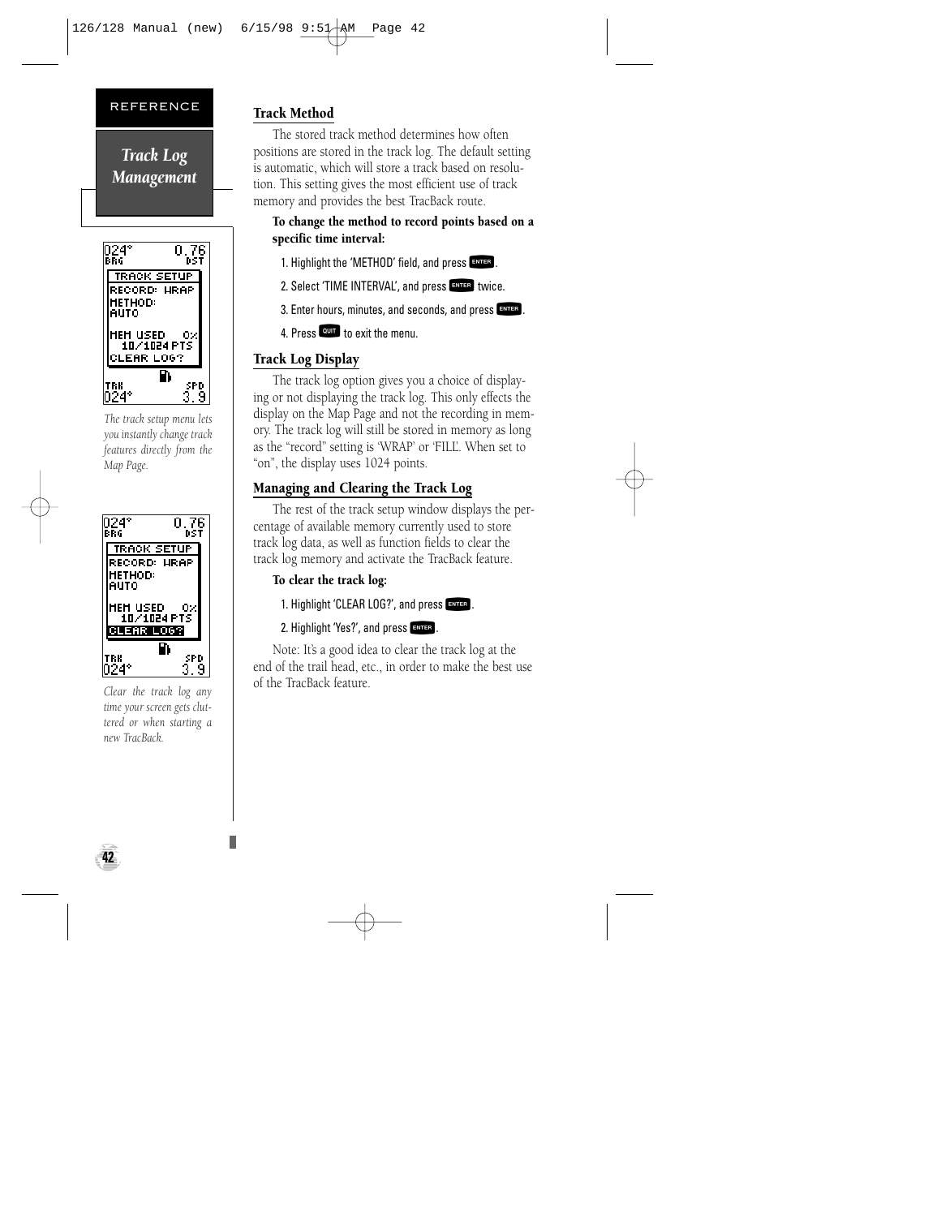REFERENCE

## Track Log Management

The track setup menu lets you instantly change track features directly from the Map Page.

Clear the track log any time your screen gets cluttered or when starting a new TracBack.

### Track Method

The stored track method determines how often positions are stored in the track log. The default setting is automatic, which will store a track based on resolution. This setting gives the most efficient use of track memory and provides the best TracBack route.

**To change the method to record points based on a specific time interval:**

1. Highlight the 'METHOD' field, and press ENTER.
2. Select 'TIME INTERVAL', and press ENTER twice.
3. Enter hours, minutes, and seconds, and press ENTER.
4. Press QUIT to exit the menu.

### Track Log Display

The track log option gives you a choice of displaying or not displaying the track log. This only effects the display on the Map Page and not the recording in memory. The track log will still be stored in memory as long as the "record" setting is 'WRAP' or 'FILL'. When set to "on", the display uses 1024 points.

### Managing and Clearing the Track Log

The rest of the track setup window displays the percentage of available memory currently used to store track log data, as well as function fields to clear the track log memory and activate the TracBack feature.

**To clear the track log:**

1. Highlight 'CLEAR LOG?', and press ENTER.
2. Highlight 'Yes?', and press ENTER.

Note: It's a good idea to clear the track log at the end of the trail head, etc., in order to make the best use of the TracBack feature.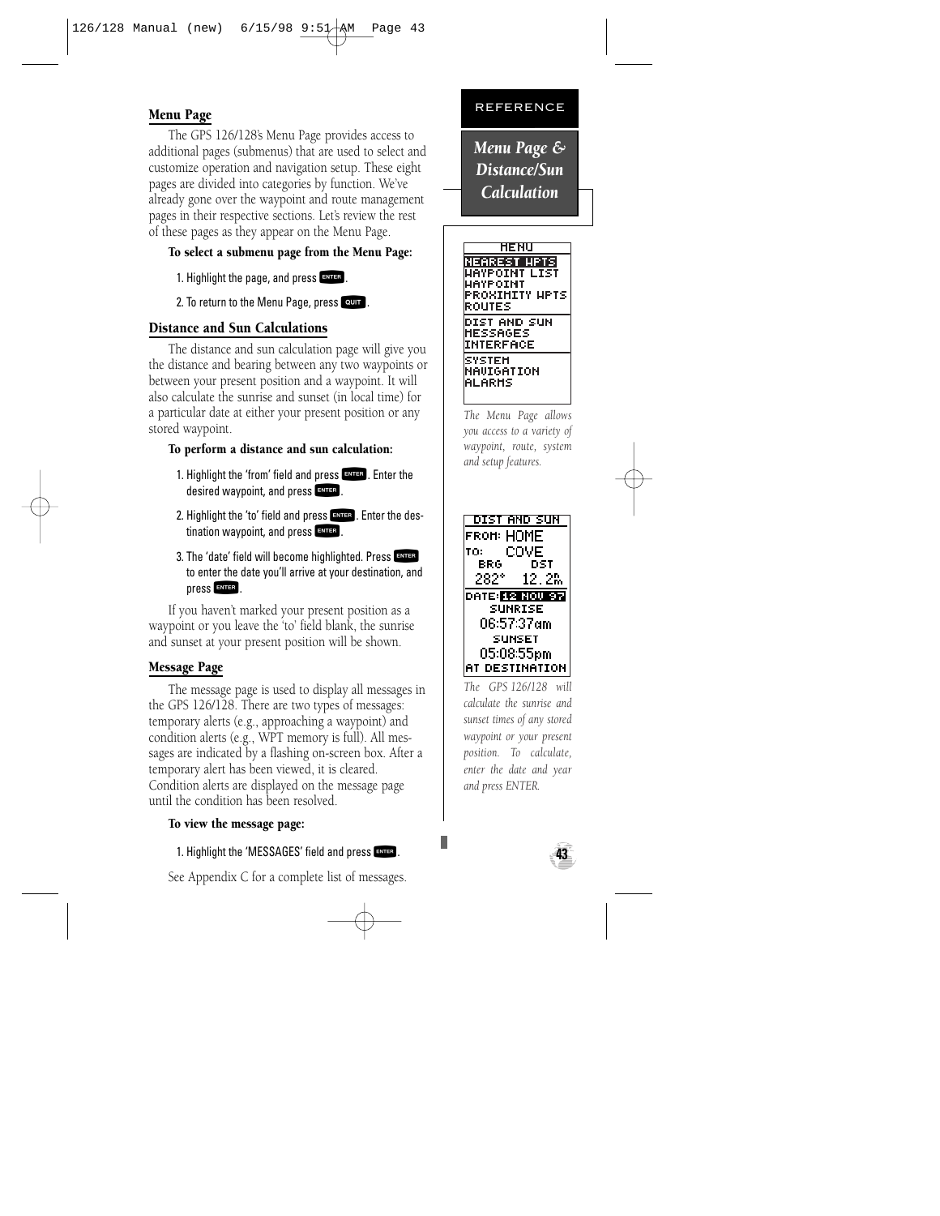## Menu Page

The GPS 126/128's Menu Page provides access to additional pages (submenus) that are used to select and customize operation and navigation setup. These eight pages are divided into categories by function. We've already gone over the waypoint and route management pages in their respective sections. Let's review the rest of these pages as they appear on the Menu Page.

**To select a submenu page from the Menu Page:**

1. Highlight the page, and press ENTER.
2. To return to the Menu Page, press QUIT.

## Distance and Sun Calculations

The distance and sun calculation page will give you the distance and bearing between any two waypoints or between your present position and a waypoint. It will also calculate the sunrise and sunset (in local time) for a particular date at either your present position or any stored waypoint.

**To perform a distance and sun calculation:**

1. Highlight the 'from' field and press ENTER. Enter the desired waypoint, and press ENTER.
2. Highlight the 'to' field and press ENTER. Enter the destination waypoint, and press ENTER.
3. The 'date' field will become highlighted. Press ENTER to enter the date you'll arrive at your destination, and press ENTER.

If you haven't marked your present position as a waypoint or you leave the 'to' field blank, the sunrise and sunset at your present position will be shown.

## Message Page

The message page is used to display all messages in the GPS 126/128. There are two types of messages: temporary alerts (e.g., approaching a waypoint) and condition alerts (e.g., WPT memory is full). All messages are indicated by a flashing on-screen box. After a temporary alert has been viewed, it is cleared. Condition alerts are displayed on the message page until the condition has been resolved.

**To view the message page:**

1. Highlight the 'MESSAGES' field and press ENTER.

See Appendix C for a complete list of messages.

REFERENCE

*Menu Page & Distance/Sun Calculation*

MENU
NEAREST WPTS
WAYPOINT LIST
WAYPOINT
PROXIMITY WPTS
ROUTES
DIST AND SUN
MESSAGES
INTERFACE
SYSTEM
NAVIGATION
ALARMS

*The Menu Page allows you access to a variety of waypoint, route, system and setup features.*

DIST AND SUN
FROM: HOME
TO: COVE
BRG DST
282° 12.2m
DATE: 12 NOV 97
SUNRISE
06:57:37am
SUNSET
05:08:55pm
AT DESTINATION

*The GPS 126/128 will calculate the sunrise and sunset times of any stored waypoint or your present position. To calculate, enter the date and year and press ENTER.*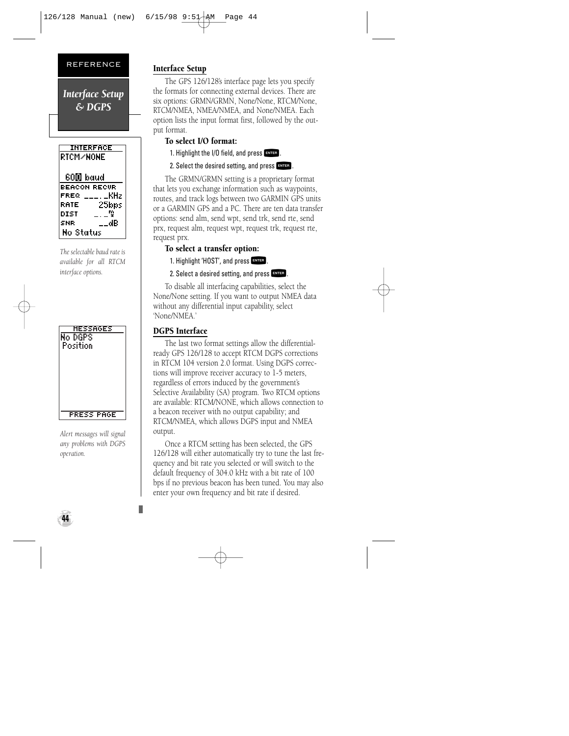REFERENCE

*Interface Setup & DGPS*

```
INTERFACE
RTCM/NONE

 600 baud
BEACON RECVR
FREQ ___._KHz
RATE    25bps
DIST    _._
SNR      __dB
 No Status
```

*The selectable baud rate is available for all RTCM interface options.*

```
MESSAGES
No DGPS
Position

PRESS PAGE
```

*Alert messages will signal any problems with DGPS operation.*

## Interface Setup

The GPS 126/128's interface page lets you specify the formats for connecting external devices. There are six options: GRMN/GRMN, None/None, RTCM/None, RTCM/NMEA, NMEA/NMEA, and None/NMEA. Each option lists the input format first, followed by the output format.

### To select I/O format:

1. Highlight the I/O field, and press ENTER.
2. Select the desired setting, and press ENTER.

The GRMN/GRMN setting is a proprietary format that lets you exchange information such as waypoints, routes, and track logs between two GARMIN GPS units or a GARMIN GPS and a PC. There are ten data transfer options: send alm, send wpt, send trk, send rte, send prx, request alm, request wpt, request trk, request rte, request prx.

### To select a transfer option:

1. Highlight 'HOST', and press ENTER.
2. Select a desired setting, and press ENTER.

To disable all interfacing capabilities, select the None/None setting. If you want to output NMEA data without any differential input capability, select 'None/NMEA.'

## DGPS Interface

The last two format settings allow the differential-ready GPS 126/128 to accept RTCM DGPS corrections in RTCM 104 version 2.0 format. Using DGPS corrections will improve receiver accuracy to 1-5 meters, regardless of errors induced by the government's Selective Availability (SA) program. Two RTCM options are available: RTCM/NONE, which allows connection to a beacon receiver with no output capability; and RTCM/NMEA, which allows DGPS input and NMEA output.

Once a RTCM setting has been selected, the GPS 126/128 will either automatically try to tune the last frequency and bit rate you selected or will switch to the default frequency of 304.0 kHz with a bit rate of 100 bps if no previous beacon has been tuned. You may also enter your own frequency and bit rate if desired.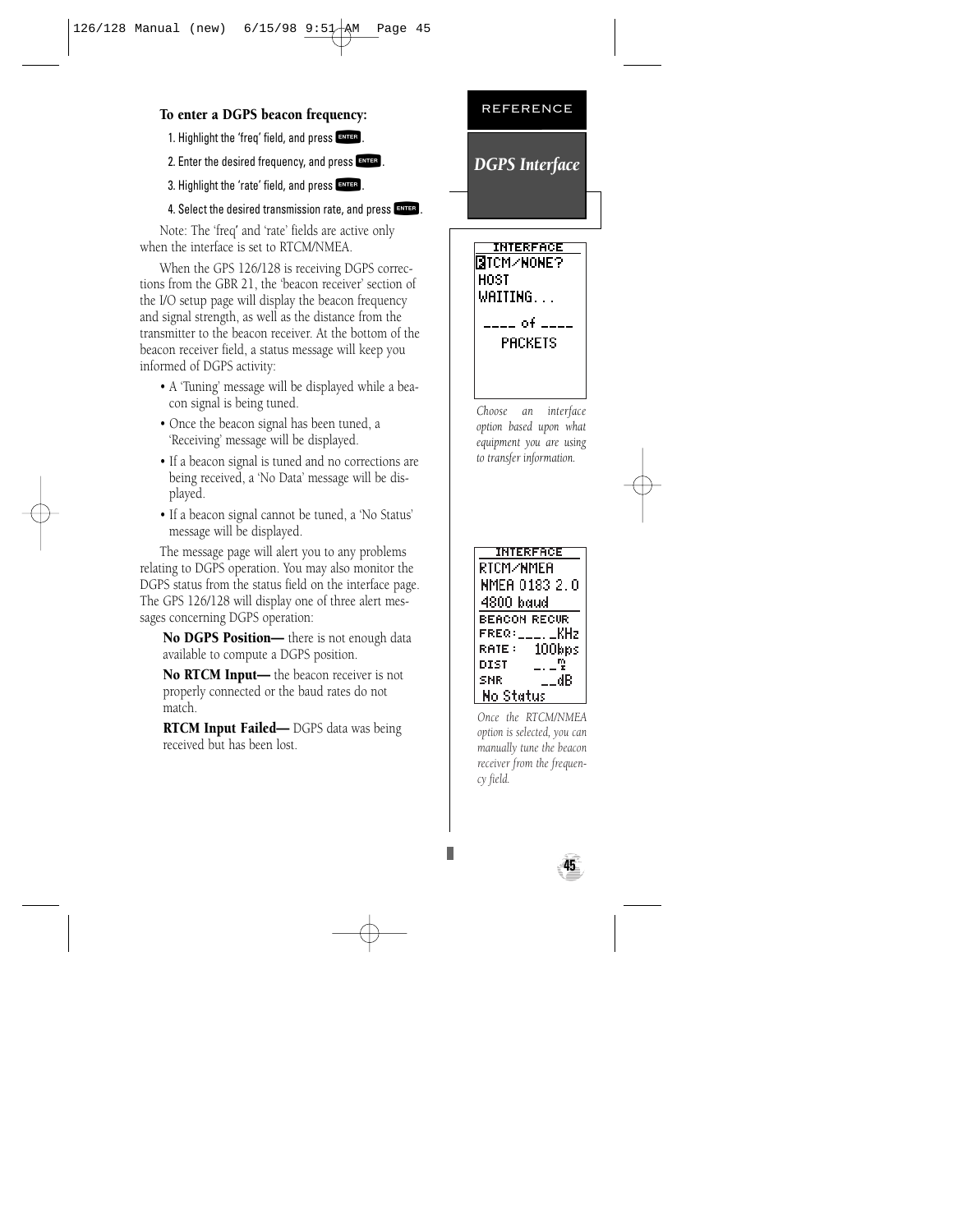**To enter a DGPS beacon frequency:**

1. Highlight the 'freq' field, and press ENTER.
2. Enter the desired frequency, and press ENTER.
3. Highlight the 'rate' field, and press ENTER.
4. Select the desired transmission rate, and press ENTER.

Note: The 'freq' and 'rate' fields are active only when the interface is set to RTCM/NMEA.

When the GPS 126/128 is receiving DGPS corrections from the GBR 21, the 'beacon receiver' section of the I/O setup page will display the beacon frequency and signal strength, as well as the distance from the transmitter to the beacon receiver. At the bottom of the beacon receiver field, a status message will keep you informed of DGPS activity:

- A 'Tuning' message will be displayed while a beacon signal is being tuned.
- Once the beacon signal has been tuned, a 'Receiving' message will be displayed.
- If a beacon signal is tuned and no corrections are being received, a 'No Data' message will be displayed.
- If a beacon signal cannot be tuned, a 'No Status' message will be displayed.

The message page will alert you to any problems relating to DGPS operation. You may also monitor the DGPS status from the status field on the interface page. The GPS 126/128 will display one of three alert messages concerning DGPS operation:

**No DGPS Position—** there is not enough data available to compute a DGPS position.

**No RTCM Input—** the beacon receiver is not properly connected or the baud rates do not match.

**RTCM Input Failed—** DGPS data was being received but has been lost.

REFERENCE

*DGPS Interface*

INTERFACE
RTCM/NONE?
HOST
WAITING...
____ of ____
PACKETS

*Choose an interface option based upon what equipment you are using to transfer information.*

INTERFACE
RTCM/NMEA
NMEA 0183 2.0
4800 baud
BEACON RECVR
FREQ:___._KHz
RATE: 100bps
DIST _._
SNR __dB
No Status

*Once the RTCM/NMEA option is selected, you can manually tune the beacon receiver from the frequency field.*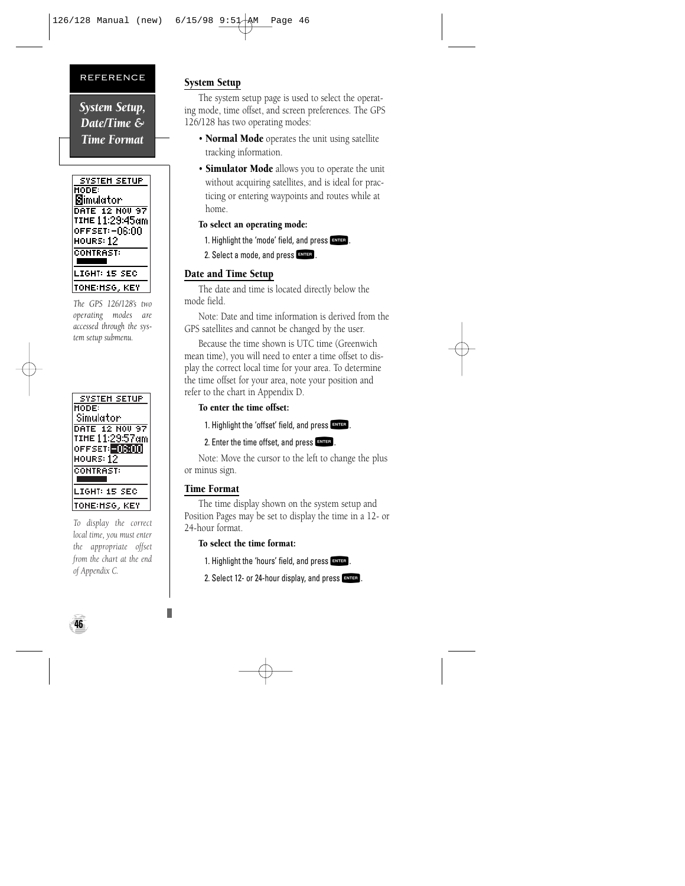REFERENCE

*System Setup, Date/Time & Time Format*

SYSTEM SETUP
MODE:
Simulator
DATE 12 NOV 97
TIME 11:29:45am
OFFSET: -06:00
HOURS: 12
CONTRAST:
LIGHT: 15 SEC
TONE:MSG, KEY

*The GPS 126/128's two operating modes are accessed through the system setup submenu.*

SYSTEM SETUP
MODE:
Simulator
DATE 12 NOV 97
TIME 11:29:57am
OFFSET: -06:00
HOURS: 12
CONTRAST:
LIGHT: 15 SEC
TONE:MSG, KEY

*To display the correct local time, you must enter the appropriate offset from the chart at the end of Appendix C.*

## System Setup

The system setup page is used to select the operating mode, time offset, and screen preferences. The GPS 126/128 has two operating modes:

- **Normal Mode** operates the unit using satellite tracking information.
- **Simulator Mode** allows you to operate the unit without acquiring satellites, and is ideal for practicing or entering waypoints and routes while at home.

**To select an operating mode:**

1. Highlight the 'mode' field, and press ENTER.
2. Select a mode, and press ENTER.

## Date and Time Setup

The date and time is located directly below the mode field.

Note: Date and time information is derived from the GPS satellites and cannot be changed by the user.

Because the time shown is UTC time (Greenwich mean time), you will need to enter a time offset to display the correct local time for your area. To determine the time offset for your area, note your position and refer to the chart in Appendix D.

**To enter the time offset:**

1. Highlight the 'offset' field, and press ENTER.
2. Enter the time offset, and press ENTER.

Note: Move the cursor to the left to change the plus or minus sign.

## Time Format

The time display shown on the system setup and Position Pages may be set to display the time in a 12- or 24-hour format.

**To select the time format:**

1. Highlight the 'hours' field, and press ENTER.
2. Select 12- or 24-hour display, and press ENTER.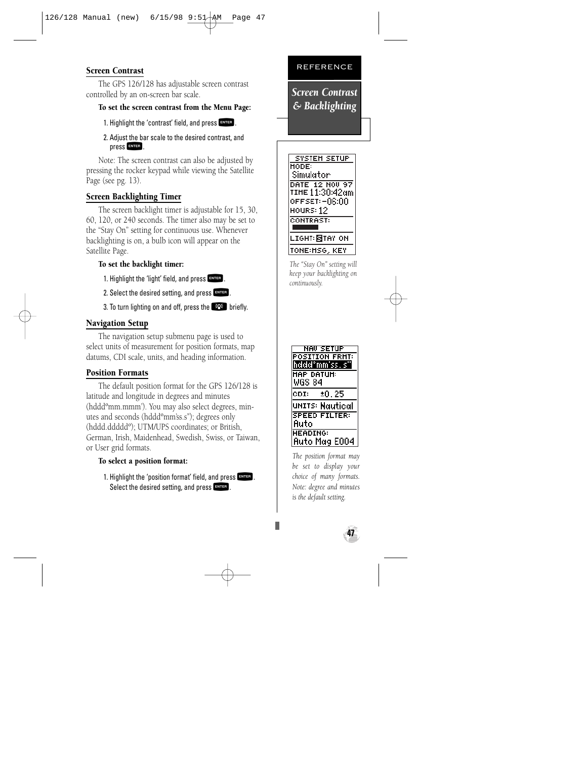## Screen Contrast

The GPS 126/128 has adjustable screen contrast controlled by an on-screen bar scale.

**To set the screen contrast from the Menu Page:**

1. Highlight the 'contrast' field, and press ENTER.
2. Adjust the bar scale to the desired contrast, and press ENTER.

Note: The screen contrast can also be adjusted by pressing the rocker keypad while viewing the Satellite Page (see pg. 13).

## Screen Backlighting Timer

The screen backlight timer is adjustable for 15, 30, 60, 120, or 240 seconds. The timer also may be set to the "Stay On" setting for continuous use. Whenever backlighting is on, a bulb icon will appear on the Satellite Page.

**To set the backlight timer:**

1. Highlight the 'light' field, and press ENTER.
2. Select the desired setting, and press ENTER.
3. To turn lighting on and off, press the light key briefly.

*The "Stay On" setting will keep your backlighting on continuously.*

## Navigation Setup

The navigation setup submenu page is used to select units of measurement for position formats, map datums, CDI scale, units, and heading information.

## Position Formats

The default position format for the GPS 126/128 is latitude and longitude in degrees and minutes (hddd°mm.mmm'). You may also select degrees, minutes and seconds (hddd°mm'ss.s"); degrees only (hddd.ddddd°); UTM/UPS coordinates; or British, German, Irish, Maidenhead, Swedish, Swiss, or Taiwan, or User grid formats.

**To select a position format:**

1. Highlight the 'position format' field, and press ENTER. Select the desired setting, and press ENTER.

*The position format may be set to display your choice of many formats. Note: degree and minutes is the default setting.*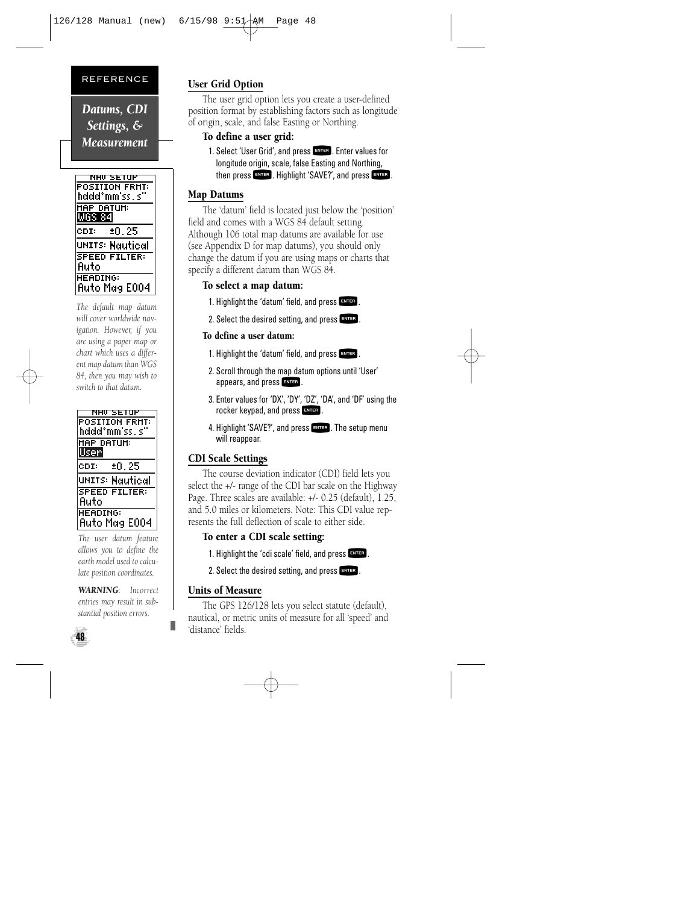REFERENCE

*Datums, CDI Settings, & Measurement*

MAV SETUP
POSITION FRMT: hddd°mm'ss.s"
MAP DATUM: WGS 84
CDI: ±0.25
UNITS: Nautical
SPEED FILTER: Auto
HEADING: Auto Mag E004

*The default map datum will cover worldwide navigation. However, if you are using a paper map or chart which uses a different map datum than WGS 84, then you may wish to switch to that datum.*

MAV SETUP
POSITION FRMT: hddd°mm'ss.s"
MAP DATUM: User
CDI: ±0.25
UNITS: Nautical
SPEED FILTER: Auto
HEADING: Auto Mag E004

*The user datum feature allows you to define the earth model used to calculate position coordinates.*

***WARNING**: Incorrect entries may result in substantial position errors.*

## User Grid Option

The user grid option lets you create a user-defined position format by establishing factors such as longitude of origin, scale, and false Easting or Northing.

### To define a user grid:

1. Select 'User Grid', and press ENTER. Enter values for longitude origin, scale, false Easting and Northing, then press ENTER. Highlight 'SAVE?', and press ENTER.

## Map Datums

The 'datum' field is located just below the 'position' field and comes with a WGS 84 default setting. Although 106 total map datums are available for use (see Appendix D for map datums), you should only change the datum if you are using maps or charts that specify a different datum than WGS 84.

### To select a map datum:

1. Highlight the 'datum' field, and press ENTER.
2. Select the desired setting, and press ENTER.

### To define a user datum:

1. Highlight the 'datum' field, and press ENTER.
2. Scroll through the map datum options until 'User' appears, and press ENTER.
3. Enter values for 'DX', 'DY', 'DZ', 'DA', and 'DF' using the rocker keypad, and press ENTER.
4. Highlight 'SAVE?', and press ENTER. The setup menu will reappear.

## CDI Scale Settings

The course deviation indicator (CDI) field lets you select the +/- range of the CDI bar scale on the Highway Page. Three scales are available: +/- 0.25 (default), 1.25, and 5.0 miles or kilometers. Note: This CDI value represents the full deflection of scale to either side.

### To enter a CDI scale setting:

1. Highlight the 'cdi scale' field, and press ENTER.
2. Select the desired setting, and press ENTER.

## Units of Measure

The GPS 126/128 lets you select statute (default), nautical, or metric units of measure for all 'speed' and 'distance' fields.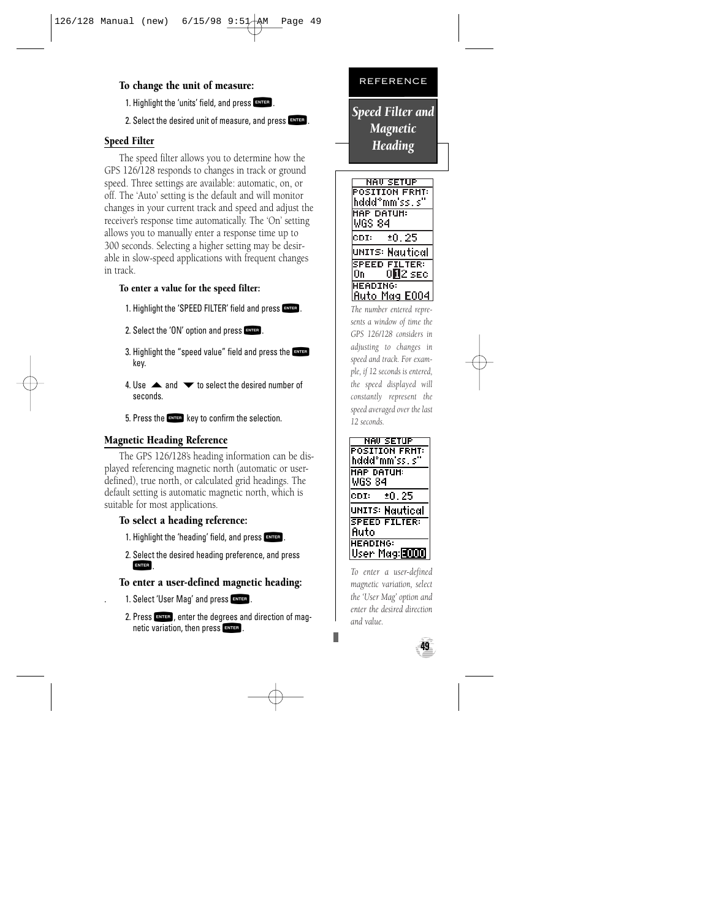**To change the unit of measure:**

1. Highlight the 'units' field, and press ENTER.
2. Select the desired unit of measure, and press ENTER.

## Speed Filter

The speed filter allows you to determine how the GPS 126/128 responds to changes in track or ground speed. Three settings are available: automatic, on, or off. The 'Auto' setting is the default and will monitor changes in your current track and speed and adjust the receiver's response time automatically. The 'On' setting allows you to manually enter a response time up to 300 seconds. Selecting a higher setting may be desirable in slow-speed applications with frequent changes in track.

**To enter a value for the speed filter:**

1. Highlight the 'SPEED FILTER' field and press ENTER.
2. Select the 'ON' option and press ENTER.
3. Highlight the "speed value" field and press the ENTER key.
4. Use ▲ and ▼ to select the desired number of seconds.
5. Press the ENTER key to confirm the selection.

## Magnetic Heading Reference

The GPS 126/128's heading information can be displayed referencing magnetic north (automatic or user-defined), true north, or calculated grid headings. The default setting is automatic magnetic north, which is suitable for most applications.

**To select a heading reference:**

1. Highlight the 'heading' field, and press ENTER.
2. Select the desired heading preference, and press ENTER.

**To enter a user-defined magnetic heading:**

1. Select 'User Mag' and press ENTER.
2. Press ENTER, enter the degrees and direction of magnetic variation, then press ENTER.

REFERENCE

*Speed Filter and Magnetic Heading*

*The number entered represents a window of time the GPS 126/128 considers in adjusting to changes in speed and track. For example, if 12 seconds is entered, the speed displayed will constantly represent the speed averaged over the last 12 seconds.*

*To enter a user-defined magnetic variation, select the 'User Mag' option and enter the desired direction and value.*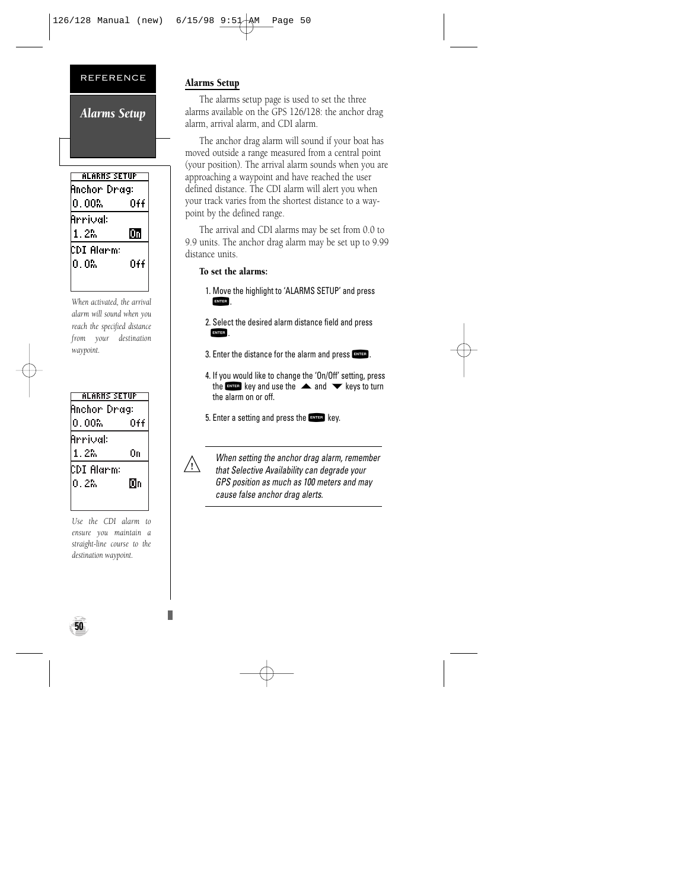REFERENCE

## *Alarms Setup*

```
ALARMS SETUP
Anchor Drag:
0.00    Off
Arrival:
1.2     On
CDI Alarm:
0.0     Off
```

*When activated, the arrival alarm will sound when you reach the specified distance from your destination waypoint.*

```
ALARMS SETUP
Anchor Drag:
0.00    Off
Arrival:
1.2     On
CDI Alarm:
0.2     On
```

*Use the CDI alarm to ensure you maintain a straight-line course to the destination waypoint.*

### Alarms Setup

The alarms setup page is used to set the three alarms available on the GPS 126/128: the anchor drag alarm, arrival alarm, and CDI alarm.

The anchor drag alarm will sound if your boat has moved outside a range measured from a central point (your position). The arrival alarm sounds when you are approaching a waypoint and have reached the user defined distance. The CDI alarm will alert you when your track varies from the shortest distance to a waypoint by the defined range.

The arrival and CDI alarms may be set from 0.0 to 9.9 units. The anchor drag alarm may be set up to 9.99 distance units.

**To set the alarms:**

1. Move the highlight to 'ALARMS SETUP' and press ENTER.
2. Select the desired alarm distance field and press ENTER.
3. Enter the distance for the alarm and press ENTER.
4. If you would like to change the 'On/Off' setting, press the ENTER key and use the ▲ and ▼ keys to turn the alarm on or off.
5. Enter a setting and press the ENTER key.

---

⚠ *When setting the anchor drag alarm, remember that Selective Availability can degrade your GPS position as much as 100 meters and may cause false anchor drag alerts.*

---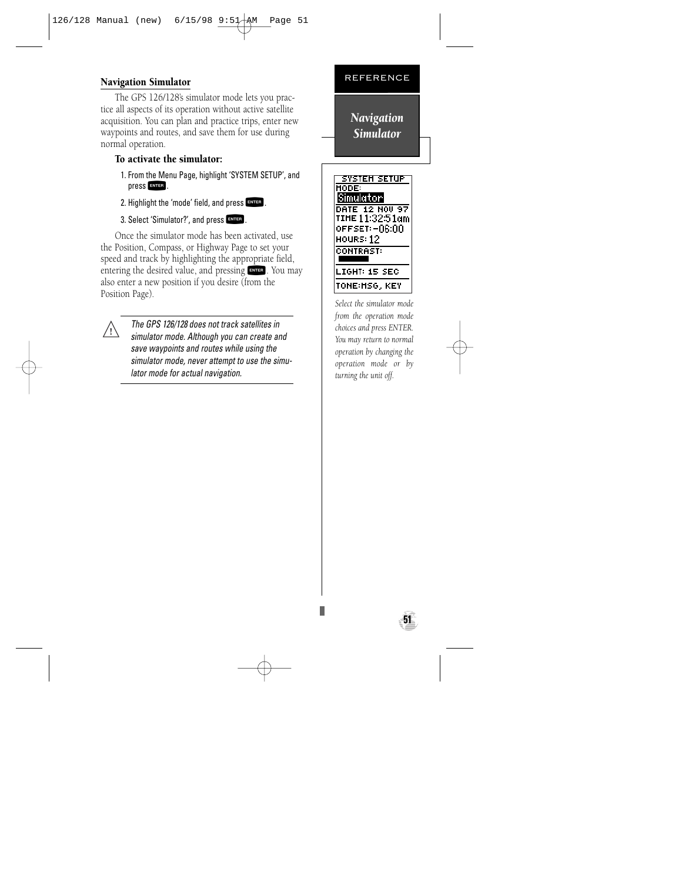## Navigation Simulator

The GPS 126/128's simulator mode lets you practice all aspects of its operation without active satellite acquisition. You can plan and practice trips, enter new waypoints and routes, and save them for use during normal operation.

### To activate the simulator:

1. From the Menu Page, highlight 'SYSTEM SETUP', and press ENTER.
2. Highlight the 'mode' field, and press ENTER.
3. Select 'Simulator?', and press ENTER.

Once the simulator mode has been activated, use the Position, Compass, or Highway Page to set your speed and track by highlighting the appropriate field, entering the desired value, and pressing ENTER. You may also enter a new position if you desire (from the Position Page).

*The GPS 126/128 does not track satellites in simulator mode. Although you can create and save waypoints and routes while using the simulator mode, never attempt to use the simulator mode for actual navigation.*

REFERENCE

***Navigation Simulator***

SYSTEM SETUP
MODE:
Simulator
DATE 12 NOV 97
TIME 11:32:51am
OFFSET: -06:00
HOURS: 12
CONTRAST:
LIGHT: 15 SEC
TONE:MSG, KEY

*Select the simulator mode from the operation mode choices and press ENTER. You may return to normal operation by changing the operation mode or by turning the unit off.*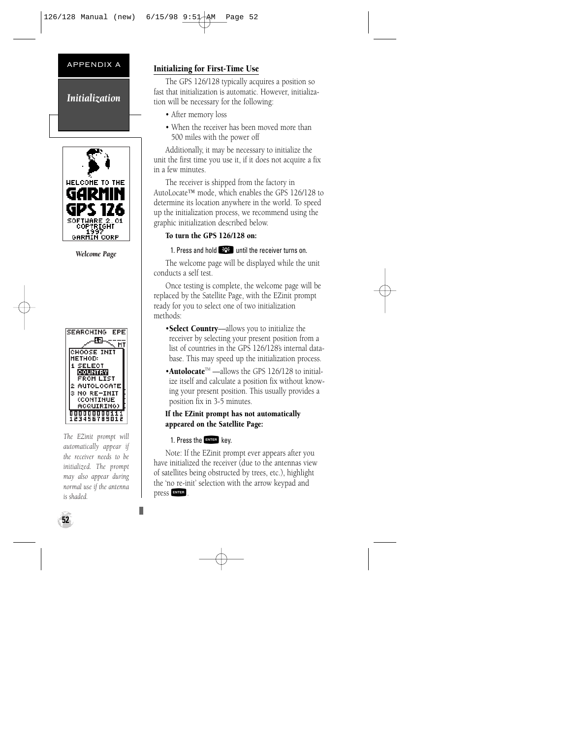APPENDIX A

*Initialization*

*Welcome Page*

*The EZinit prompt will automatically appear if the receiver needs to be initialized. The prompt may also appear during normal use if the antenna is shaded.*

## Initializing for First-Time Use

The GPS 126/128 typically acquires a position so fast that initialization is automatic. However, initialization will be necessary for the following:

- After memory loss
- When the receiver has been moved more than 500 miles with the power off

Additionally, it may be necessary to initialize the unit the first time you use it, if it does not acquire a fix in a few minutes.

The receiver is shipped from the factory in AutoLocate™ mode, which enables the GPS 126/128 to determine its location anywhere in the world. To speed up the initialization process, we recommend using the graphic initialization described below.

**To turn the GPS 126/128 on:**

1. Press and hold the power key until the receiver turns on.

The welcome page will be displayed while the unit conducts a self test.

Once testing is complete, the welcome page will be replaced by the Satellite Page, with the EZinit prompt ready for you to select one of two initialization methods:

- **Select Country**—allows you to initialize the receiver by selecting your present position from a list of countries in the GPS 126/128's internal database. This may speed up the initialization process.
- **Autolocate**™ —allows the GPS 126/128 to initialize itself and calculate a position fix without knowing your present position. This usually provides a position fix in 3-5 minutes.

**If the EZinit prompt has not automatically appeared on the Satellite Page:**

1. Press the ENTER key.

Note: If the EZinit prompt ever appears after you have initialized the receiver (due to the antennas view of satellites being obstructed by trees, etc.), highlight the 'no re-init' selection with the arrow keypad and press ENTER.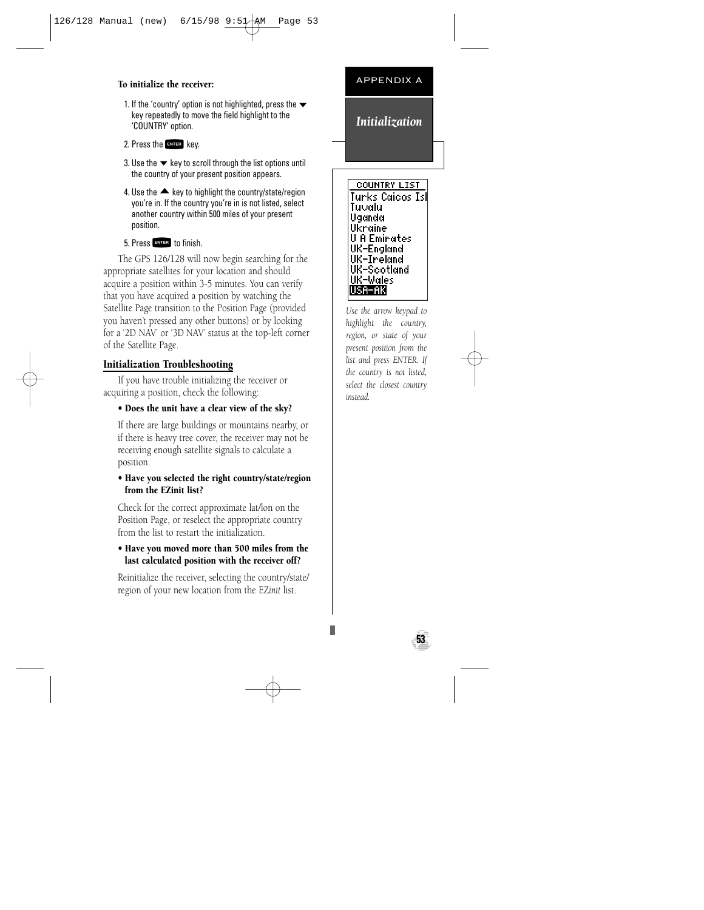**To initialize the receiver:**

1. If the 'country' option is not highlighted, press the ▼ key repeatedly to move the field highlight to the 'COUNTRY' option.
2. Press the ENTER key.
3. Use the ▼ key to scroll through the list options until the country of your present position appears.
4. Use the ▲ key to highlight the country/state/region you're in. If the country you're in is not listed, select another country within 500 miles of your present position.
5. Press ENTER to finish.

The GPS 126/128 will now begin searching for the appropriate satellites for your location and should acquire a position within 3-5 minutes. You can verify that you have acquired a position by watching the Satellite Page transition to the Position Page (provided you haven't pressed any other buttons) or by looking for a '2D NAV' or '3D NAV' status at the top-left corner of the Satellite Page.

## Initialization Troubleshooting

If you have trouble initializing the receiver or acquiring a position, check the following:

**• Does the unit have a clear view of the sky?**

If there are large buildings or mountains nearby, or if there is heavy tree cover, the receiver may not be receiving enough satellite signals to calculate a position.

**• Have you selected the right country/state/region from the EZinit list?**

Check for the correct approximate lat/lon on the Position Page, or reselect the appropriate country from the list to restart the initialization.

**• Have you moved more than 500 miles from the last calculated position with the receiver off?**

Reinitialize the receiver, selecting the country/state/region of your new location from the EZ*init* list.

APPENDIX A

*Initialization*

COUNTRY LIST
Turks Caicos Isl
Tuvalu
Uganda
Ukraine
U A Emirates
UK-England
UK-Ireland
UK-Scotland
UK-Wales
USA-AK

*Use the arrow keypad to highlight the country, region, or state of your present position from the list and press ENTER. If the country is not listed, select the closest country instead.*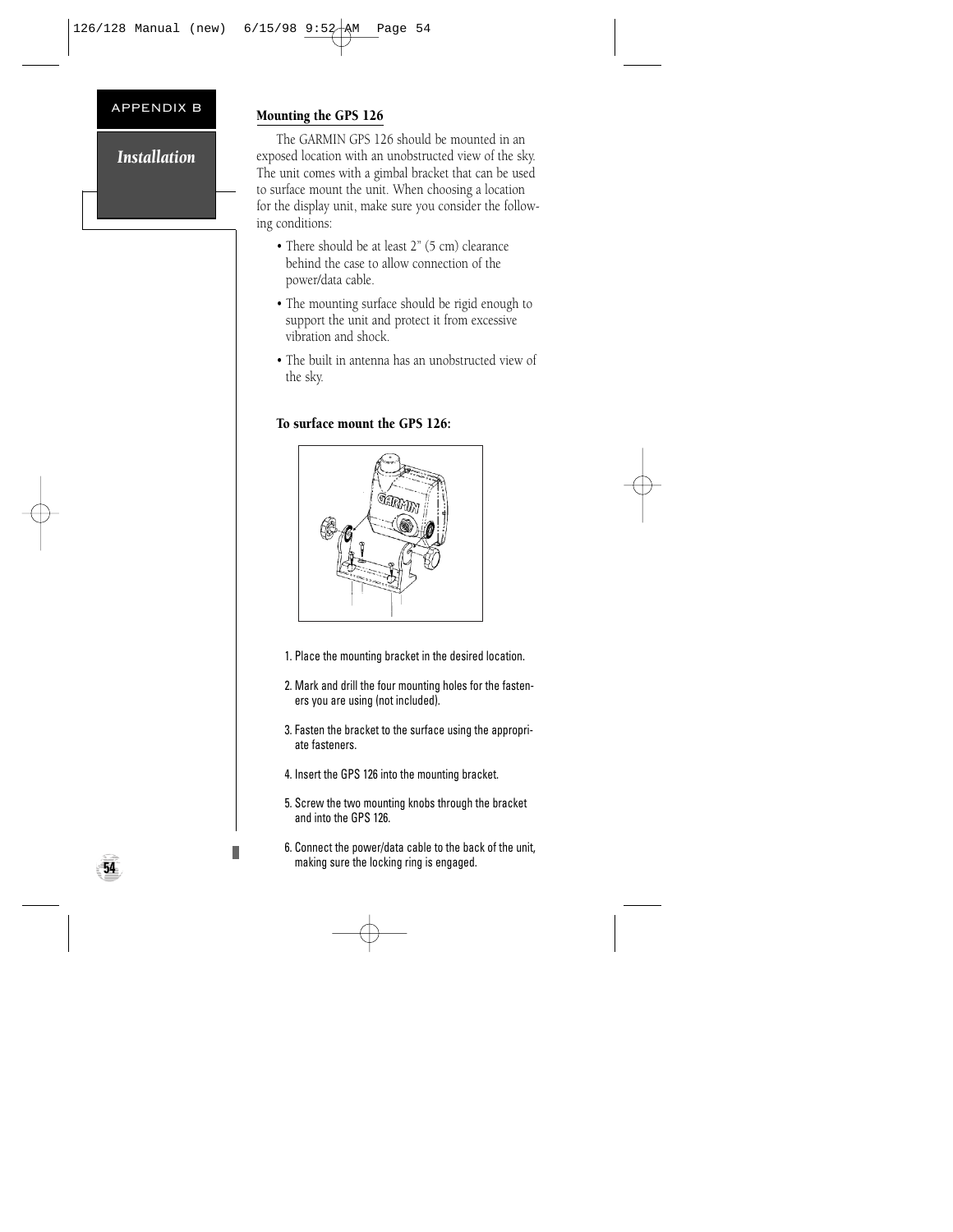APPENDIX B

*Installation*

## Mounting the GPS 126

The GARMIN GPS 126 should be mounted in an exposed location with an unobstructed view of the sky. The unit comes with a gimbal bracket that can be used to surface mount the unit. When choosing a location for the display unit, make sure you consider the following conditions:

- There should be at least 2" (5 cm) clearance behind the case to allow connection of the power/data cable.
- The mounting surface should be rigid enough to support the unit and protect it from excessive vibration and shock.
- The built in antenna has an unobstructed view of the sky.

### To surface mount the GPS 126:

1. Place the mounting bracket in the desired location.
2. Mark and drill the four mounting holes for the fasteners you are using (not included).
3. Fasten the bracket to the surface using the appropriate fasteners.
4. Insert the GPS 126 into the mounting bracket.
5. Screw the two mounting knobs through the bracket and into the GPS 126.
6. Connect the power/data cable to the back of the unit, making sure the locking ring is engaged.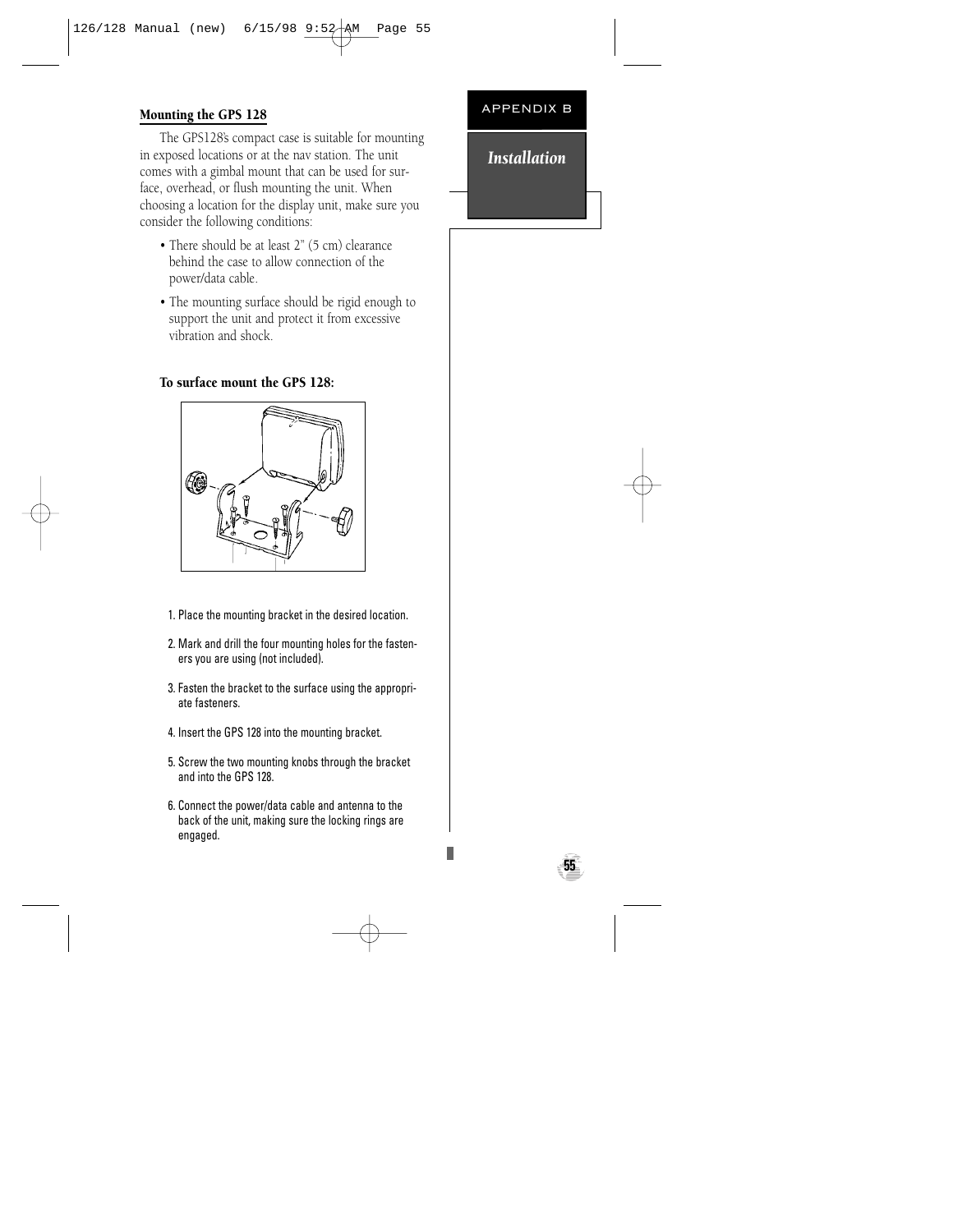APPENDIX B

*Installation*

## Mounting the GPS 128

The GPS128's compact case is suitable for mounting in exposed locations or at the nav station. The unit comes with a gimbal mount that can be used for surface, overhead, or flush mounting the unit. When choosing a location for the display unit, make sure you consider the following conditions:

- There should be at least 2" (5 cm) clearance behind the case to allow connection of the power/data cable.
- The mounting surface should be rigid enough to support the unit and protect it from excessive vibration and shock.

### To surface mount the GPS 128:

1. Place the mounting bracket in the desired location.
2. Mark and drill the four mounting holes for the fasteners you are using (not included).
3. Fasten the bracket to the surface using the appropriate fasteners.
4. Insert the GPS 128 into the mounting bracket.
5. Screw the two mounting knobs through the bracket and into the GPS 128.
6. Connect the power/data cable and antenna to the back of the unit, making sure the locking rings are engaged.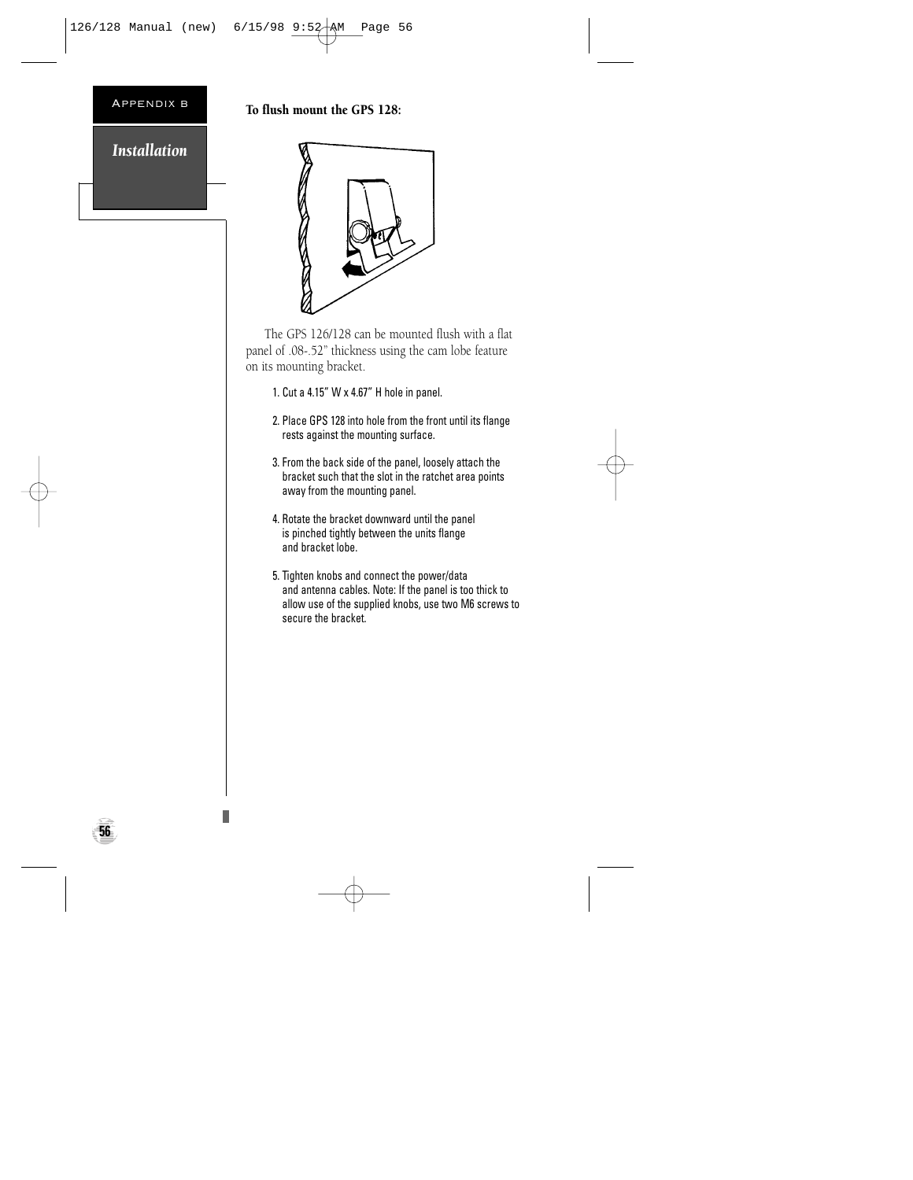**To flush mount the GPS 128:**

The GPS 126/128 can be mounted flush with a flat panel of .08-.52" thickness using the cam lobe feature on its mounting bracket.

1. Cut a 4.15" W x 4.67" H hole in panel.

2. Place GPS 128 into hole from the front until its flange rests against the mounting surface.

3. From the back side of the panel, loosely attach the bracket such that the slot in the ratchet area points away from the mounting panel.

4. Rotate the bracket downward until the panel is pinched tightly between the units flange and bracket lobe.

5. Tighten knobs and connect the power/data and antenna cables. Note: If the panel is too thick to allow use of the supplied knobs, use two M6 screws to secure the bracket.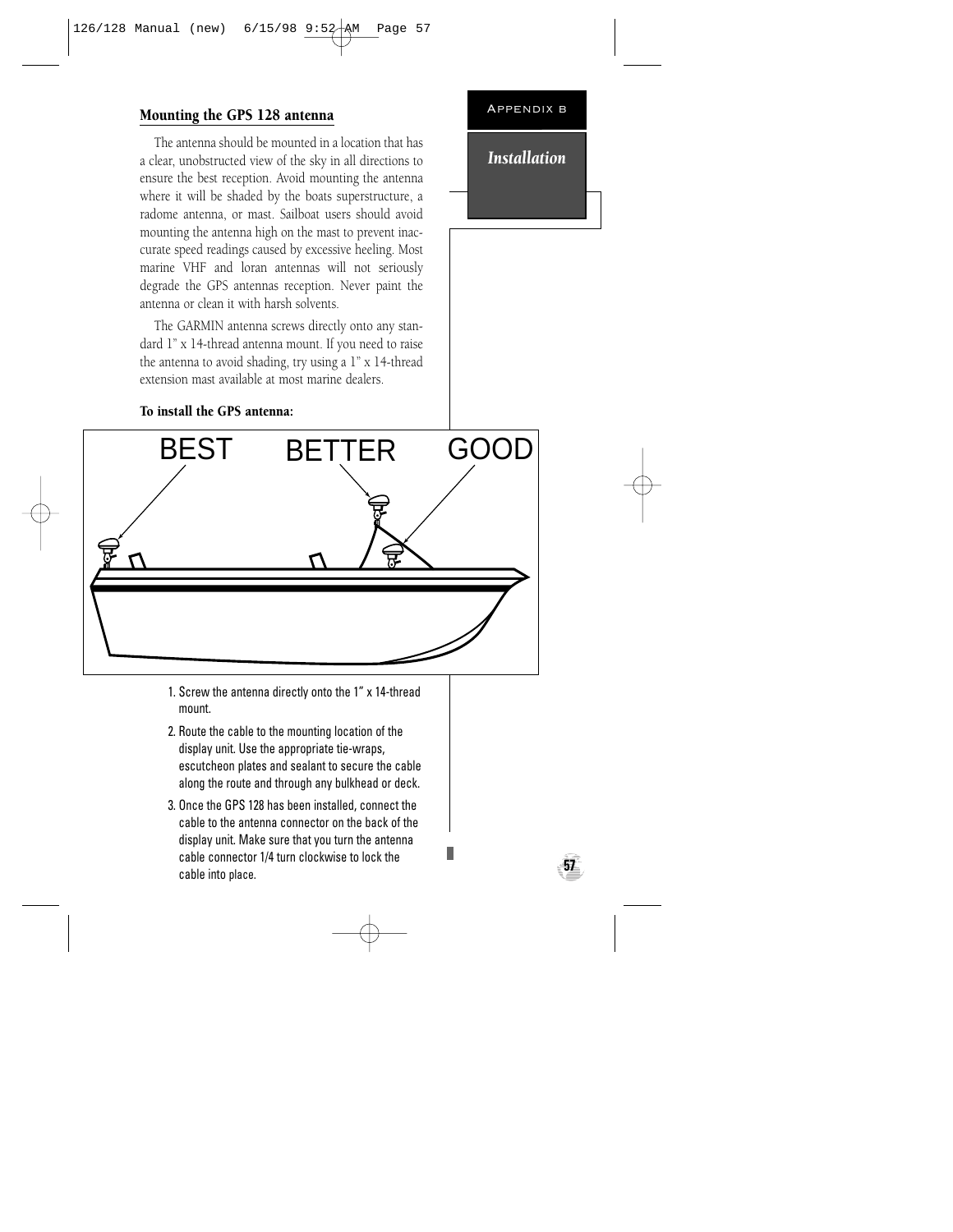## Mounting the GPS 128 antenna

The antenna should be mounted in a location that has a clear, unobstructed view of the sky in all directions to ensure the best reception. Avoid mounting the antenna where it will be shaded by the boats superstructure, a radome antenna, or mast. Sailboat users should avoid mounting the antenna high on the mast to prevent inaccurate speed readings caused by excessive heeling. Most marine VHF and loran antennas will not seriously degrade the GPS antennas reception. Never paint the antenna or clean it with harsh solvents.

The GARMIN antenna screws directly onto any standard 1" x 14-thread antenna mount. If you need to raise the antenna to avoid shading, try using a 1" x 14-thread extension mast available at most marine dealers.

**To install the GPS antenna:**

BEST BETTER GOOD

1. Screw the antenna directly onto the 1" x 14-thread mount.
2. Route the cable to the mounting location of the display unit. Use the appropriate tie-wraps, escutcheon plates and sealant to secure the cable along the route and through any bulkhead or deck.
3. Once the GPS 128 has been installed, connect the cable to the antenna connector on the back of the display unit. Make sure that you turn the antenna cable connector 1/4 turn clockwise to lock the cable into place.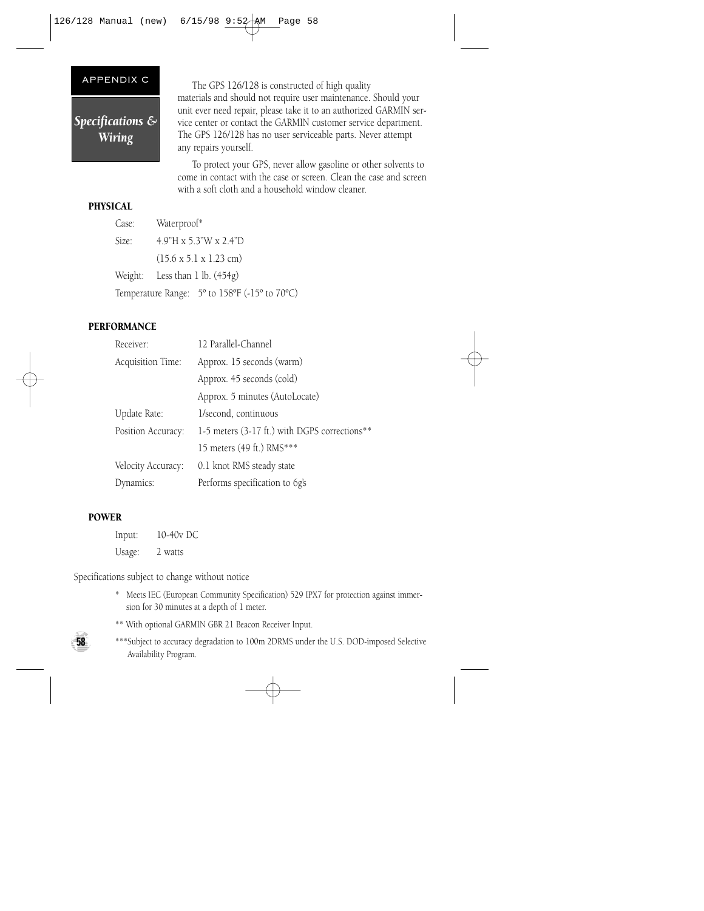APPENDIX C

# Specifications & Wiring

The GPS 126/128 is constructed of high quality materials and should not require user maintenance. Should your unit ever need repair, please take it to an authorized GARMIN service center or contact the GARMIN customer service department. The GPS 126/128 has no user serviceable parts. Never attempt any repairs yourself.

To protect your GPS, never allow gasoline or other solvents to come in contact with the case or screen. Clean the case and screen with a soft cloth and a household window cleaner.

**PHYSICAL**

Case: Waterproof*

Size: 4.9"H x 5.3"W x 2.4"D
(15.6 x 5.1 x 1.23 cm)

Weight: Less than 1 lb. (454g)

Temperature Range: 5º to 158ºF (-15º to 70ºC)

**PERFORMANCE**

| | |
|---|---|
| Receiver: | 12 Parallel-Channel |
| Acquisition Time: | Approx. 15 seconds (warm) |
| | Approx. 45 seconds (cold) |
| | Approx. 5 minutes (AutoLocate) |
| Update Rate: | 1/second, continuous |
| Position Accuracy: | 1-5 meters (3-17 ft.) with DGPS corrections** |
| | 15 meters (49 ft.) RMS*** |
| Velocity Accuracy: | 0.1 knot RMS steady state |
| Dynamics: | Performs specification to 6g's |

**POWER**

Input: 10-40v DC

Usage: 2 watts

Specifications subject to change without notice

\* Meets IEC (European Community Specification) 529 IPX7 for protection against immersion for 30 minutes at a depth of 1 meter.

** With optional GARMIN GBR 21 Beacon Receiver Input.

***Subject to accuracy degradation to 100m 2DRMS under the U.S. DOD-imposed Selective Availability Program.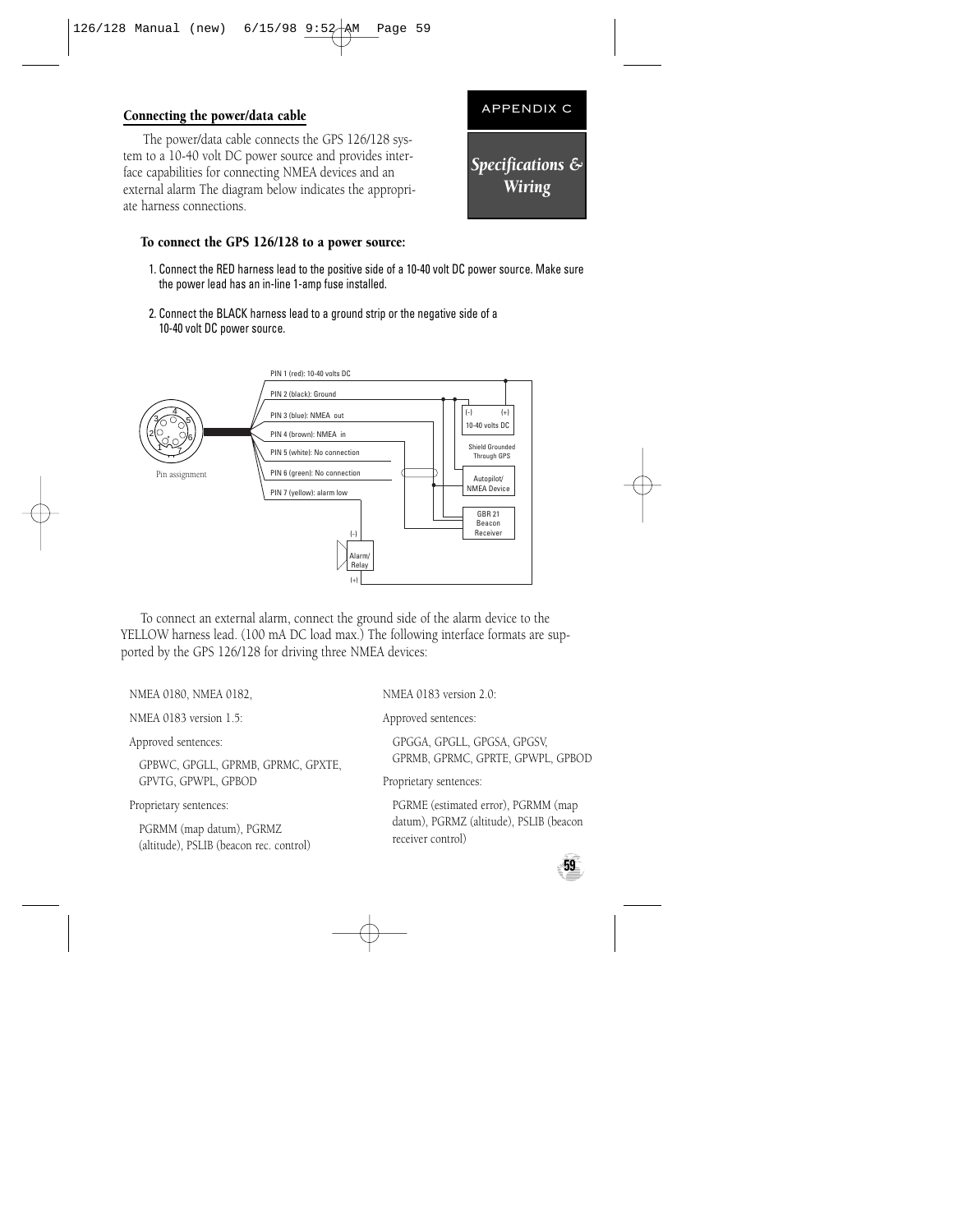## APPENDIX C

## *Specifications & Wiring*

### Connecting the power/data cable

The power/data cable connects the GPS 126/128 system to a 10-40 volt DC power source and provides interface capabilities for connecting NMEA devices and an external alarm The diagram below indicates the appropriate harness connections.

**To connect the GPS 126/128 to a power source:**

1. Connect the RED harness lead to the positive side of a 10-40 volt DC power source. Make sure the power lead has an in-line 1-amp fuse installed.
2. Connect the BLACK harness lead to a ground strip or the negative side of a 10-40 volt DC power source.

Pin assignment

- PIN 1 (red): 10-40 volts DC
- PIN 2 (black): Ground
- PIN 3 (blue): NMEA out
- PIN 4 (brown): NMEA in
- PIN 5 (white): No connection
- PIN 6 (green): No connection
- PIN 7 (yellow): alarm low

(-) (+) 10-40 volts DC

Shield Grounded Through GPS

Autopilot/ NMEA Device

GBR 21 Beacon Receiver

(-) Alarm/ Relay (+)

To connect an external alarm, connect the ground side of the alarm device to the YELLOW harness lead. (100 mA DC load max.) The following interface formats are supported by the GPS 126/128 for driving three NMEA devices:

NMEA 0180, NMEA 0182,

NMEA 0183 version 1.5:

Approved sentences:

GPBWC, GPGLL, GPRMB, GPRMC, GPXTE, GPVTG, GPWPL, GPBOD

Proprietary sentences:

PGRMM (map datum), PGRMZ (altitude), PSLIB (beacon rec. control)

NMEA 0183 version 2.0:

Approved sentences:

GPGGA, GPGLL, GPGSA, GPGSV, GPRMB, GPRMC, GPRTE, GPWPL, GPBOD

Proprietary sentences:

PGRME (estimated error), PGRMM (map datum), PGRMZ (altitude), PSLIB (beacon receiver control)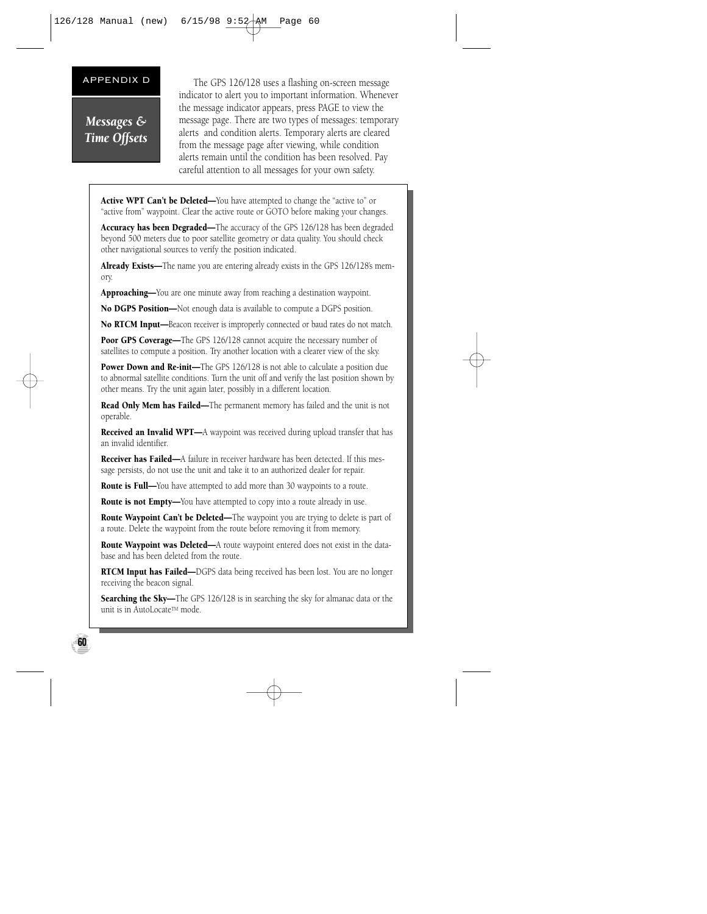APPENDIX D

## *Messages & Time Offsets*

The GPS 126/128 uses a flashing on-screen message indicator to alert you to important information. Whenever the message indicator appears, press PAGE to view the message page. There are two types of messages: temporary alerts and condition alerts. Temporary alerts are cleared from the message page after viewing, while condition alerts remain until the condition has been resolved. Pay careful attention to all messages for your own safety.

**Active WPT Can't be Deleted—**You have attempted to change the "active to" or "active from" waypoint. Clear the active route or GOTO before making your changes.

**Accuracy has been Degraded—**The accuracy of the GPS 126/128 has been degraded beyond 500 meters due to poor satellite geometry or data quality. You should check other navigational sources to verify the position indicated.

**Already Exists—**The name you are entering already exists in the GPS 126/128's memory.

**Approaching—**You are one minute away from reaching a destination waypoint.

**No DGPS Position—**Not enough data is available to compute a DGPS position.

**No RTCM Input—**Beacon receiver is improperly connected or baud rates do not match.

**Poor GPS Coverage—**The GPS 126/128 cannot acquire the necessary number of satellites to compute a position. Try another location with a clearer view of the sky.

**Power Down and Re-init—**The GPS 126/128 is not able to calculate a position due to abnormal satellite conditions. Turn the unit off and verify the last position shown by other means. Try the unit again later, possibly in a different location.

**Read Only Mem has Failed—**The permanent memory has failed and the unit is not operable.

**Received an Invalid WPT—**A waypoint was received during upload transfer that has an invalid identifier.

**Receiver has Failed—**A failure in receiver hardware has been detected. If this message persists, do not use the unit and take it to an authorized dealer for repair.

**Route is Full—**You have attempted to add more than 30 waypoints to a route.

**Route is not Empty—**You have attempted to copy into a route already in use.

**Route Waypoint Can't be Deleted—**The waypoint you are trying to delete is part of a route. Delete the waypoint from the route before removing it from memory.

**Route Waypoint was Deleted—**A route waypoint entered does not exist in the database and has been deleted from the route.

**RTCM Input has Failed—**DGPS data being received has been lost. You are no longer receiving the beacon signal.

**Searching the Sky—**The GPS 126/128 is in searching the sky for almanac data or the unit is in AutoLocate™ mode.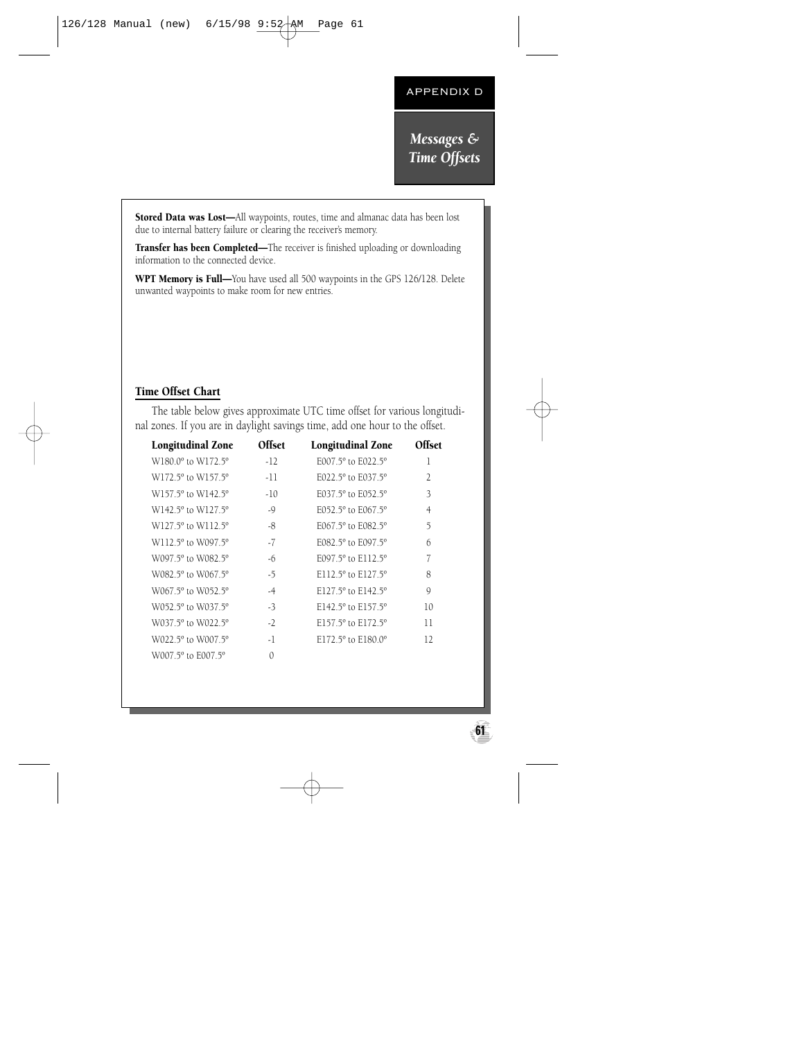**Stored Data was Lost—**All waypoints, routes, time and almanac data has been lost due to internal battery failure or clearing the receiver's memory.

**Transfer has been Completed—**The receiver is finished uploading or downloading information to the connected device.

**WPT Memory is Full—**You have used all 500 waypoints in the GPS 126/128. Delete unwanted waypoints to make room for new entries.

## Time Offset Chart

The table below gives approximate UTC time offset for various longitudinal zones. If you are in daylight savings time, add one hour to the offset.

| Longitudinal Zone | Offset | Longitudinal Zone | Offset |
|---|---|---|---|
| W180.0º to W172.5º | -12 | E007.5º to E022.5º | 1 |
| W172.5º to W157.5º | -11 | E022.5º to E037.5º | 2 |
| W157.5º to W142.5º | -10 | E037.5º to E052.5º | 3 |
| W142.5º to W127.5º | -9 | E052.5º to E067.5º | 4 |
| W127.5º to W112.5º | -8 | E067.5º to E082.5º | 5 |
| W112.5º to W097.5º | -7 | E082.5º to E097.5º | 6 |
| W097.5º to W082.5º | -6 | E097.5º to E112.5º | 7 |
| W082.5º to W067.5º | -5 | E112.5º to E127.5º | 8 |
| W067.5º to W052.5º | -4 | E127.5º to E142.5º | 9 |
| W052.5º to W037.5º | -3 | E142.5º to E157.5º | 10 |
| W037.5º to W022.5º | -2 | E157.5º to E172.5º | 11 |
| W022.5º to W007.5º | -1 | E172.5º to E180.0º | 12 |
| W007.5º to E007.5º | 0 | | |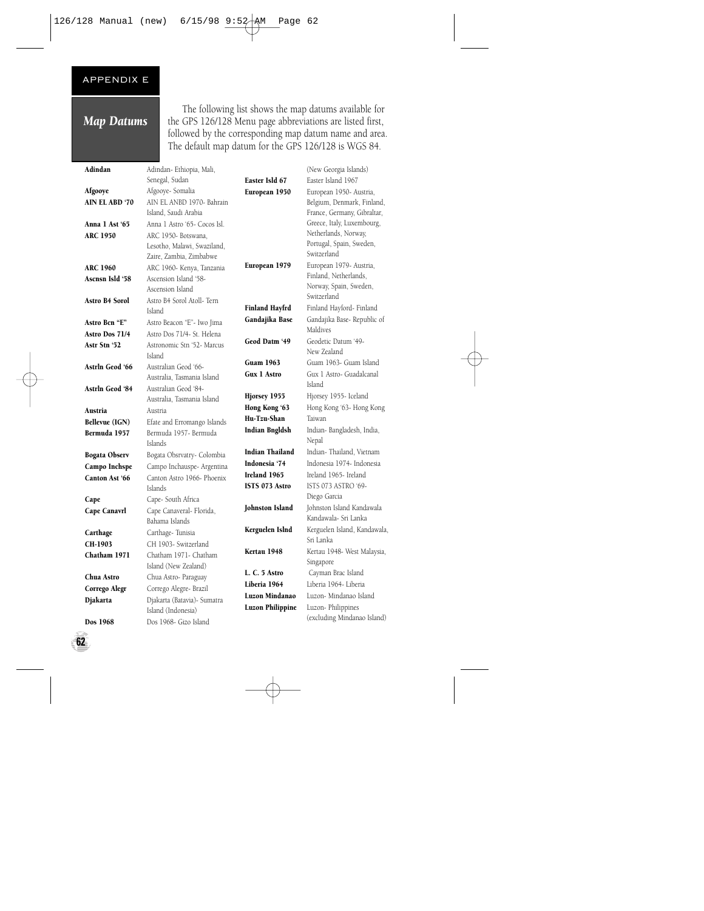## Map Datums

The following list shows the map datums available for the GPS 126/128 Menu page abbreviations are listed first, followed by the corresponding map datum name and area. The default map datum for the GPS 126/128 is WGS 84.

| Abbreviation | Map Datum Name and Area |
|---|---|
| **Adindan** | Adindan- Ethiopia, Mali, Senegal, Sudan |
| **Afgooye** | Afgooye- Somalia |
| **AIN EL ABD '70** | AIN EL ANBD 1970- Bahrain Island, Saudi Arabia |
| **Anna 1 Ast '65** | Anna 1 Astro '65- Cocos Isl. |
| **ARC 1950** | ARC 1950- Botswana, Lesotho, Malawi, Swaziland, Zaire, Zambia, Zimbabwe |
| **ARC 1960** | ARC 1960- Kenya, Tanzania |
| **Ascnsn Isld '58** | Ascension Island '58- Ascension Island |
| **Astro B4 Sorol** | Astro B4 Sorol Atoll- Tern Island |
| **Astro Bcn "E"** | Astro Beacon "E"- Iwo Jima |
| **Astro Dos 71/4** | Astro Dos 71/4- St. Helena |
| **Astr Stn '52** | Astronomic Stn '52- Marcus Island |
| **Astrln Geod '66** | Australian Geod '66- Australia, Tasmania Island |
| **Astrln Geod '84** | Australian Geod '84- Australia, Tasmania Island |
| **Austria** | Austria |
| **Bellevue (IGN)** | Efate and Erromango Islands |
| **Bermuda 1957** | Bermuda 1957- Bermuda Islands |
| **Bogata Observ** | Bogata Obsrvatry- Colombia |
| **Campo Inchspe** | Campo Inchauspe- Argentina |
| **Canton Ast '66** | Canton Astro 1966- Phoenix Islands |
| **Cape** | Cape- South Africa |
| **Cape Canavrl** | Cape Canaveral- Florida, Bahama Islands |
| **Carthage** | Carthage- Tunisia |
| **CH-1903** | CH 1903- Switzerland |
| **Chatham 1971** | Chatham 1971- Chatham Island (New Zealand) |
| **Chua Astro** | Chua Astro- Paraguay |
| **Corrego Alegr** | Corrego Alegre- Brazil |
| **Djakarta** | Djakarta (Batavia)- Sumatra Island (Indonesia) |
| **Dos 1968** | Dos 1968- Gizo Island (New Georgia Islands) |
| **Easter Isld 67** | Easter Island 1967 |
| **European 1950** | European 1950- Austria, Belgium, Denmark, Finland, France, Germany, Gibraltar, Greece, Italy, Luxembourg, Netherlands, Norway, Portugal, Spain, Sweden, Switzerland |
| **European 1979** | European 1979- Austria, Finland, Netherlands, Norway, Spain, Sweden, Switzerland |
| **Finland Hayfrd** | Finland Hayford- Finland |
| **Gandajika Base** | Gandajika Base- Republic of Maldives |
| **Geod Datm '49** | Geodetic Datum '49- New Zealand |
| **Guam 1963** | Guam 1963- Guam Island |
| **Gux 1 Astro** | Gux 1 Astro- Guadalcanal Island |
| **Hjorsey 1955** | Hjorsey 1955- Iceland |
| **Hong Kong '63** | Hong Kong '63- Hong Kong |
| **Hu-Tzu-Shan** | Taiwan |
| **Indian Bngldsh** | Indian- Bangladesh, India, Nepal |
| **Indian Thailand** | Indian- Thailand, Vietnam |
| **Indonesia '74** | Indonesia 1974- Indonesia |
| **Ireland 1965** | Ireland 1965- Ireland |
| **ISTS 073 Astro** | ISTS 073 ASTRO '69- Diego Garcia |
| **Johnston Island** | Johnston Island Kandawala Kandawala- Sri Lanka |
| **Kerguelen Islnd** | Kerguelen Island, Kandawala, Sri Lanka |
| **Kertau 1948** | Kertau 1948- West Malaysia, Singapore |
| **L. C. 5 Astro** | Cayman Brac Island |
| **Liberia 1964** | Liberia 1964- Liberia |
| **Luzon Mindanao** | Luzon- Mindanao Island |
| **Luzon Philippine** | Luzon- Philippines (excluding Mindanao Island) |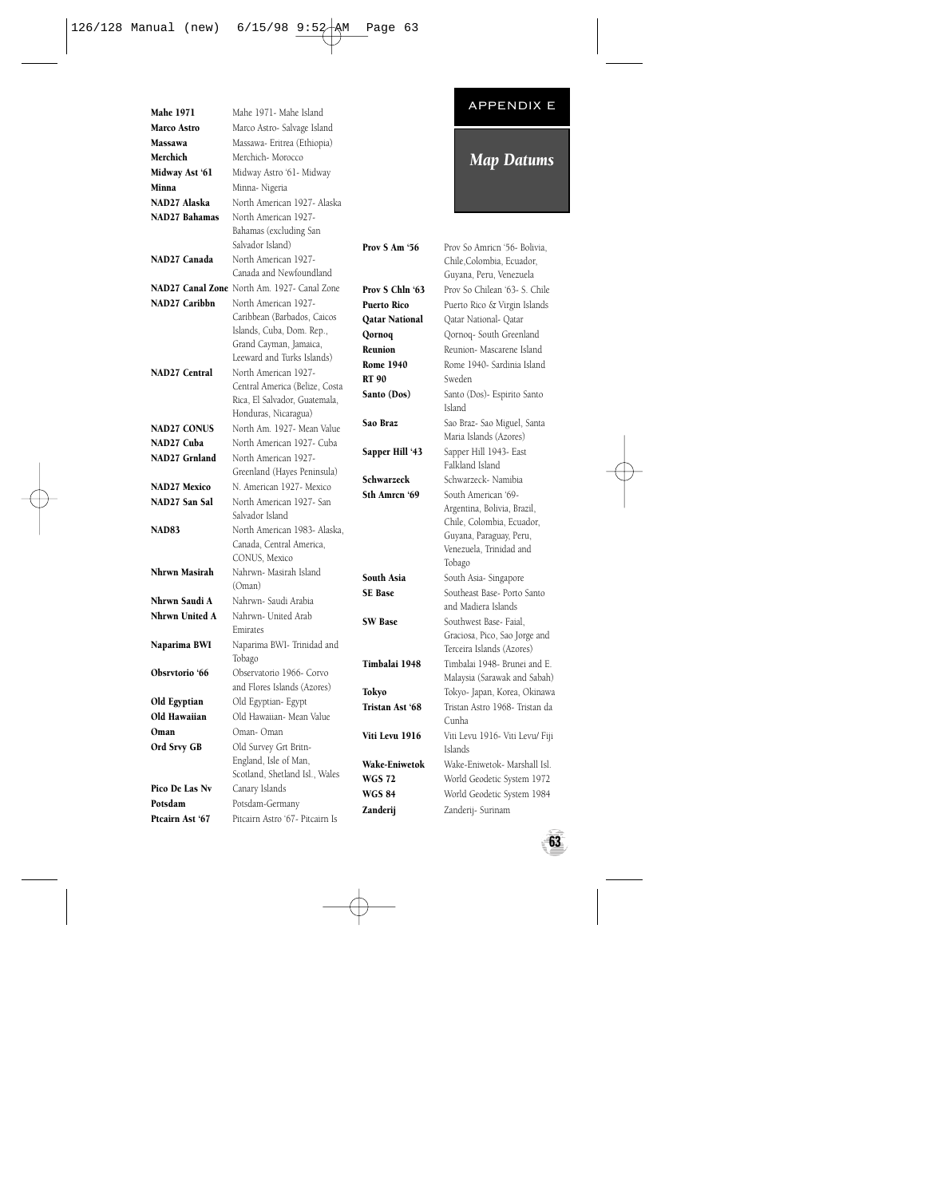## APPENDIX E

# *Map Datums*

| | |
|---|---|
| **Mahe 1971** | Mahe 1971- Mahe Island |
| **Marco Astro** | Marco Astro- Salvage Island |
| **Massawa** | Massawa- Eritrea (Ethiopia) |
| **Merchich** | Merchich- Morocco |
| **Midway Ast '61** | Midway Astro '61- Midway |
| **Minna** | Minna- Nigeria |
| **NAD27 Alaska** | North American 1927- Alaska |
| **NAD27 Bahamas** | North American 1927- Bahamas (excluding San Salvador Island) |
| **NAD27 Canada** | North American 1927- Canada and Newfoundland |
| **NAD27 Canal Zone** | North Am. 1927- Canal Zone |
| **NAD27 Caribbn** | North American 1927- Caribbean (Barbados, Caicos Islands, Cuba, Dom. Rep., Grand Cayman, Jamaica, Leeward and Turks Islands) |
| **NAD27 Central** | North American 1927- Central America (Belize, Costa Rica, El Salvador, Guatemala, Honduras, Nicaragua) |
| **NAD27 CONUS** | North Am. 1927- Mean Value |
| **NAD27 Cuba** | North American 1927- Cuba |
| **NAD27 Grnland** | North American 1927- Greenland (Hayes Peninsula) |
| **NAD27 Mexico** | N. American 1927- Mexico |
| **NAD27 San Sal** | North American 1927- San Salvador Island |
| **NAD83** | North American 1983- Alaska, Canada, Central America, CONUS, Mexico |
| **Nhrwn Masirah** | Nahrwn- Masirah Island (Oman) |
| **Nhrwn Saudi A** | Nahrwn- Saudi Arabia |
| **Nhrwn United A** | Nahrwn- United Arab Emirates |
| **Naparima BWI** | Naparima BWI- Trinidad and Tobago |
| **Obsrvtorio '66** | Observatorio 1966- Corvo and Flores Islands (Azores) |
| **Old Egyptian** | Old Egyptian- Egypt |
| **Old Hawaiian** | Old Hawaiian- Mean Value |
| **Oman** | Oman- Oman |
| **Ord Srvy GB** | Old Survey Grt Britn- England, Isle of Man, Scotland, Shetland Isl., Wales |
| **Pico De Las Nv** | Canary Islands |
| **Potsdam** | Potsdam-Germany |
| **Ptcairn Ast '67** | Pitcairn Astro '67- Pitcairn Is |
| **Prov S Am '56** | Prov So Amricn '56- Bolivia, Chile,Colombia, Ecuador, Guyana, Peru, Venezuela |
| **Prov S Chln '63** | Prov So Chilean '63- S. Chile |
| **Puerto Rico** | Puerto Rico & Virgin Islands |
| **Qatar National** | Qatar National- Qatar |
| **Qornoq** | Qornoq- South Greenland |
| **Reunion** | Reunion- Mascarene Island |
| **Rome 1940** | Rome 1940- Sardinia Island |
| **RT 90** | Sweden |
| **Santo (Dos)** | Santo (Dos)- Espirito Santo Island |
| **Sao Braz** | Sao Braz- Sao Miguel, Santa Maria Islands (Azores) |
| **Sapper Hill '43** | Sapper Hill 1943- East Falkland Island |
| **Schwarzeck** | Schwarzeck- Namibia |
| **Sth Amrcn '69** | South American '69- Argentina, Bolivia, Brazil, Chile, Colombia, Ecuador, Guyana, Paraguay, Peru, Venezuela, Trinidad and Tobago |
| **South Asia** | South Asia- Singapore |
| **SE Base** | Southeast Base- Porto Santo and Madiera Islands |
| **SW Base** | Southwest Base- Faial, Graciosa, Pico, Sao Jorge and Terceira Islands (Azores) |
| **Timbalai 1948** | Timbalai 1948- Brunei and E. Malaysia (Sarawak and Sabah) |
| **Tokyo** | Tokyo- Japan, Korea, Okinawa |
| **Tristan Ast '68** | Tristan Astro 1968- Tristan da Cunha |
| **Viti Levu 1916** | Viti Levu 1916- Viti Levu/ Fiji Islands |
| **Wake-Eniwetok** | Wake-Eniwetok- Marshall Isl. |
| **WGS 72** | World Geodetic System 1972 |
| **WGS 84** | World Geodetic System 1984 |
| **Zanderij** | Zanderij- Surinam |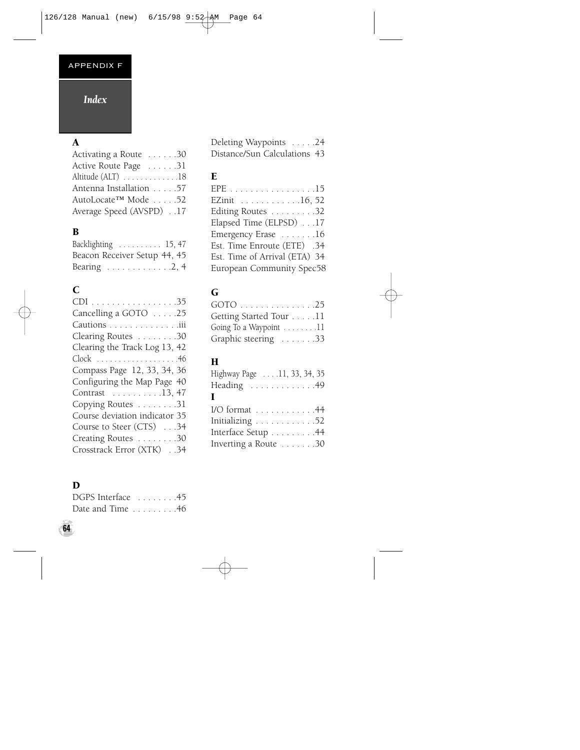APPENDIX F

# Index

### A

Activating a Route . . . . . .30
Active Route Page . . . . . .31
Altitude (ALT) . . . . . . . . . . . .18
Antenna Installation . . . . .57
AutoLocate™ Mode . . . . .52
Average Speed (AVSPD) . .17

### B

Backlighting . . . . . . . . . . 15, 47
Beacon Receiver Setup 44, 45
Bearing . . . . . . . . . . . . .2, 4

### C

CDI . . . . . . . . . . . . . . . . .35
Cancelling a GOTO . . . . .25
Cautions . . . . . . . . . . . . . .iii
Clearing Routes . . . . . . . .30
Clearing the Track Log 13, 42
Clock . . . . . . . . . . . . . . . . . .46
Compass Page 12, 33, 34, 36
Configuring the Map Page 40
Contrast . . . . . . . . . .13, 47
Copying Routes . . . . . . . .31
Course deviation indicator 35
Course to Steer (CTS) . . .34
Creating Routes . . . . . . . .30
Crosstrack Error (XTK) . .34

### D

DGPS Interface . . . . . . . .45
Date and Time . . . . . . . . .46
Deleting Waypoints . . . . .24
Distance/Sun Calculations 43

### E

EPE . . . . . . . . . . . . . . . . .15
EZinit . . . . . . . . . . . .16, 52
Editing Routes . . . . . . . . .32
Elapsed Time (ELPSD) . . .17
Emergency Erase . . . . . . .16
Est. Time Enroute (ETE) .34
Est. Time of Arrival (ETA) 34
European Community Spec58

### G

GOTO . . . . . . . . . . . . . . .25
Getting Started Tour . . . . .11
Going To a Waypoint . . . . . . . .11
Graphic steering . . . . . . .33

### H

Highway Page . . . .11, 33, 34, 35
Heading . . . . . . . . . . . . .49

### I

I/O format . . . . . . . . . . . .44
Initializing . . . . . . . . . . . .52
Interface Setup . . . . . . . . .44
Inverting a Route . . . . . . .30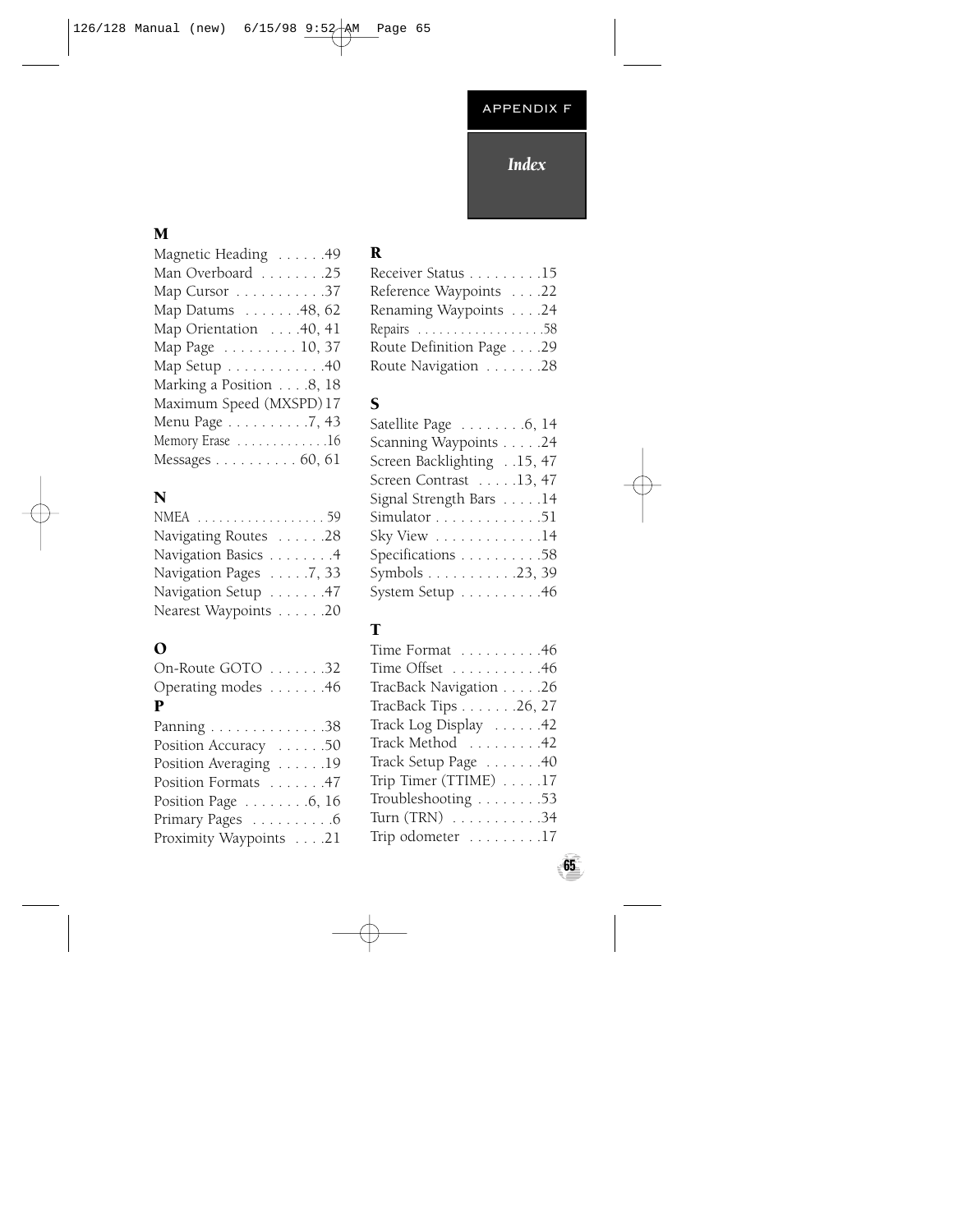# APPENDIX F

## *Index*

### M

- Magnetic Heading . . . . . .49
- Man Overboard . . . . . . . .25
- Map Cursor . . . . . . . . . . .37
- Map Datums . . . . . . .48, 62
- Map Orientation . . . .40, 41
- Map Page . . . . . . . . . 10, 37
- Map Setup . . . . . . . . . . . .40
- Marking a Position . . . .8, 18
- Maximum Speed (MXSPD) 17
- Menu Page . . . . . . . . . .7, 43
- Memory Erase . . . . . . . . . . . .16
- Messages . . . . . . . . . . 60, 61

### N

- NMEA . . . . . . . . . . . . . . . . . .59
- Navigating Routes . . . . . .28
- Navigation Basics . . . . . . . .4
- Navigation Pages . . . . .7, 33
- Navigation Setup . . . . . . .47
- Nearest Waypoints . . . . . .20

### O

- On-Route GOTO . . . . . . .32
- Operating modes . . . . . . .46

### P

- Panning . . . . . . . . . . . . . .38
- Position Accuracy . . . . . .50
- Position Averaging . . . . . .19
- Position Formats . . . . . . .47
- Position Page . . . . . . . .6, 16
- Primary Pages . . . . . . . . . .6
- Proximity Waypoints . . . .21

### R

- Receiver Status . . . . . . . . .15
- Reference Waypoints . . . .22
- Renaming Waypoints . . . .24
- Repairs . . . . . . . . . . . . . . . . .58
- Route Definition Page . . . .29
- Route Navigation . . . . . . .28

### S

- Satellite Page . . . . . . . .6, 14
- Scanning Waypoints . . . . .24
- Screen Backlighting . .15, 47
- Screen Contrast . . . . .13, 47
- Signal Strength Bars . . . . .14
- Simulator . . . . . . . . . . . . .51
- Sky View . . . . . . . . . . . . .14
- Specifications . . . . . . . . . .58
- Symbols . . . . . . . . . . .23, 39
- System Setup . . . . . . . . . .46

### T

- Time Format . . . . . . . . . .46
- Time Offset . . . . . . . . . . .46
- TracBack Navigation . . . . .26
- TracBack Tips . . . . . . .26, 27
- Track Log Display . . . . . .42
- Track Method . . . . . . . . .42
- Track Setup Page . . . . . . .40
- Trip Timer (TTIME) . . . . .17
- Troubleshooting . . . . . . . .53
- Turn (TRN) . . . . . . . . . . .34
- Trip odometer . . . . . . . . .17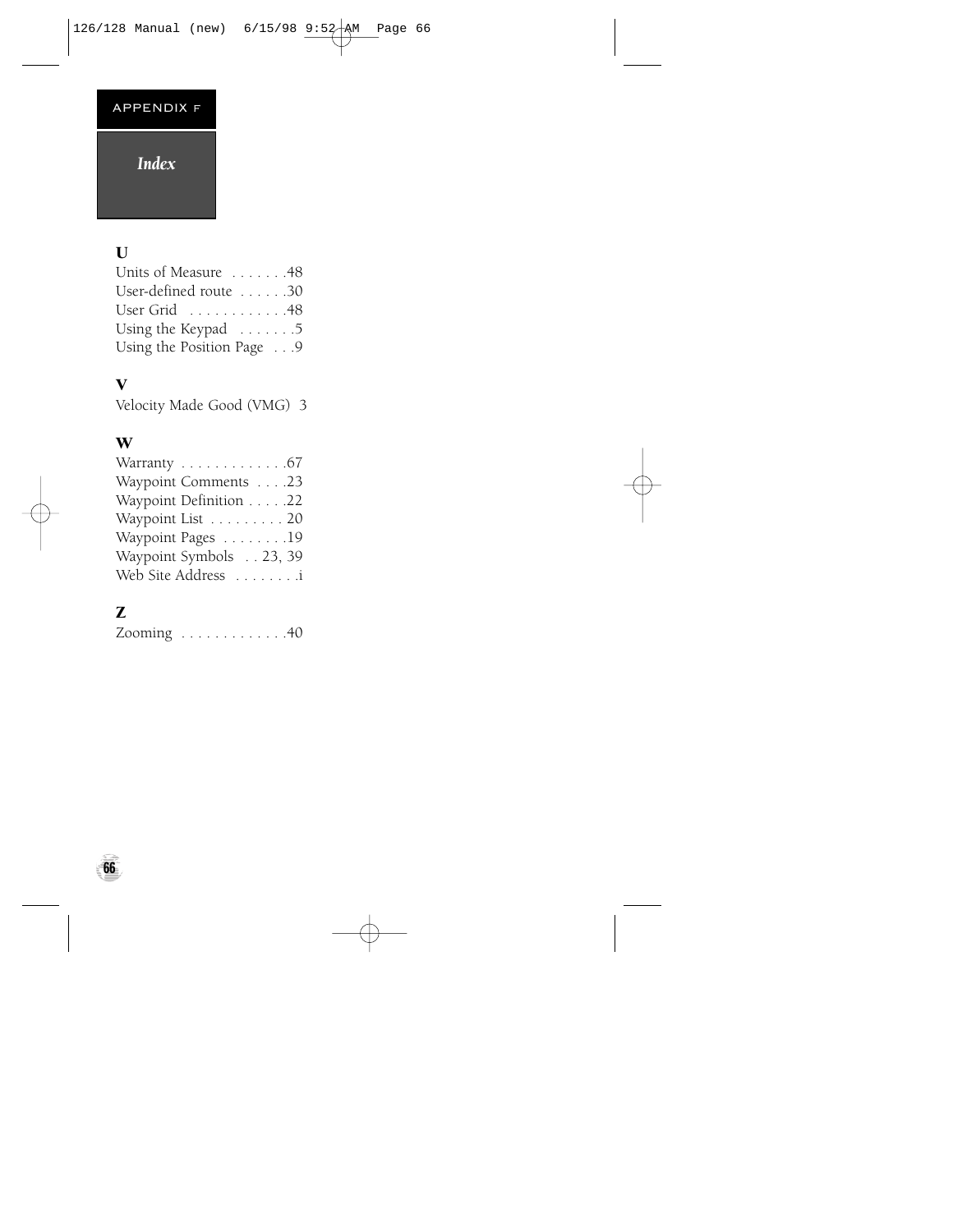## Index

**U**

Units of Measure . . . . . . .48
User-defined route . . . . . .30
User Grid . . . . . . . . . . . .48
Using the Keypad . . . . . . .5
Using the Position Page . . .9

**V**

Velocity Made Good (VMG) 3

**W**

Warranty . . . . . . . . . . . . .67
Waypoint Comments . . . .23
Waypoint Definition . . . . .22
Waypoint List . . . . . . . . . 20
Waypoint Pages . . . . . . . .19
Waypoint Symbols . . 23, 39
Web Site Address . . . . . . . .i

**Z**

Zooming . . . . . . . . . . . . .40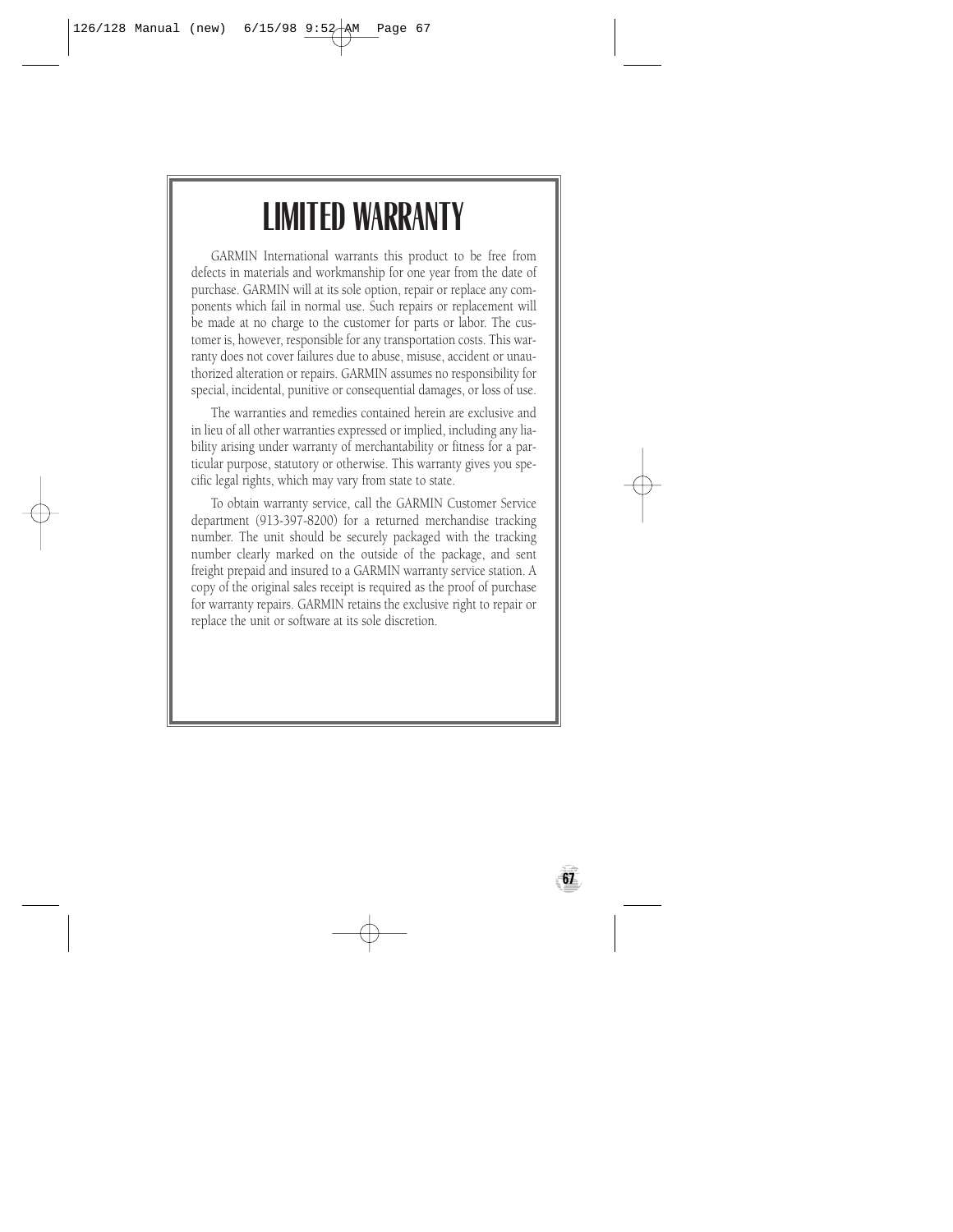# LIMITED WARRANTY

GARMIN International warrants this product to be free from defects in materials and workmanship for one year from the date of purchase. GARMIN will at its sole option, repair or replace any components which fail in normal use. Such repairs or replacement will be made at no charge to the customer for parts or labor. The customer is, however, responsible for any transportation costs. This warranty does not cover failures due to abuse, misuse, accident or unauthorized alteration or repairs. GARMIN assumes no responsibility for special, incidental, punitive or consequential damages, or loss of use.

The warranties and remedies contained herein are exclusive and in lieu of all other warranties expressed or implied, including any liability arising under warranty of merchantability or fitness for a particular purpose, statutory or otherwise. This warranty gives you specific legal rights, which may vary from state to state.

To obtain warranty service, call the GARMIN Customer Service department (913-397-8200) for a returned merchandise tracking number. The unit should be securely packaged with the tracking number clearly marked on the outside of the package, and sent freight prepaid and insured to a GARMIN warranty service station. A copy of the original sales receipt is required as the proof of purchase for warranty repairs. GARMIN retains the exclusive right to repair or replace the unit or software at its sole discretion.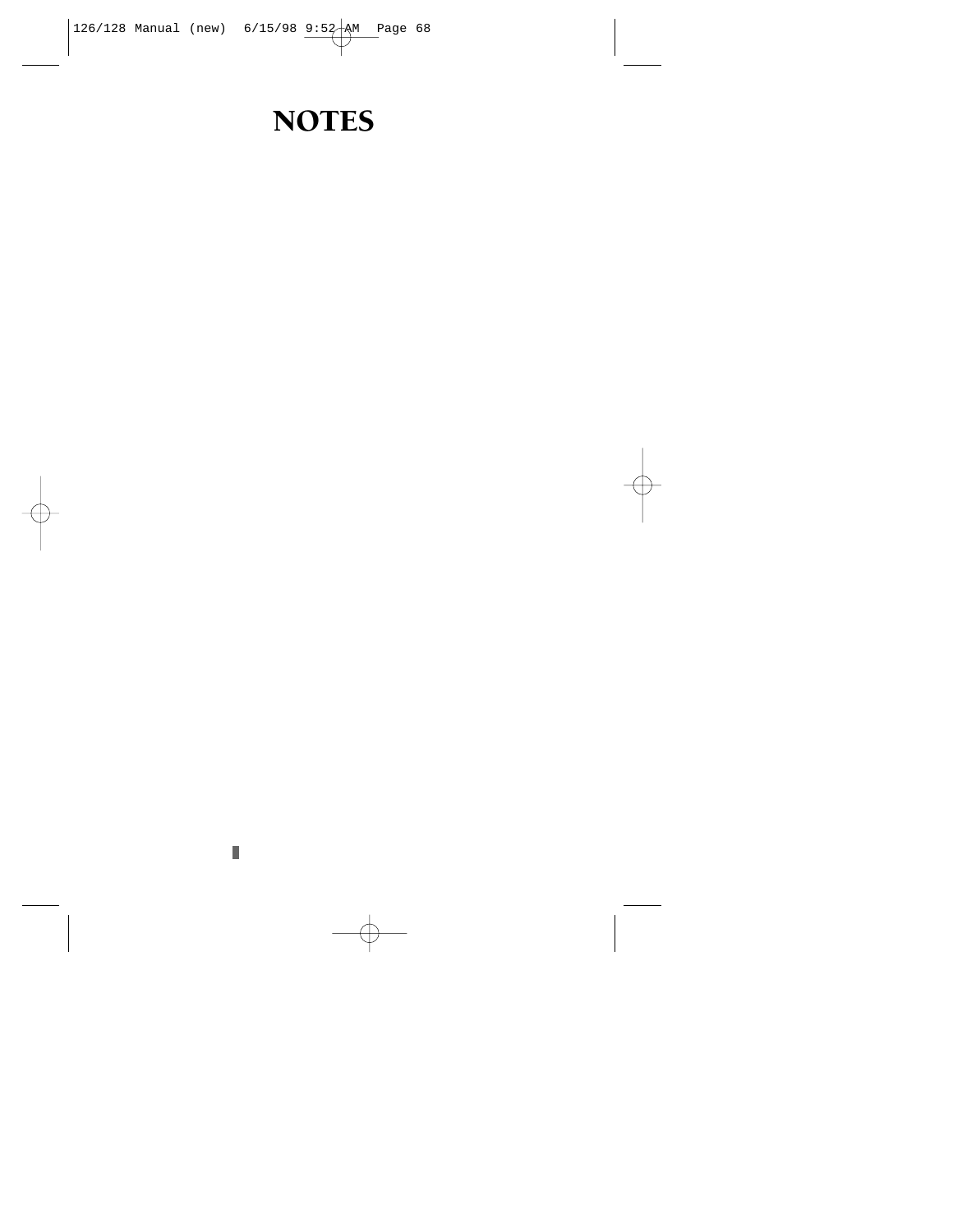# NOTES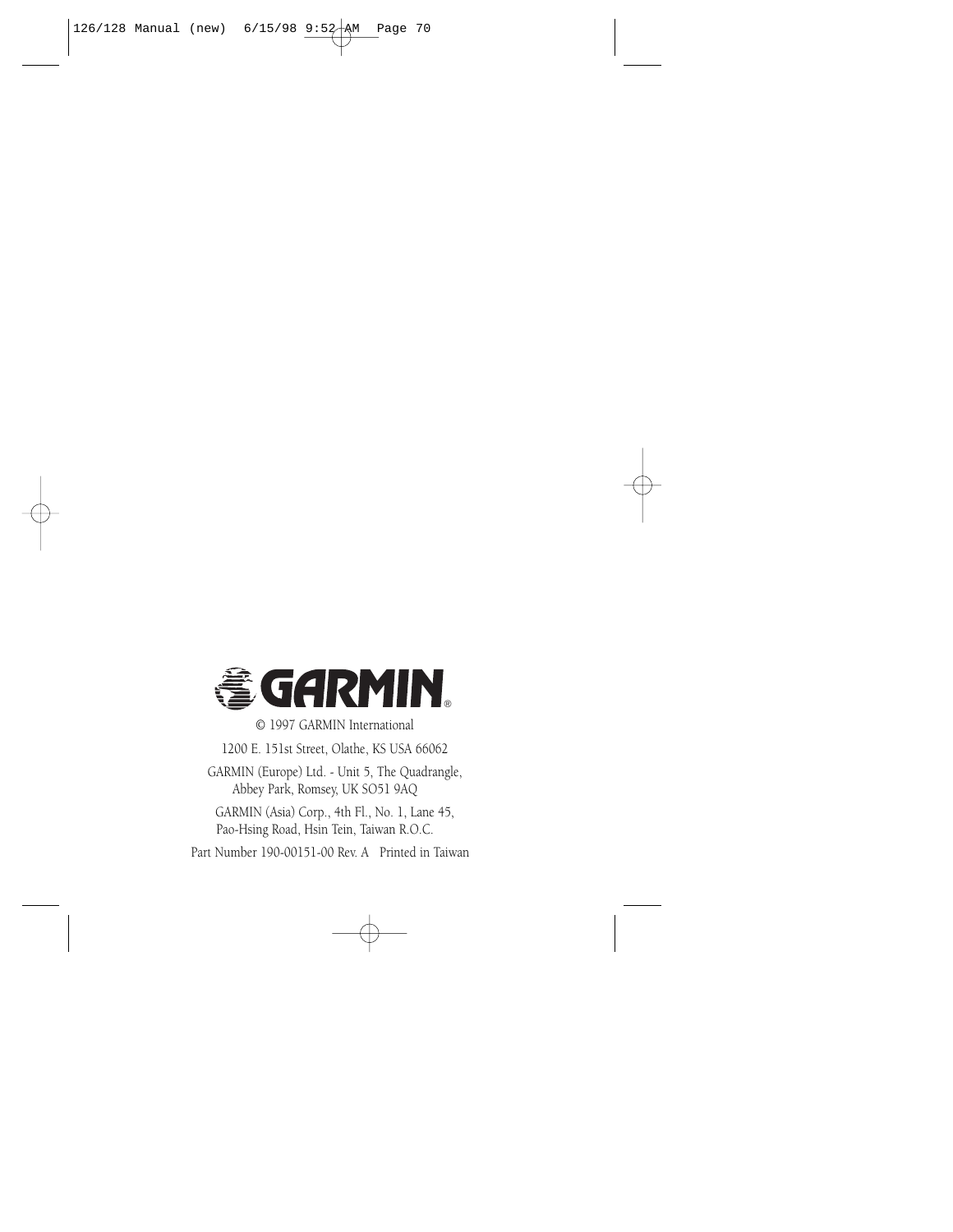GARMIN®

© 1997 GARMIN International

1200 E. 151st Street, Olathe, KS USA 66062

GARMIN (Europe) Ltd. - Unit 5, The Quadrangle,
Abbey Park, Romsey, UK SO51 9AQ

GARMIN (Asia) Corp., 4th Fl., No. 1, Lane 45,
Pao-Hsing Road, Hsin Tein, Taiwan R.O.C.

Part Number 190-00151-00 Rev. A Printed in Taiwan